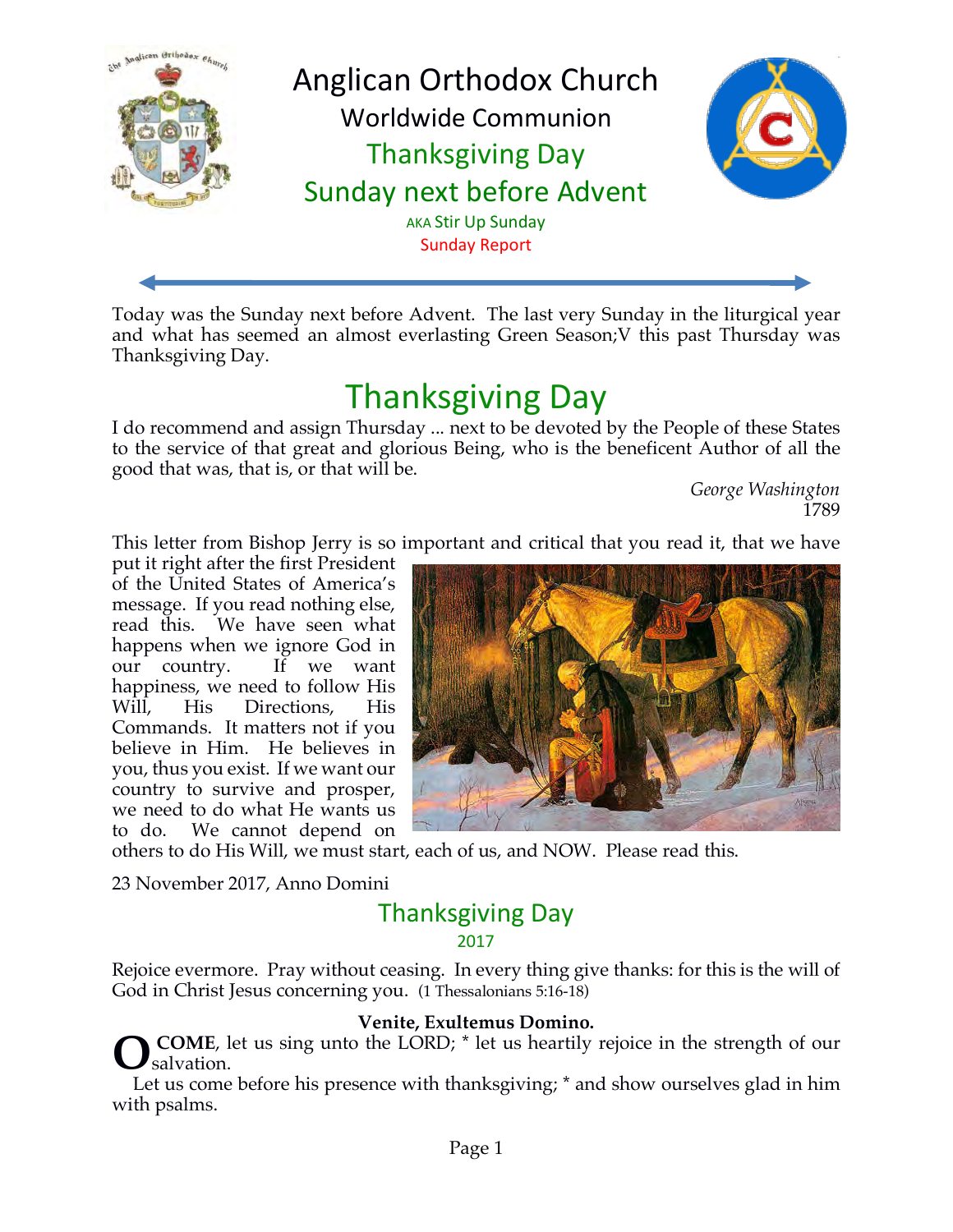# Anglican Orthodox Church

## Worldwide Communion

## Thanksgiving Day

## Sunday next before Advent

AKA Stir Up Sunday

Sunday Report

Today was the Sunday next before Advent. The last very Sunday in the liturgical year and what has seemed an almost everlasting Green Season;V this past Thursday was Thanksgiving Day.

# Thanksgiving Day

I do recommend and assign Thursday ... next to be devoted by the People of these States to the service of that great and glorious Being, who is the beneficent Author of all the good that was, that is, or that will be.

*George Washington*
1789

This letter from Bishop Jerry is so important and critical that you read it, that we have put it right after the first President of the United States of America's message. If you read nothing else, read this. We have seen what happens when we ignore God in our country. If we want happiness, we need to follow His Will, His Directions, His Commands. It matters not if you believe in Him. He believes in you, thus you exist. If we want our country to survive and prosper, we need to do what He wants us to do. We cannot depend on others to do His Will, we must start, each of us, and NOW. Please read this.

23 November 2017, Anno Domini

## Thanksgiving Day

2017

Rejoice evermore. Pray without ceasing. In every thing give thanks: for this is the will of God in Christ Jesus concerning you. (1 Thessalonians 5:16-18)

**Venite, Exultemus Domino.**

O **COME**, let us sing unto the LORD; * let us heartily rejoice in the strength of our salvation.

Let us come before his presence with thanksgiving; * and show ourselves glad in him with psalms.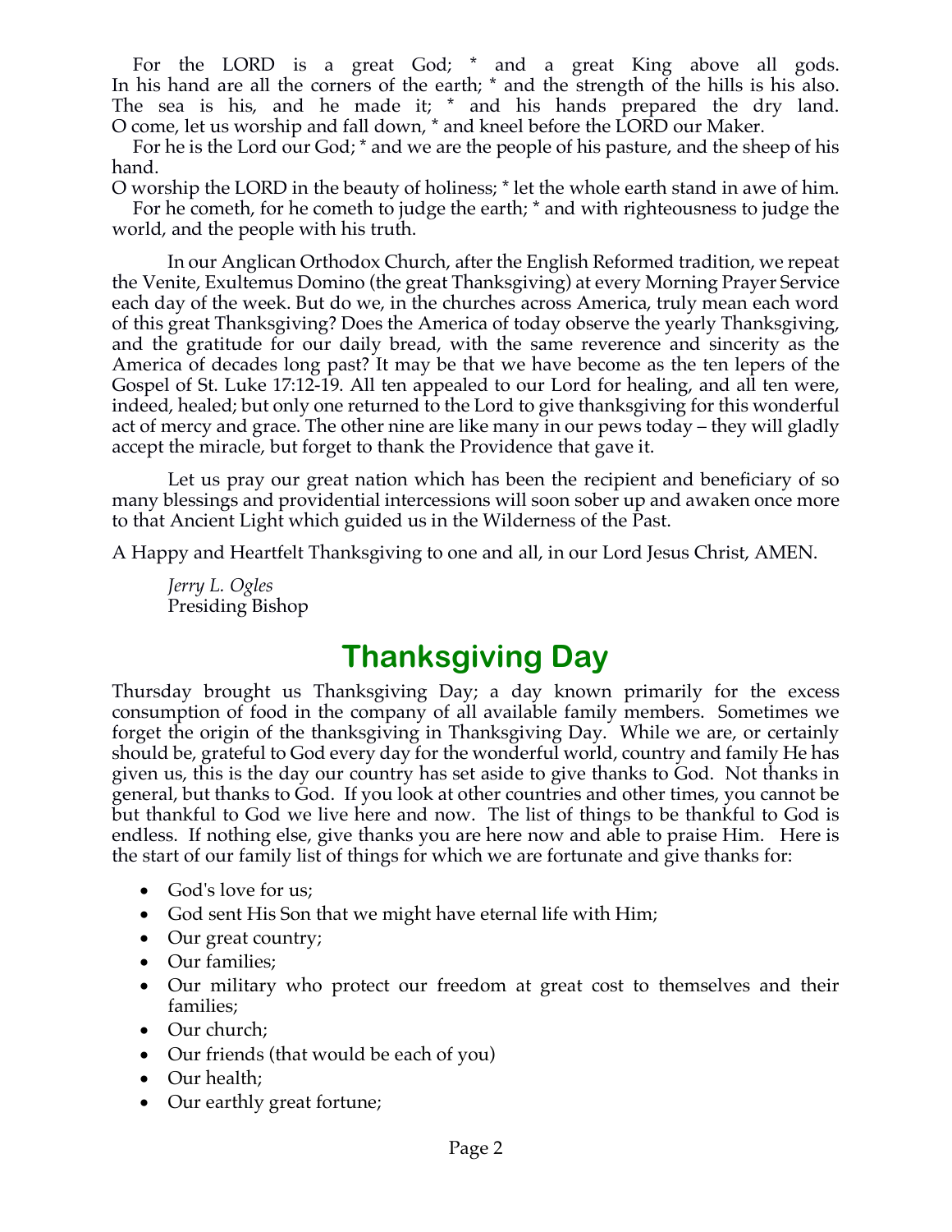For the LORD is a great God; * and a great King above all gods.
In his hand are all the corners of the earth; * and the strength of the hills is his also.
The sea is his, and he made it; * and his hands prepared the dry land.
O come, let us worship and fall down, * and kneel before the LORD our Maker.

For he is the Lord our God; * and we are the people of his pasture, and the sheep of his hand.
O worship the LORD in the beauty of holiness; * let the whole earth stand in awe of him.

For he cometh, for he cometh to judge the earth; * and with righteousness to judge the world, and the people with his truth.

In our Anglican Orthodox Church, after the English Reformed tradition, we repeat the Venite, Exultemus Domino (the great Thanksgiving) at every Morning Prayer Service each day of the week. But do we, in the churches across America, truly mean each word of this great Thanksgiving? Does the America of today observe the yearly Thanksgiving, and the gratitude for our daily bread, with the same reverence and sincerity as the America of decades long past? It may be that we have become as the ten lepers of the Gospel of St. Luke 17:12-19. All ten appealed to our Lord for healing, and all ten were, indeed, healed; but only one returned to the Lord to give thanksgiving for this wonderful act of mercy and grace. The other nine are like many in our pews today – they will gladly accept the miracle, but forget to thank the Providence that gave it.

Let us pray our great nation which has been the recipient and beneficiary of so many blessings and providential intercessions will soon sober up and awaken once more to that Ancient Light which guided us in the Wilderness of the Past.

A Happy and Heartfelt Thanksgiving to one and all, in our Lord Jesus Christ, AMEN.

*Jerry L. Ogles*
Presiding Bishop

# Thanksgiving Day

Thursday brought us Thanksgiving Day; a day known primarily for the excess consumption of food in the company of all available family members. Sometimes we forget the origin of the thanksgiving in Thanksgiving Day. While we are, or certainly should be, grateful to God every day for the wonderful world, country and family He has given us, this is the day our country has set aside to give thanks to God. Not thanks in general, but thanks to God. If you look at other countries and other times, you cannot be but thankful to God we live here and now. The list of things to be thankful to God is endless. If nothing else, give thanks you are here now and able to praise Him. Here is the start of our family list of things for which we are fortunate and give thanks for:

- God's love for us;
- God sent His Son that we might have eternal life with Him;
- Our great country;
- Our families;
- Our military who protect our freedom at great cost to themselves and their families;
- Our church;
- Our friends (that would be each of you)
- Our health;
- Our earthly great fortune;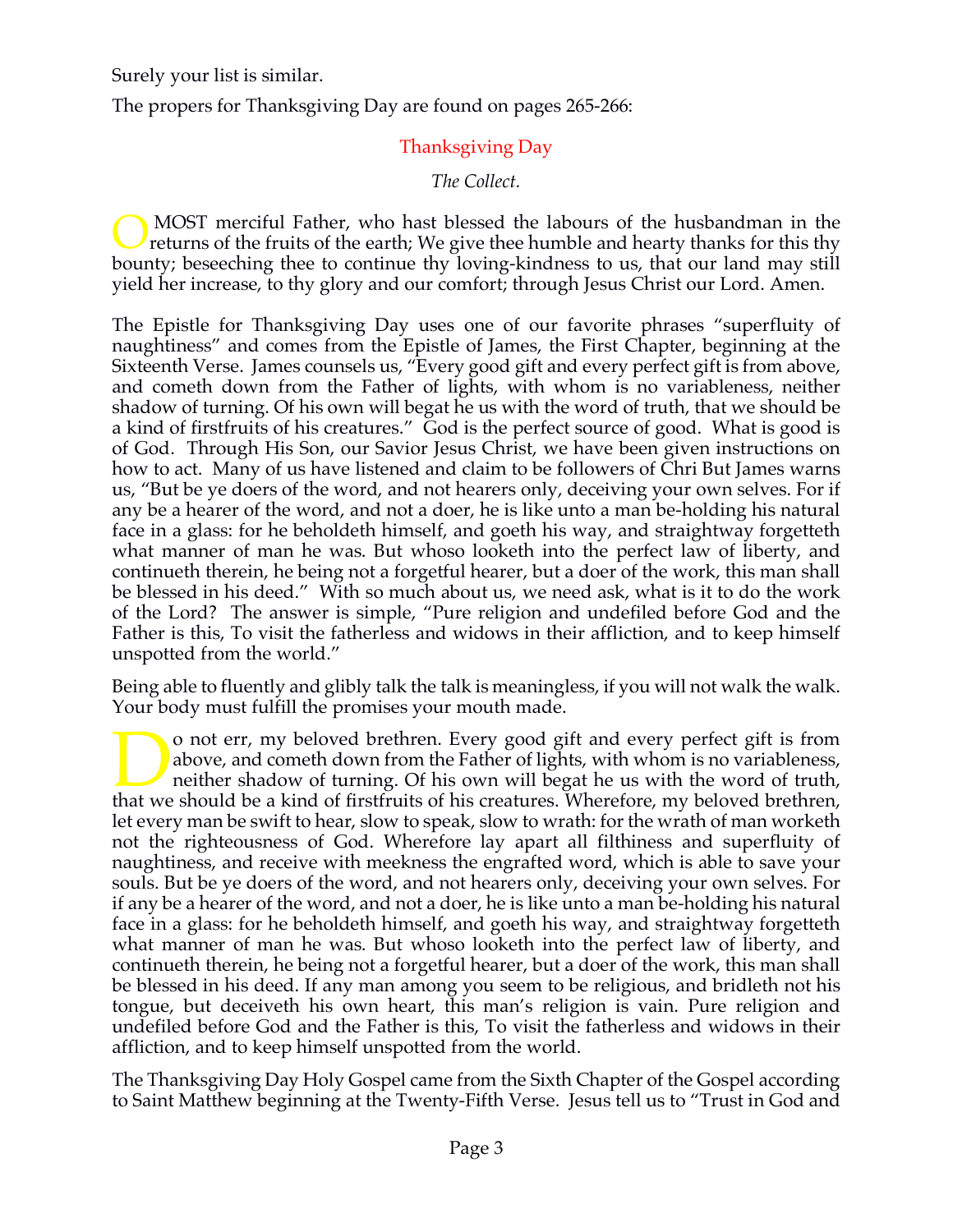Surely your list is similar.

The propers for Thanksgiving Day are found on pages 265-266:

## Thanksgiving Day

*The Collect.*

O MOST merciful Father, who hast blessed the labours of the husbandman in the returns of the fruits of the earth; We give thee humble and hearty thanks for this thy bounty; beseeching thee to continue thy loving-kindness to us, that our land may still yield her increase, to thy glory and our comfort; through Jesus Christ our Lord. Amen.

The Epistle for Thanksgiving Day uses one of our favorite phrases "superfluity of naughtiness" and comes from the Epistle of James, the First Chapter, beginning at the Sixteenth Verse. James counsels us, "Every good gift and every perfect gift is from above, and cometh down from the Father of lights, with whom is no variableness, neither shadow of turning. Of his own will begat he us with the word of truth, that we should be a kind of firstfruits of his creatures." God is the perfect source of good. What is good is of God. Through His Son, our Savior Jesus Christ, we have been given instructions on how to act. Many of us have listened and claim to be followers of Chri But James warns us, "But be ye doers of the word, and not hearers only, deceiving your own selves. For if any be a hearer of the word, and not a doer, he is like unto a man be-holding his natural face in a glass: for he beholdeth himself, and goeth his way, and straightway forgetteth what manner of man he was. But whoso looketh into the perfect law of liberty, and continueth therein, he being not a forgetful hearer, but a doer of the work, this man shall be blessed in his deed." With so much about us, we need ask, what is it to do the work of the Lord? The answer is simple, "Pure religion and undefiled before God and the Father is this, To visit the fatherless and widows in their affliction, and to keep himself unspotted from the world."

Being able to fluently and glibly talk the talk is meaningless, if you will not walk the walk. Your body must fulfill the promises your mouth made.

Do not err, my beloved brethren. Every good gift and every perfect gift is from above, and cometh down from the Father of lights, with whom is no variableness, neither shadow of turning. Of his own will begat he us with the word of truth, that we should be a kind of firstfruits of his creatures. Wherefore, my beloved brethren, let every man be swift to hear, slow to speak, slow to wrath: for the wrath of man worketh not the righteousness of God. Wherefore lay apart all filthiness and superfluity of naughtiness, and receive with meekness the engrafted word, which is able to save your souls. But be ye doers of the word, and not hearers only, deceiving your own selves. For if any be a hearer of the word, and not a doer, he is like unto a man be-holding his natural face in a glass: for he beholdeth himself, and goeth his way, and straightway forgetteth what manner of man he was. But whoso looketh into the perfect law of liberty, and continueth therein, he being not a forgetful hearer, but a doer of the work, this man shall be blessed in his deed. If any man among you seem to be religious, and bridleth not his tongue, but deceiveth his own heart, this man's religion is vain. Pure religion and undefiled before God and the Father is this, To visit the fatherless and widows in their affliction, and to keep himself unspotted from the world.

The Thanksgiving Day Holy Gospel came from the Sixth Chapter of the Gospel according to Saint Matthew beginning at the Twenty-Fifth Verse. Jesus tell us to "Trust in God and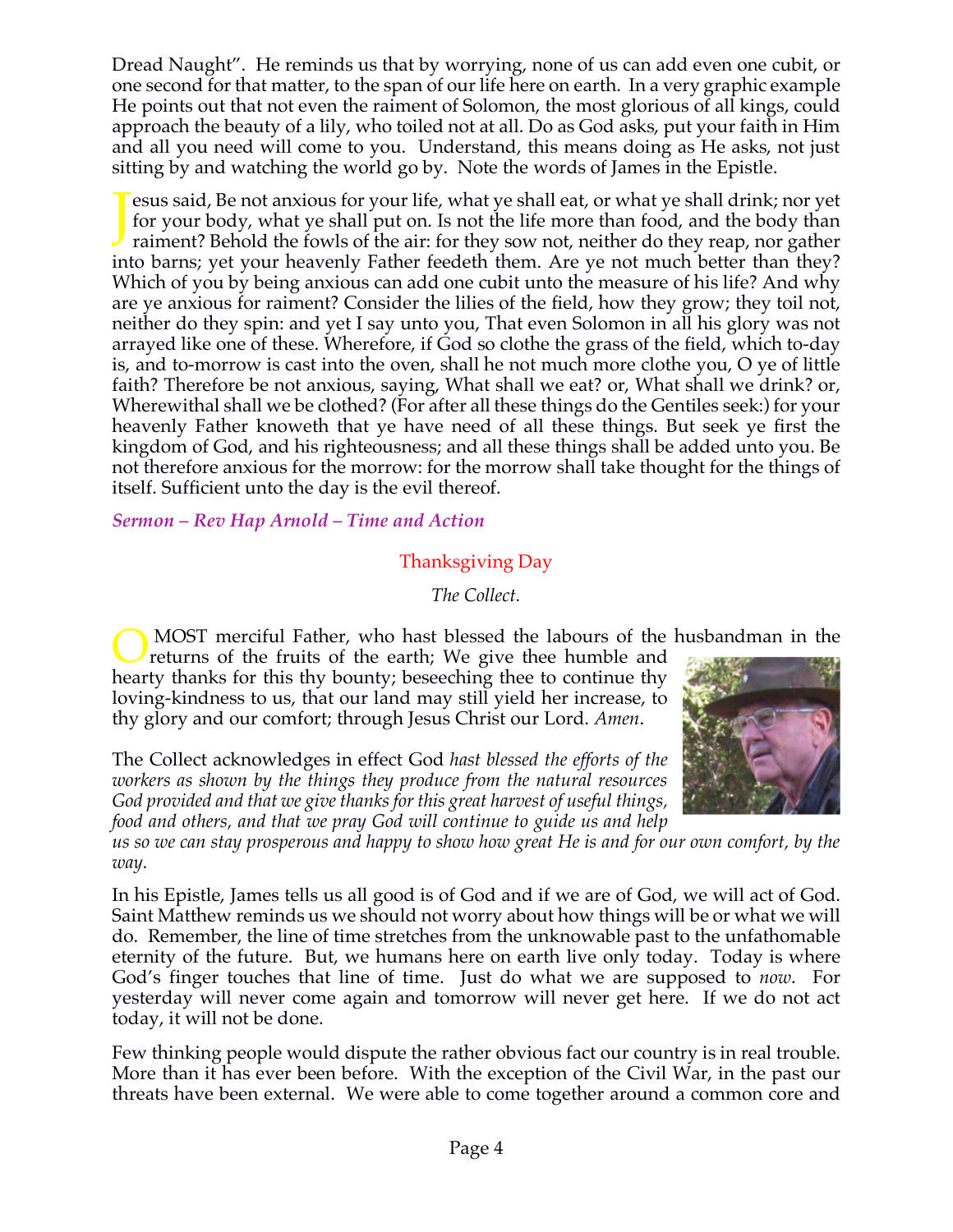Dread Naught". He reminds us that by worrying, none of us can add even one cubit, or one second for that matter, to the span of our life here on earth. In a very graphic example He points out that not even the raiment of Solomon, the most glorious of all kings, could approach the beauty of a lily, who toiled not at all. Do as God asks, put your faith in Him and all you need will come to you. Understand, this means doing as He asks, not just sitting by and watching the world go by. Note the words of James in the Epistle.

Jesus said, Be not anxious for your life, what ye shall eat, or what ye shall drink; nor yet for your body, what ye shall put on. Is not the life more than food, and the body than raiment? Behold the fowls of the air: for they sow not, neither do they reap, nor gather into barns; yet your heavenly Father feedeth them. Are ye not much better than they? Which of you by being anxious can add one cubit unto the measure of his life? And why are ye anxious for raiment? Consider the lilies of the field, how they grow; they toil not, neither do they spin: and yet I say unto you, That even Solomon in all his glory was not arrayed like one of these. Wherefore, if God so clothe the grass of the field, which to-day is, and to-morrow is cast into the oven, shall he not much more clothe you, O ye of little faith? Therefore be not anxious, saying, What shall we eat? or, What shall we drink? or, Wherewithal shall we be clothed? (For after all these things do the Gentiles seek:) for your heavenly Father knoweth that ye have need of all these things. But seek ye first the kingdom of God, and his righteousness; and all these things shall be added unto you. Be not therefore anxious for the morrow: for the morrow shall take thought for the things of itself. Sufficient unto the day is the evil thereof.

***Sermon – Rev Hap Arnold – Time and Action***

## Thanksgiving Day

*The Collect.*

O MOST merciful Father, who hast blessed the labours of the husbandman in the returns of the fruits of the earth; We give thee humble and hearty thanks for this thy bounty; beseeching thee to continue thy loving-kindness to us, that our land may still yield her increase, to thy glory and our comfort; through Jesus Christ our Lord. *Amen*.

The Collect acknowledges in effect God *hast blessed the efforts of the workers as shown by the things they produce from the natural resources God provided and that we give thanks for this great harvest of useful things, food and others, and that we pray God will continue to guide us and help us so we can stay prosperous and happy to show how great He is and for our own comfort, by the way.*

In his Epistle, James tells us all good is of God and if we are of God, we will act of God. Saint Matthew reminds us we should not worry about how things will be or what we will do. Remember, the line of time stretches from the unknowable past to the unfathomable eternity of the future. But, we humans here on earth live only today. Today is where God's finger touches that line of time. Just do what we are supposed to *now*. For yesterday will never come again and tomorrow will never get here. If we do not act today, it will not be done.

Few thinking people would dispute the rather obvious fact our country is in real trouble. More than it has ever been before. With the exception of the Civil War, in the past our threats have been external. We were able to come together around a common core and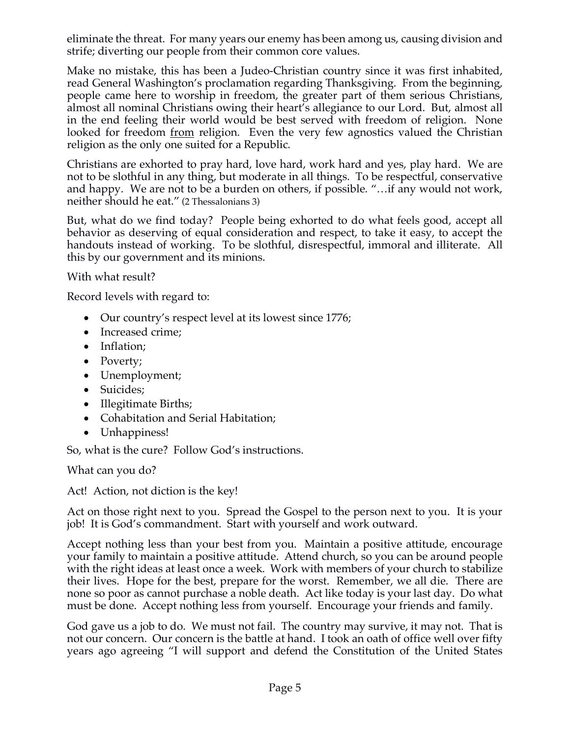eliminate the threat. For many years our enemy has been among us, causing division and strife; diverting our people from their common core values.

Make no mistake, this has been a Judeo-Christian country since it was first inhabited, read General Washington's proclamation regarding Thanksgiving. From the beginning, people came here to worship in freedom, the greater part of them serious Christians, almost all nominal Christians owing their heart's allegiance to our Lord. But, almost all in the end feeling their world would be best served with freedom of religion. None looked for freedom <u>from</u> religion. Even the very few agnostics valued the Christian religion as the only one suited for a Republic.

Christians are exhorted to pray hard, love hard, work hard and yes, play hard. We are not to be slothful in any thing, but moderate in all things. To be respectful, conservative and happy. We are not to be a burden on others, if possible. "…if any would not work, neither should he eat." (2 Thessalonians 3)

But, what do we find today? People being exhorted to do what feels good, accept all behavior as deserving of equal consideration and respect, to take it easy, to accept the handouts instead of working. To be slothful, disrespectful, immoral and illiterate. All this by our government and its minions.

With what result?

Record levels with regard to:

- Our country's respect level at its lowest since 1776;
- Increased crime;
- Inflation;
- Poverty;
- Unemployment;
- Suicides;
- Illegitimate Births;
- Cohabitation and Serial Habitation;
- Unhappiness!

So, what is the cure? Follow God's instructions.

What can you do?

Act! Action, not diction is the key!

Act on those right next to you. Spread the Gospel to the person next to you. It is your job! It is God's commandment. Start with yourself and work outward.

Accept nothing less than your best from you. Maintain a positive attitude, encourage your family to maintain a positive attitude. Attend church, so you can be around people with the right ideas at least once a week. Work with members of your church to stabilize their lives. Hope for the best, prepare for the worst. Remember, we all die. There are none so poor as cannot purchase a noble death. Act like today is your last day. Do what must be done. Accept nothing less from yourself. Encourage your friends and family.

God gave us a job to do. We must not fail. The country may survive, it may not. That is not our concern. Our concern is the battle at hand. I took an oath of office well over fifty years ago agreeing "I will support and defend the Constitution of the United States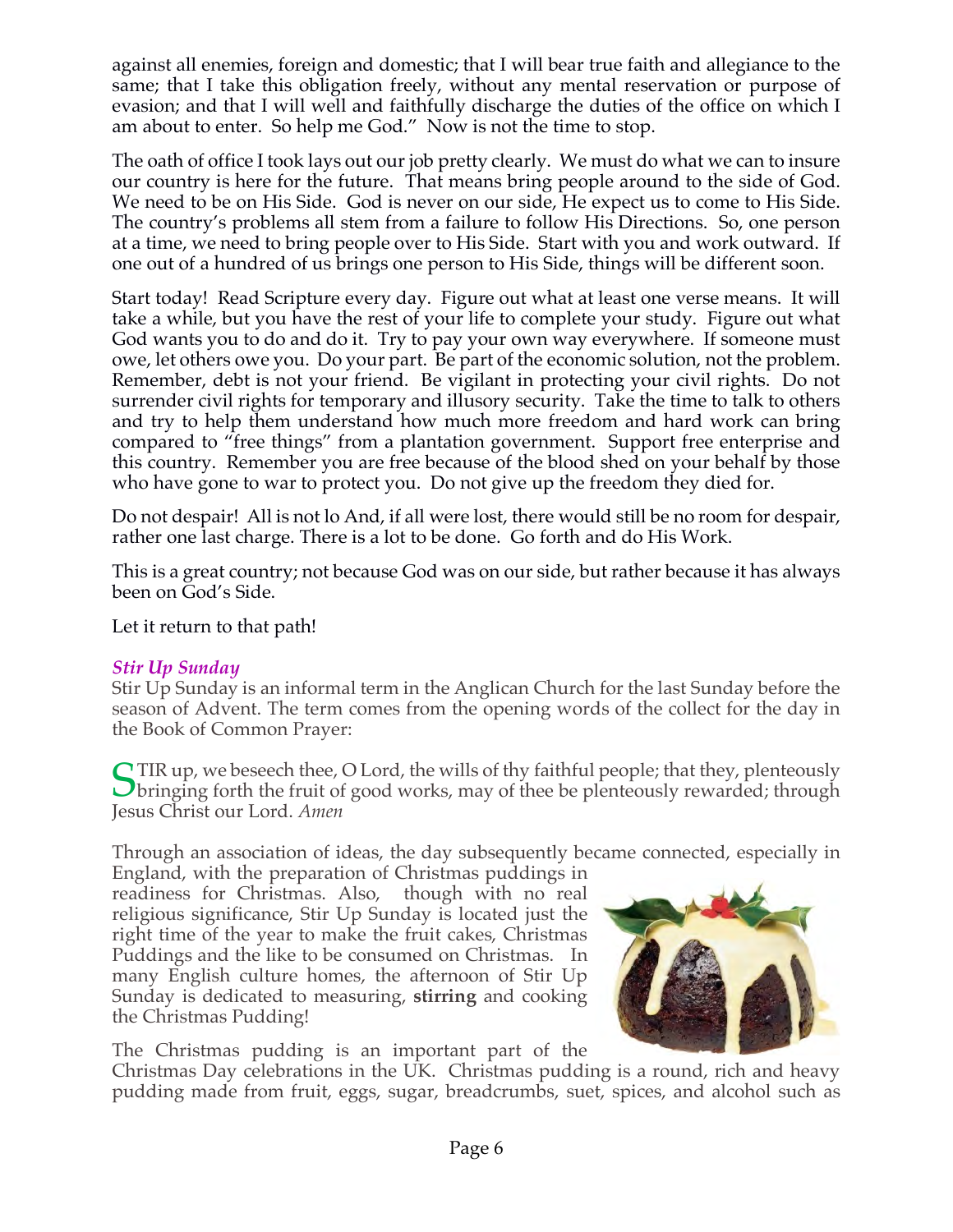against all enemies, foreign and domestic; that I will bear true faith and allegiance to the same; that I take this obligation freely, without any mental reservation or purpose of evasion; and that I will well and faithfully discharge the duties of the office on which I am about to enter. So help me God." Now is not the time to stop.

The oath of office I took lays out our job pretty clearly. We must do what we can to insure our country is here for the future. That means bring people around to the side of God. We need to be on His Side. God is never on our side, He expect us to come to His Side. The country's problems all stem from a failure to follow His Directions. So, one person at a time, we need to bring people over to His Side. Start with you and work outward. If one out of a hundred of us brings one person to His Side, things will be different soon.

Start today! Read Scripture every day. Figure out what at least one verse means. It will take a while, but you have the rest of your life to complete your study. Figure out what God wants you to do and do it. Try to pay your own way everywhere. If someone must owe, let others owe you. Do your part. Be part of the economic solution, not the problem. Remember, debt is not your friend. Be vigilant in protecting your civil rights. Do not surrender civil rights for temporary and illusory security. Take the time to talk to others and try to help them understand how much more freedom and hard work can bring compared to "free things" from a plantation government. Support free enterprise and this country. Remember you are free because of the blood shed on your behalf by those who have gone to war to protect you. Do not give up the freedom they died for.

Do not despair! All is not lo And, if all were lost, there would still be no room for despair, rather one last charge. There is a lot to be done. Go forth and do His Work.

This is a great country; not because God was on our side, but rather because it has always been on God's Side.

Let it return to that path!

### *Stir Up Sunday*

Stir Up Sunday is an informal term in the Anglican Church for the last Sunday before the season of Advent. The term comes from the opening words of the collect for the day in the Book of Common Prayer:

STIR up, we beseech thee, O Lord, the wills of thy faithful people; that they, plenteously bringing forth the fruit of good works, may of thee be plenteously rewarded; through Jesus Christ our Lord. *Amen*

Through an association of ideas, the day subsequently became connected, especially in England, with the preparation of Christmas puddings in readiness for Christmas. Also, though with no real religious significance, Stir Up Sunday is located just the right time of the year to make the fruit cakes, Christmas Puddings and the like to be consumed on Christmas. In many English culture homes, the afternoon of Stir Up Sunday is dedicated to measuring, **stirring** and cooking the Christmas Pudding!

The Christmas pudding is an important part of the Christmas Day celebrations in the UK. Christmas pudding is a round, rich and heavy pudding made from fruit, eggs, sugar, breadcrumbs, suet, spices, and alcohol such as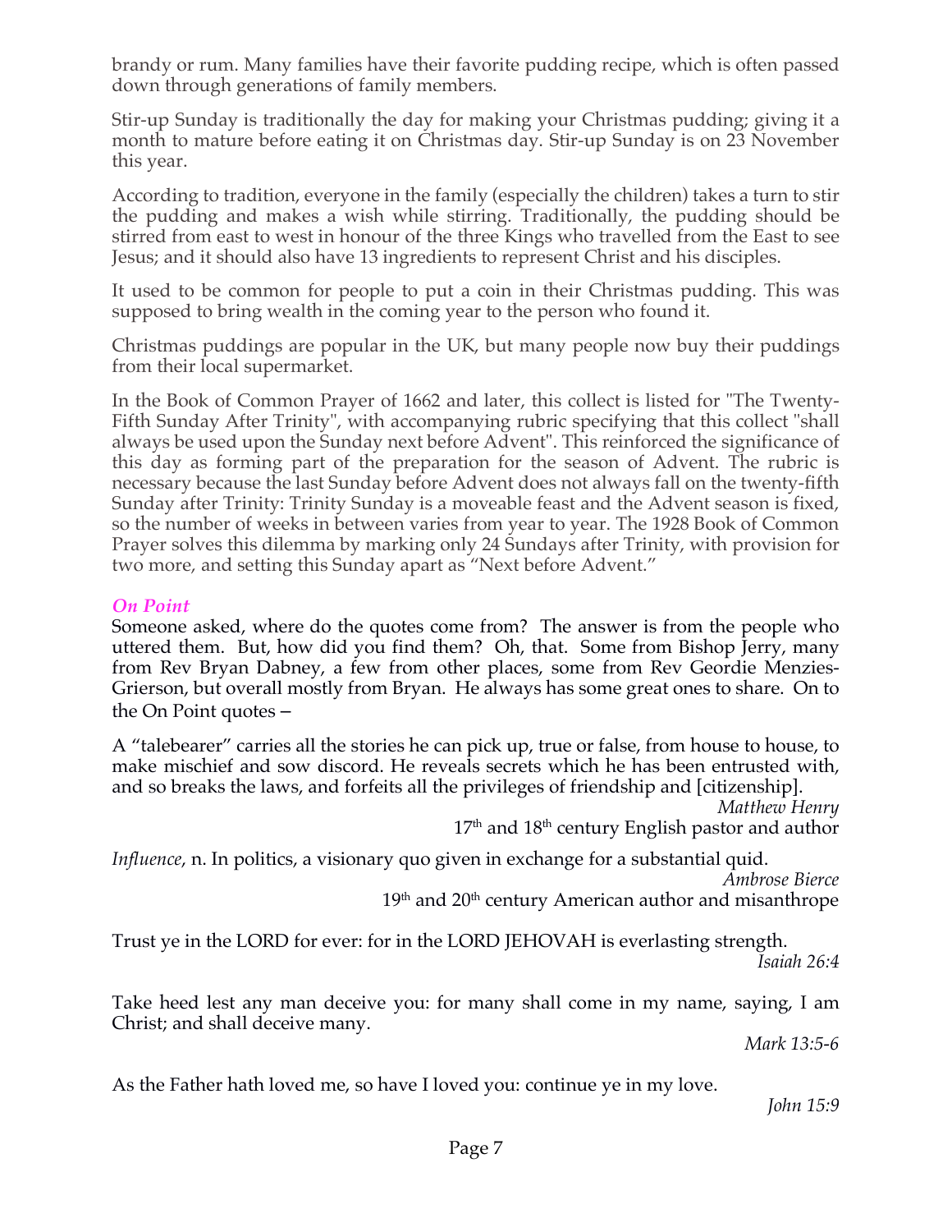brandy or rum. Many families have their favorite pudding recipe, which is often passed down through generations of family members.

Stir-up Sunday is traditionally the day for making your Christmas pudding; giving it a month to mature before eating it on Christmas day. Stir-up Sunday is on 23 November this year.

According to tradition, everyone in the family (especially the children) takes a turn to stir the pudding and makes a wish while stirring. Traditionally, the pudding should be stirred from east to west in honour of the three Kings who travelled from the East to see Jesus; and it should also have 13 ingredients to represent Christ and his disciples.

It used to be common for people to put a coin in their Christmas pudding. This was supposed to bring wealth in the coming year to the person who found it.

Christmas puddings are popular in the UK, but many people now buy their puddings from their local supermarket.

In the Book of Common Prayer of 1662 and later, this collect is listed for "The Twenty-Fifth Sunday After Trinity", with accompanying rubric specifying that this collect "shall always be used upon the Sunday next before Advent". This reinforced the significance of this day as forming part of the preparation for the season of Advent. The rubric is necessary because the last Sunday before Advent does not always fall on the twenty-fifth Sunday after Trinity: Trinity Sunday is a moveable feast and the Advent season is fixed, so the number of weeks in between varies from year to year. The 1928 Book of Common Prayer solves this dilemma by marking only 24 Sundays after Trinity, with provision for two more, and setting this Sunday apart as "Next before Advent."

### *On Point*

Someone asked, where do the quotes come from? The answer is from the people who uttered them. But, how did you find them? Oh, that. Some from Bishop Jerry, many from Rev Bryan Dabney, a few from other places, some from Rev Geordie Menzies-Grierson, but overall mostly from Bryan. He always has some great ones to share. On to the On Point quotes –

A "talebearer" carries all the stories he can pick up, true or false, from house to house, to make mischief and sow discord. He reveals secrets which he has been entrusted with, and so breaks the laws, and forfeits all the privileges of friendship and [citizenship].

*Matthew Henry*
17th and 18th century English pastor and author

*Influence*, n. In politics, a visionary quo given in exchange for a substantial quid.

*Ambrose Bierce*
19th and 20th century American author and misanthrope

Trust ye in the LORD for ever: for in the LORD JEHOVAH is everlasting strength.

*Isaiah 26:4*

Take heed lest any man deceive you: for many shall come in my name, saying, I am Christ; and shall deceive many.

*Mark 13:5-6*

As the Father hath loved me, so have I loved you: continue ye in my love.

*John 15:9*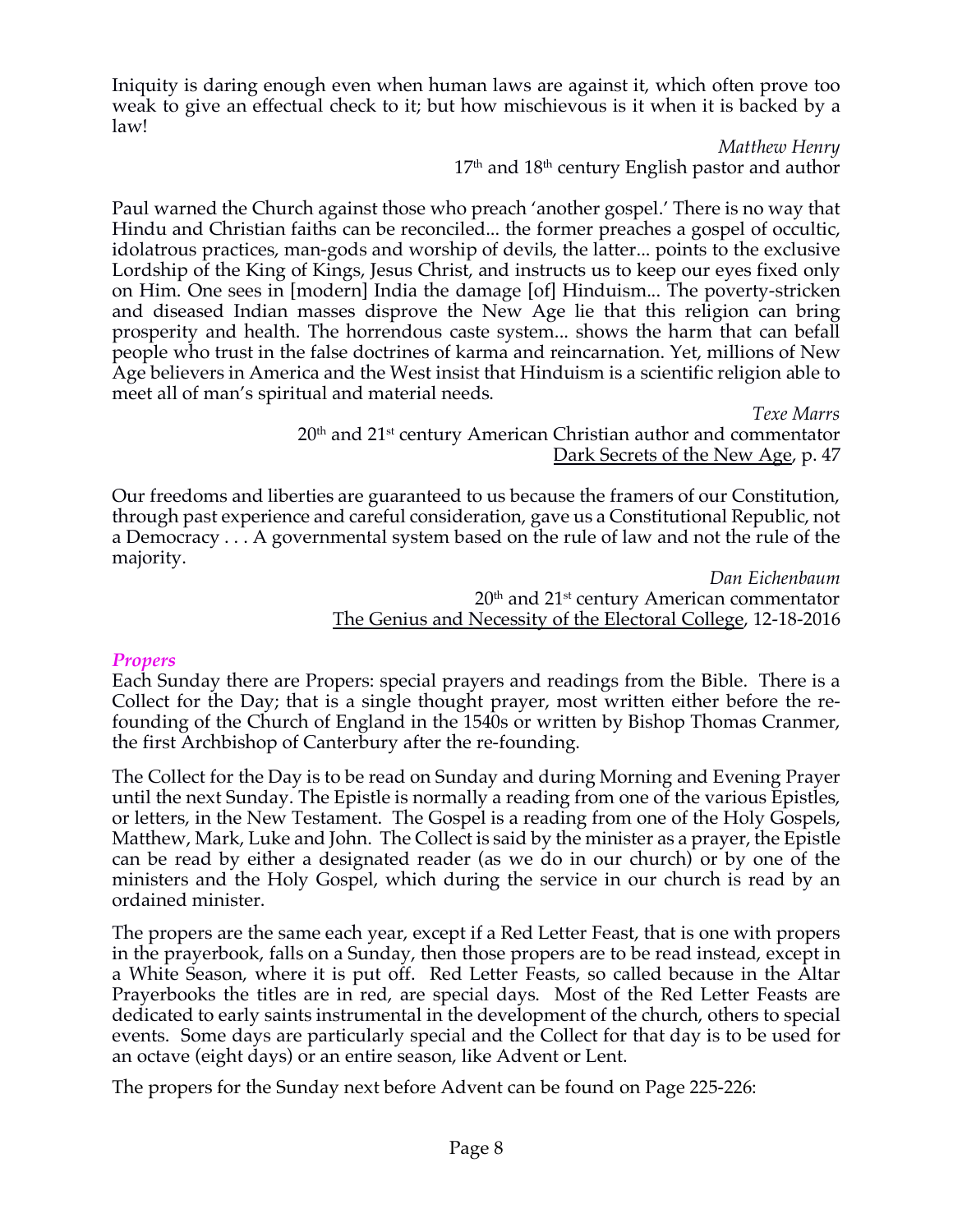Iniquity is daring enough even when human laws are against it, which often prove too weak to give an effectual check to it; but how mischievous is it when it is backed by a law!

*Matthew Henry*
17th and 18th century English pastor and author

Paul warned the Church against those who preach 'another gospel.' There is no way that Hindu and Christian faiths can be reconciled... the former preaches a gospel of occultic, idolatrous practices, man-gods and worship of devils, the latter... points to the exclusive Lordship of the King of Kings, Jesus Christ, and instructs us to keep our eyes fixed only on Him. One sees in [modern] India the damage [of] Hinduism... The poverty-stricken and diseased Indian masses disprove the New Age lie that this religion can bring prosperity and health. The horrendous caste system... shows the harm that can befall people who trust in the false doctrines of karma and reincarnation. Yet, millions of New Age believers in America and the West insist that Hinduism is a scientific religion able to meet all of man's spiritual and material needs.

*Texe Marrs*
20th and 21st century American Christian author and commentator
Dark Secrets of the New Age, p. 47

Our freedoms and liberties are guaranteed to us because the framers of our Constitution, through past experience and careful consideration, gave us a Constitutional Republic, not a Democracy . . . A governmental system based on the rule of law and not the rule of the majority.

*Dan Eichenbaum*
20th and 21st century American commentator
The Genius and Necessity of the Electoral College, 12-18-2016

## *Propers*

Each Sunday there are Propers: special prayers and readings from the Bible. There is a Collect for the Day; that is a single thought prayer, most written either before the re-founding of the Church of England in the 1540s or written by Bishop Thomas Cranmer, the first Archbishop of Canterbury after the re-founding.

The Collect for the Day is to be read on Sunday and during Morning and Evening Prayer until the next Sunday. The Epistle is normally a reading from one of the various Epistles, or letters, in the New Testament. The Gospel is a reading from one of the Holy Gospels, Matthew, Mark, Luke and John. The Collect is said by the minister as a prayer, the Epistle can be read by either a designated reader (as we do in our church) or by one of the ministers and the Holy Gospel, which during the service in our church is read by an ordained minister.

The propers are the same each year, except if a Red Letter Feast, that is one with propers in the prayerbook, falls on a Sunday, then those propers are to be read instead, except in a White Season, where it is put off. Red Letter Feasts, so called because in the Altar Prayerbooks the titles are in red, are special days. Most of the Red Letter Feasts are dedicated to early saints instrumental in the development of the church, others to special events. Some days are particularly special and the Collect for that day is to be used for an octave (eight days) or an entire season, like Advent or Lent.

The propers for the Sunday next before Advent can be found on Page 225-226: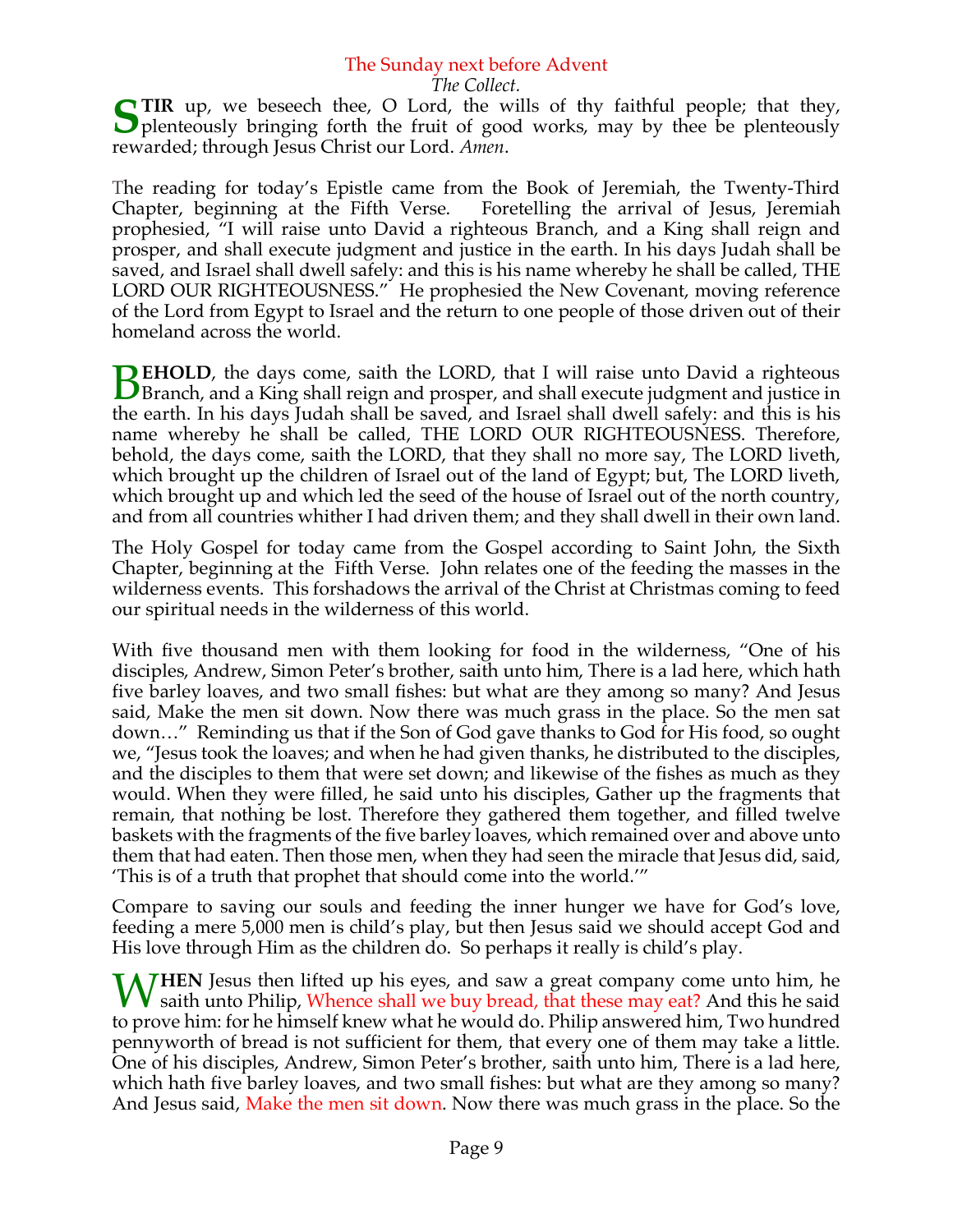## The Sunday next before Advent

*The Collect.*

**STIR** up, we beseech thee, O Lord, the wills of thy faithful people; that they, plenteously bringing forth the fruit of good works, may by thee be plenteously rewarded; through Jesus Christ our Lord. *Amen*.

The reading for today's Epistle came from the Book of Jeremiah, the Twenty-Third Chapter, beginning at the Fifth Verse. Foretelling the arrival of Jesus, Jeremiah prophesied, "I will raise unto David a righteous Branch, and a King shall reign and prosper, and shall execute judgment and justice in the earth. In his days Judah shall be saved, and Israel shall dwell safely: and this is his name whereby he shall be called, THE LORD OUR RIGHTEOUSNESS." He prophesied the New Covenant, moving reference of the Lord from Egypt to Israel and the return to one people of those driven out of their homeland across the world.

**BEHOLD**, the days come, saith the LORD, that I will raise unto David a righteous Branch, and a King shall reign and prosper, and shall execute judgment and justice in the earth. In his days Judah shall be saved, and Israel shall dwell safely: and this is his name whereby he shall be called, THE LORD OUR RIGHTEOUSNESS. Therefore, behold, the days come, saith the LORD, that they shall no more say, The LORD liveth, which brought up the children of Israel out of the land of Egypt; but, The LORD liveth, which brought up and which led the seed of the house of Israel out of the north country, and from all countries whither I had driven them; and they shall dwell in their own land.

The Holy Gospel for today came from the Gospel according to Saint John, the Sixth Chapter, beginning at the Fifth Verse. John relates one of the feeding the masses in the wilderness events. This forshadows the arrival of the Christ at Christmas coming to feed our spiritual needs in the wilderness of this world.

With five thousand men with them looking for food in the wilderness, "One of his disciples, Andrew, Simon Peter's brother, saith unto him, There is a lad here, which hath five barley loaves, and two small fishes: but what are they among so many? And Jesus said, Make the men sit down. Now there was much grass in the place. So the men sat down…" Reminding us that if the Son of God gave thanks to God for His food, so ought we, "Jesus took the loaves; and when he had given thanks, he distributed to the disciples, and the disciples to them that were set down; and likewise of the fishes as much as they would. When they were filled, he said unto his disciples, Gather up the fragments that remain, that nothing be lost. Therefore they gathered them together, and filled twelve baskets with the fragments of the five barley loaves, which remained over and above unto them that had eaten. Then those men, when they had seen the miracle that Jesus did, said, 'This is of a truth that prophet that should come into the world.'"

Compare to saving our souls and feeding the inner hunger we have for God's love, feeding a mere 5,000 men is child's play, but then Jesus said we should accept God and His love through Him as the children do. So perhaps it really is child's play.

**WHEN** Jesus then lifted up his eyes, and saw a great company come unto him, he saith unto Philip, Whence shall we buy bread, that these may eat? And this he said to prove him: for he himself knew what he would do. Philip answered him, Two hundred pennyworth of bread is not sufficient for them, that every one of them may take a little. One of his disciples, Andrew, Simon Peter's brother, saith unto him, There is a lad here, which hath five barley loaves, and two small fishes: but what are they among so many? And Jesus said, Make the men sit down. Now there was much grass in the place. So the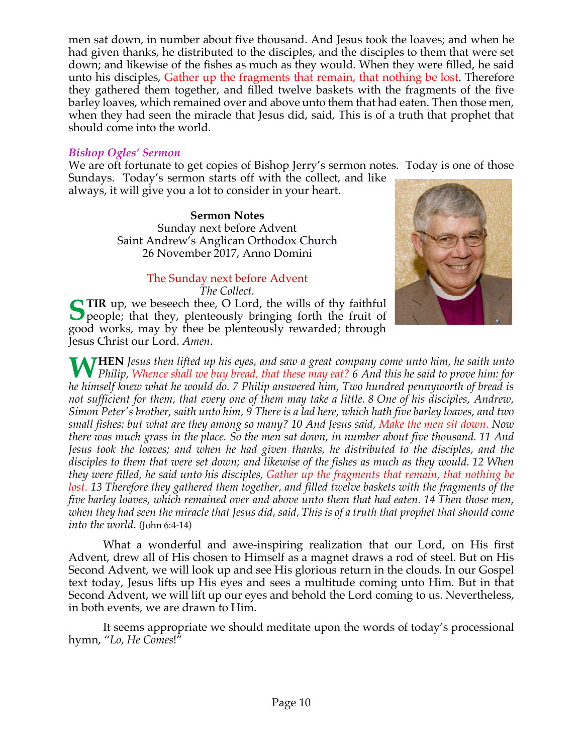men sat down, in number about five thousand. And Jesus took the loaves; and when he had given thanks, he distributed to the disciples, and the disciples to them that were set down; and likewise of the fishes as much as they would. When they were filled, he said unto his disciples, Gather up the fragments that remain, that nothing be lost. Therefore they gathered them together, and filled twelve baskets with the fragments of the five barley loaves, which remained over and above unto them that had eaten. Then those men, when they had seen the miracle that Jesus did, said, This is of a truth that prophet that should come into the world.

### *Bishop Ogles' Sermon*

We are oft fortunate to get copies of Bishop Jerry's sermon notes. Today is one of those Sundays. Today's sermon starts off with the collect, and like always, it will give you a lot to consider in your heart.

**Sermon Notes**
Sunday next before Advent
Saint Andrew's Anglican Orthodox Church
26 November 2017, Anno Domini

The Sunday next before Advent
*The Collect.*

**STIR** up, we beseech thee, O Lord, the wills of thy faithful people; that they, plenteously bringing forth the fruit of good works, may by thee be plenteously rewarded; through Jesus Christ our Lord. *Amen*.

**WHEN** *Jesus then lifted up his eyes, and saw a great company come unto him, he saith unto Philip, Whence shall we buy bread, that these may eat? 6 And this he said to prove him: for he himself knew what he would do. 7 Philip answered him, Two hundred pennyworth of bread is not sufficient for them, that every one of them may take a little. 8 One of his disciples, Andrew, Simon Peter's brother, saith unto him, 9 There is a lad here, which hath five barley loaves, and two small fishes: but what are they among so many? 10 And Jesus said, Make the men sit down. Now there was much grass in the place. So the men sat down, in number about five thousand. 11 And Jesus took the loaves; and when he had given thanks, he distributed to the disciples, and the disciples to them that were set down; and likewise of the fishes as much as they would. 12 When they were filled, he said unto his disciples, Gather up the fragments that remain, that nothing be lost. 13 Therefore they gathered them together, and filled twelve baskets with the fragments of the five barley loaves, which remained over and above unto them that had eaten. 14 Then those men, when they had seen the miracle that Jesus did, said, This is of a truth that prophet that should come into the world.* (John 6:4-14)

What a wonderful and awe-inspiring realization that our Lord, on His first Advent, drew all of His chosen to Himself as a magnet draws a rod of steel. But on His Second Advent, we will look up and see His glorious return in the clouds. In our Gospel text today, Jesus lifts up His eyes and sees a multitude coming unto Him. But in that Second Advent, we will lift up our eyes and behold the Lord coming to us. Nevertheless, in both events, we are drawn to Him.

It seems appropriate we should meditate upon the words of today's processional hymn, "*Lo, He Comes*!"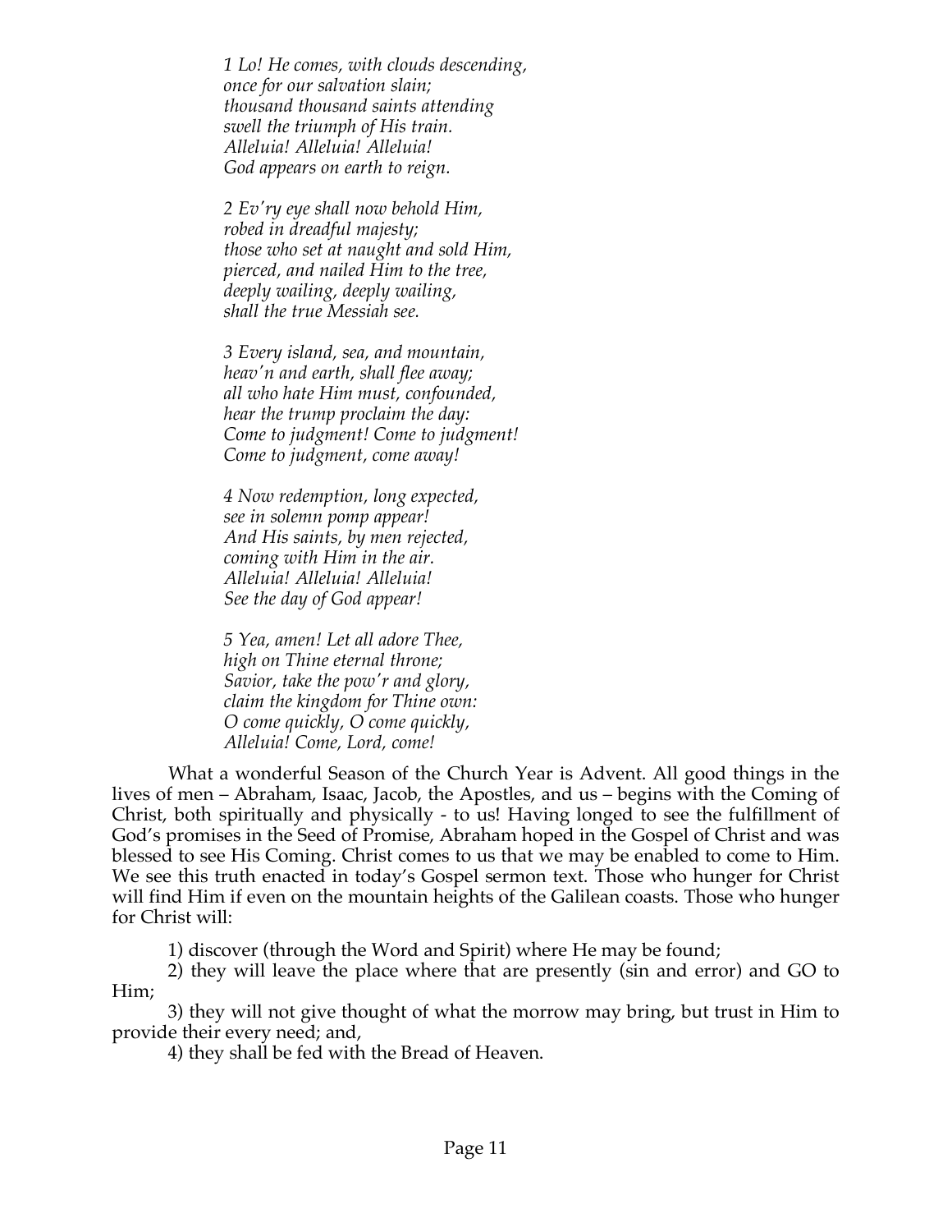*1 Lo! He comes, with clouds descending,*
*once for our salvation slain;*
*thousand thousand saints attending*
*swell the triumph of His train.*
*Alleluia! Alleluia! Alleluia!*
*God appears on earth to reign.*

*2 Ev'ry eye shall now behold Him,*
*robed in dreadful majesty;*
*those who set at naught and sold Him,*
*pierced, and nailed Him to the tree,*
*deeply wailing, deeply wailing,*
*shall the true Messiah see.*

*3 Every island, sea, and mountain,*
*heav'n and earth, shall flee away;*
*all who hate Him must, confounded,*
*hear the trump proclaim the day:*
*Come to judgment! Come to judgment!*
*Come to judgment, come away!*

*4 Now redemption, long expected,*
*see in solemn pomp appear!*
*And His saints, by men rejected,*
*coming with Him in the air.*
*Alleluia! Alleluia! Alleluia!*
*See the day of God appear!*

*5 Yea, amen! Let all adore Thee,*
*high on Thine eternal throne;*
*Savior, take the pow'r and glory,*
*claim the kingdom for Thine own:*
*O come quickly, O come quickly,*
*Alleluia! Come, Lord, come!*

What a wonderful Season of the Church Year is Advent. All good things in the lives of men – Abraham, Isaac, Jacob, the Apostles, and us – begins with the Coming of Christ, both spiritually and physically - to us! Having longed to see the fulfillment of God's promises in the Seed of Promise, Abraham hoped in the Gospel of Christ and was blessed to see His Coming. Christ comes to us that we may be enabled to come to Him. We see this truth enacted in today's Gospel sermon text. Those who hunger for Christ will find Him if even on the mountain heights of the Galilean coasts. Those who hunger for Christ will:

1) discover (through the Word and Spirit) where He may be found;

2) they will leave the place where that are presently (sin and error) and GO to Him;

3) they will not give thought of what the morrow may bring, but trust in Him to provide their every need; and,

4) they shall be fed with the Bread of Heaven.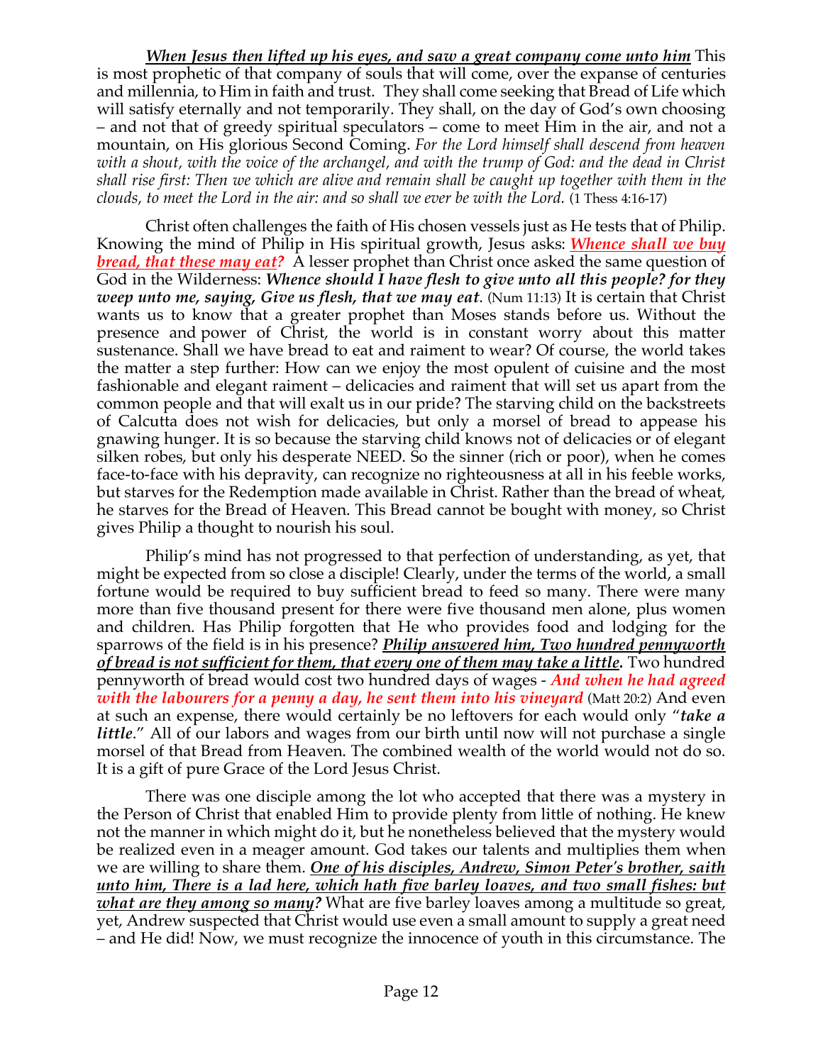***<u>When Jesus then lifted up his eyes, and saw a great company come unto him</u>*** This is most prophetic of that company of souls that will come, over the expanse of centuries and millennia, to Him in faith and trust. They shall come seeking that Bread of Life which will satisfy eternally and not temporarily. They shall, on the day of God's own choosing – and not that of greedy spiritual speculators – come to meet Him in the air, and not a mountain, on His glorious Second Coming. *For the Lord himself shall descend from heaven with a shout, with the voice of the archangel, and with the trump of God: and the dead in Christ shall rise first: Then we which are alive and remain shall be caught up together with them in the clouds, to meet the Lord in the air: and so shall we ever be with the Lord.* (1 Thess 4:16-17)

Christ often challenges the faith of His chosen vessels just as He tests that of Philip. Knowing the mind of Philip in His spiritual growth, Jesus asks: ***<u>Whence shall we buy bread, that these may eat?</u>*** A lesser prophet than Christ once asked the same question of God in the Wilderness: ***Whence should I have flesh to give unto all this people? for they weep unto me, saying, Give us flesh, that we may eat.*** (Num 11:13) It is certain that Christ wants us to know that a greater prophet than Moses stands before us. Without the presence and power of Christ, the world is in constant worry about this matter sustenance. Shall we have bread to eat and raiment to wear? Of course, the world takes the matter a step further: How can we enjoy the most opulent of cuisine and the most fashionable and elegant raiment – delicacies and raiment that will set us apart from the common people and that will exalt us in our pride? The starving child on the backstreets of Calcutta does not wish for delicacies, but only a morsel of bread to appease his gnawing hunger. It is so because the starving child knows not of delicacies or of elegant silken robes, but only his desperate NEED. So the sinner (rich or poor), when he comes face-to-face with his depravity, can recognize no righteousness at all in his feeble works, but starves for the Redemption made available in Christ. Rather than the bread of wheat, he starves for the Bread of Heaven. This Bread cannot be bought with money, so Christ gives Philip a thought to nourish his soul.

Philip's mind has not progressed to that perfection of understanding, as yet, that might be expected from so close a disciple! Clearly, under the terms of the world, a small fortune would be required to buy sufficient bread to feed so many. There were many more than five thousand present for there were five thousand men alone, plus women and children. Has Philip forgotten that He who provides food and lodging for the sparrows of the field is in his presence? ***<u>Philip answered him, Two hundred pennyworth of bread is not sufficient for them, that every one of them may take a little.</u>*** Two hundred pennyworth of bread would cost two hundred days of wages - ***And when he had agreed with the labourers for a penny a day, he sent them into his vineyard*** (Matt 20:2) And even at such an expense, there would certainly be no leftovers for each would only "***take a little***." All of our labors and wages from our birth until now will not purchase a single morsel of that Bread from Heaven. The combined wealth of the world would not do so. It is a gift of pure Grace of the Lord Jesus Christ.

There was one disciple among the lot who accepted that there was a mystery in the Person of Christ that enabled Him to provide plenty from little of nothing. He knew not the manner in which might do it, but he nonetheless believed that the mystery would be realized even in a meager amount. God takes our talents and multiplies them when we are willing to share them. ***<u>One of his disciples, Andrew, Simon Peter's brother, saith unto him, There is a lad here, which hath five barley loaves, and two small fishes: but what are they among so many?</u>*** What are five barley loaves among a multitude so great, yet, Andrew suspected that Christ would use even a small amount to supply a great need – and He did! Now, we must recognize the innocence of youth in this circumstance. The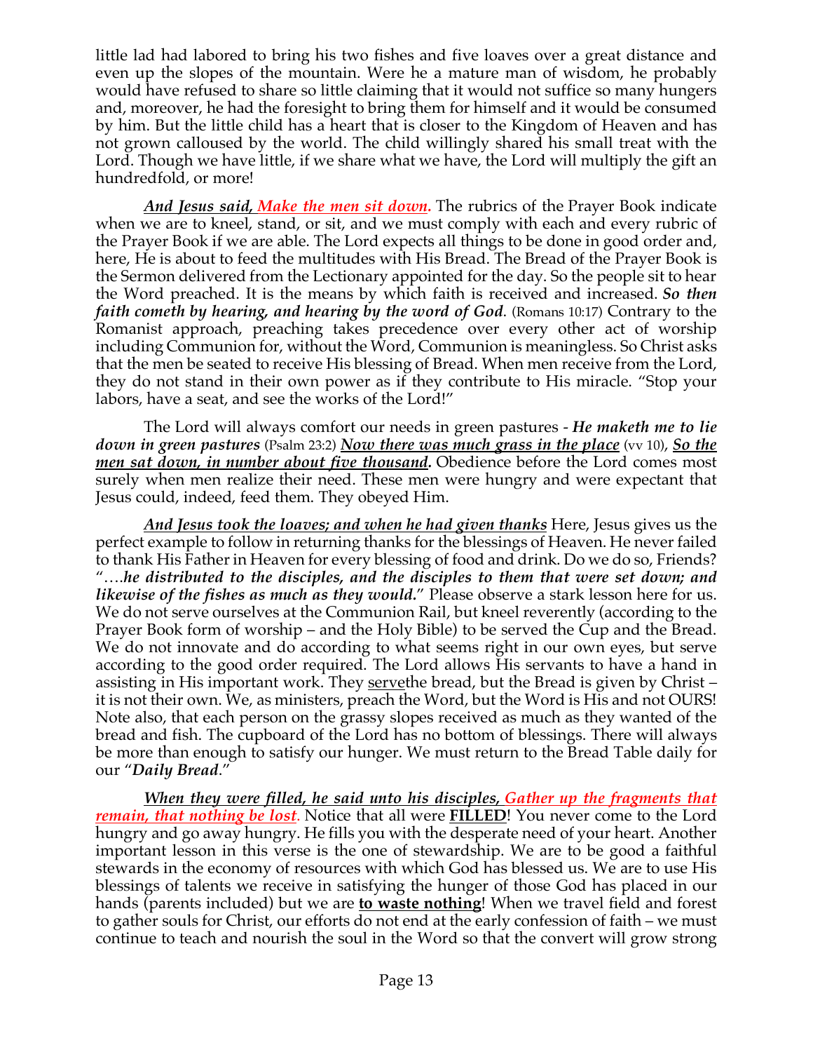little lad had labored to bring his two fishes and five loaves over a great distance and even up the slopes of the mountain. Were he a mature man of wisdom, he probably would have refused to share so little claiming that it would not suffice so many hungers and, moreover, he had the foresight to bring them for himself and it would be consumed by him. But the little child has a heart that is closer to the Kingdom of Heaven and has not grown calloused by the world. The child willingly shared his small treat with the Lord. Though we have little, if we share what we have, the Lord will multiply the gift an hundredfold, or more!

***And Jesus said, Make the men sit down.*** The rubrics of the Prayer Book indicate when we are to kneel, stand, or sit, and we must comply with each and every rubric of the Prayer Book if we are able. The Lord expects all things to be done in good order and, here, He is about to feed the multitudes with His Bread. The Bread of the Prayer Book is the Sermon delivered from the Lectionary appointed for the day. So the people sit to hear the Word preached. It is the means by which faith is received and increased. ***So then faith cometh by hearing, and hearing by the word of God.*** (Romans 10:17) Contrary to the Romanist approach, preaching takes precedence over every other act of worship including Communion for, without the Word, Communion is meaningless. So Christ asks that the men be seated to receive His blessing of Bread. When men receive from the Lord, they do not stand in their own power as if they contribute to His miracle. "Stop your labors, have a seat, and see the works of the Lord!"

The Lord will always comfort our needs in green pastures - ***He maketh me to lie down in green pastures*** (Psalm 23:2) ***Now there was much grass in the place*** (vv 10), ***So the men sat down, in number about five thousand.*** Obedience before the Lord comes most surely when men realize their need. These men were hungry and were expectant that Jesus could, indeed, feed them. They obeyed Him.

***And Jesus took the loaves; and when he had given thanks*** Here, Jesus gives us the perfect example to follow in returning thanks for the blessings of Heaven. He never failed to thank His Father in Heaven for every blessing of food and drink. Do we do so, Friends? "….***he distributed to the disciples, and the disciples to them that were set down; and likewise of the fishes as much as they would.***" Please observe a stark lesson here for us. We do not serve ourselves at the Communion Rail, but kneel reverently (according to the Prayer Book form of worship – and the Holy Bible) to be served the Cup and the Bread. We do not innovate and do according to what seems right in our own eyes, but serve according to the good order required. The Lord allows His servants to have a hand in assisting in His important work. They servethe bread, but the Bread is given by Christ – it is not their own. We, as ministers, preach the Word, but the Word is His and not OURS! Note also, that each person on the grassy slopes received as much as they wanted of the bread and fish. The cupboard of the Lord has no bottom of blessings. There will always be more than enough to satisfy our hunger. We must return to the Bread Table daily for our "***Daily Bread***."

***When they were filled, he said unto his disciples, Gather up the fragments that remain, that nothing be lost.*** Notice that all were **FILLED**! You never come to the Lord hungry and go away hungry. He fills you with the desperate need of your heart. Another important lesson in this verse is the one of stewardship. We are to be good a faithful stewards in the economy of resources with which God has blessed us. We are to use His blessings of talents we receive in satisfying the hunger of those God has placed in our hands (parents included) but we are **to waste nothing**! When we travel field and forest to gather souls for Christ, our efforts do not end at the early confession of faith – we must continue to teach and nourish the soul in the Word so that the convert will grow strong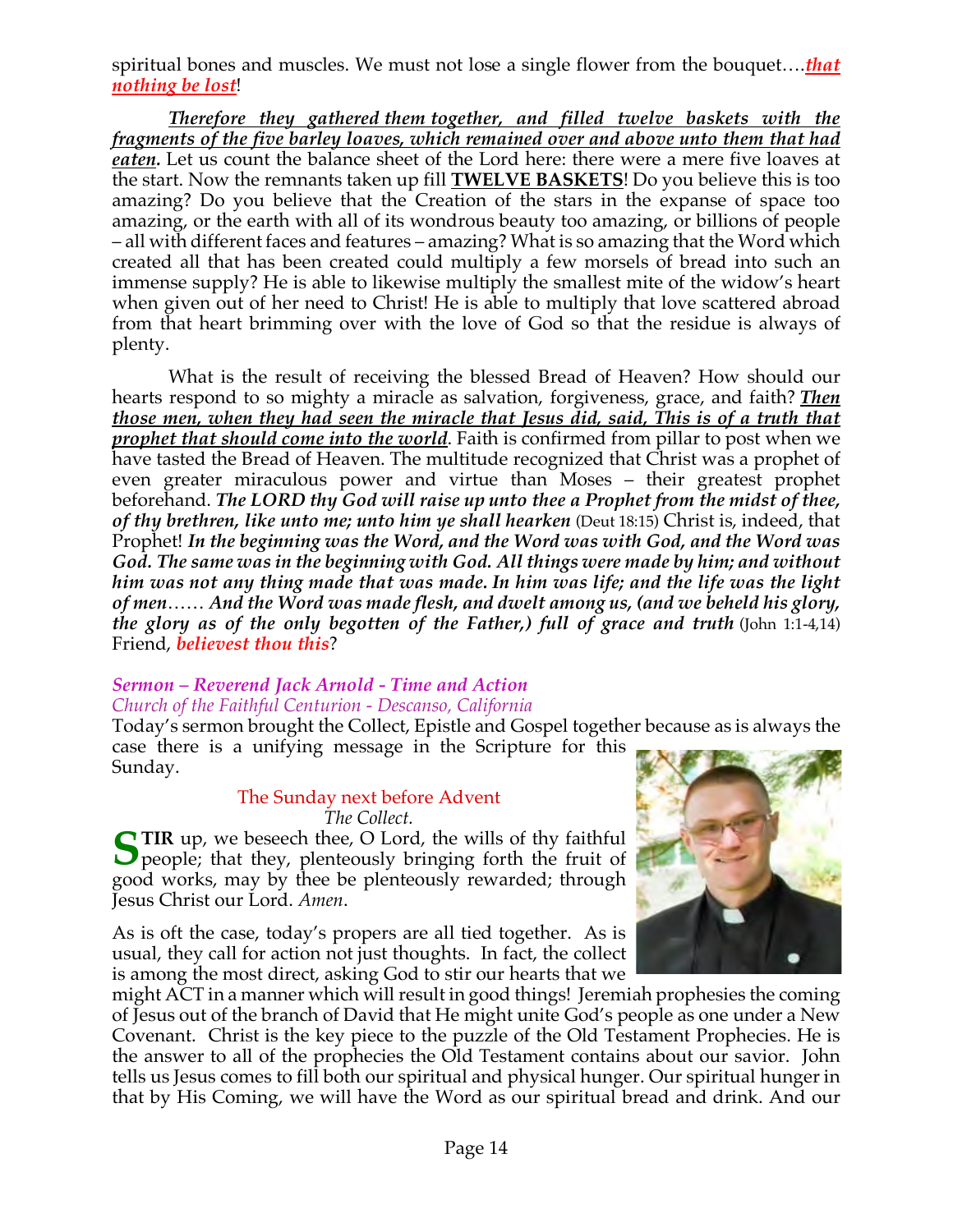spiritual bones and muscles. We must not lose a single flower from the bouquet….***that nothing be lost***!

***Therefore they gathered them together, and filled twelve baskets with the fragments of the five barley loaves, which remained over and above unto them that had eaten.*** Let us count the balance sheet of the Lord here: there were a mere five loaves at the start. Now the remnants taken up fill **TWELVE BASKETS**! Do you believe this is too amazing? Do you believe that the Creation of the stars in the expanse of space too amazing, or the earth with all of its wondrous beauty too amazing, or billions of people – all with different faces and features – amazing? What is so amazing that the Word which created all that has been created could multiply a few morsels of bread into such an immense supply? He is able to likewise multiply the smallest mite of the widow's heart when given out of her need to Christ! He is able to multiply that love scattered abroad from that heart brimming over with the love of God so that the residue is always of plenty.

What is the result of receiving the blessed Bread of Heaven? How should our hearts respond to so mighty a miracle as salvation, forgiveness, grace, and faith? ***Then those men, when they had seen the miracle that Jesus did, said, This is of a truth that prophet that should come into the world***. Faith is confirmed from pillar to post when we have tasted the Bread of Heaven. The multitude recognized that Christ was a prophet of even greater miraculous power and virtue than Moses – their greatest prophet beforehand. ***The LORD thy God will raise up unto thee a Prophet from the midst of thee, of thy brethren, like unto me; unto him ye shall hearken*** (Deut 18:15) Christ is, indeed, that Prophet! ***In the beginning was the Word, and the Word was with God, and the Word was God. The same was in the beginning with God. All things were made by him; and without him was not any thing made that was made. In him was life; and the life was the light of men…… And the Word was made flesh, and dwelt among us, (and we beheld his glory, the glory as of the only begotten of the Father,) full of grace and truth*** (John 1:1-4,14) Friend, ***believest thou this***?

## *Sermon – Reverend Jack Arnold - Time and Action*

*Church of the Faithful Centurion - Descanso, California*

Today's sermon brought the Collect, Epistle and Gospel together because as is always the case there is a unifying message in the Scripture for this Sunday.

### The Sunday next before Advent

*The Collect.*

**STIR** up, we beseech thee, O Lord, the wills of thy faithful people; that they, plenteously bringing forth the fruit of good works, may by thee be plenteously rewarded; through Jesus Christ our Lord. *Amen*.

As is oft the case, today's propers are all tied together. As is usual, they call for action not just thoughts. In fact, the collect is among the most direct, asking God to stir our hearts that we might ACT in a manner which will result in good things! Jeremiah prophesies the coming of Jesus out of the branch of David that He might unite God's people as one under a New Covenant. Christ is the key piece to the puzzle of the Old Testament Prophecies. He is the answer to all of the prophecies the Old Testament contains about our savior. John tells us Jesus comes to fill both our spiritual and physical hunger. Our spiritual hunger in that by His Coming, we will have the Word as our spiritual bread and drink. And our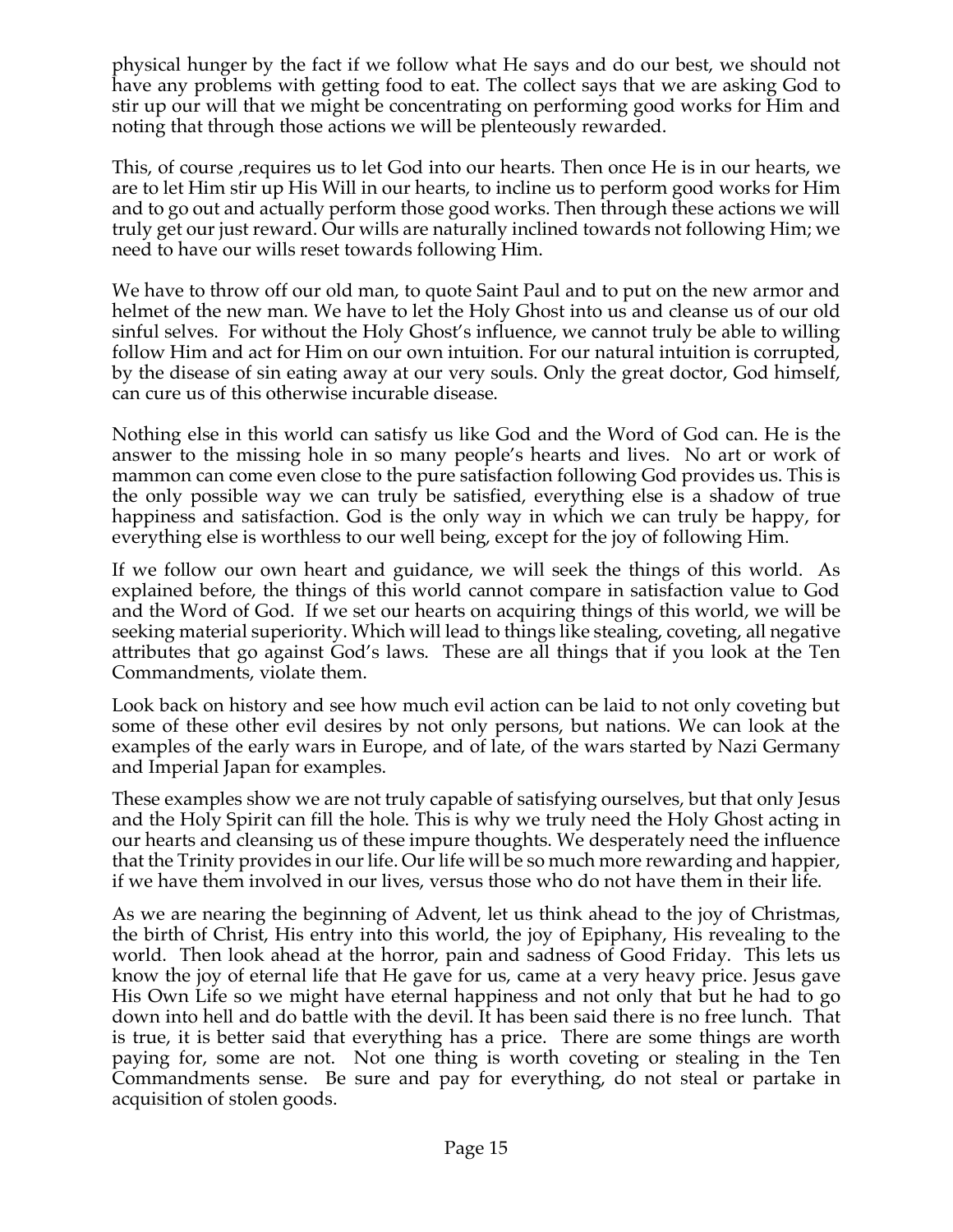physical hunger by the fact if we follow what He says and do our best, we should not have any problems with getting food to eat. The collect says that we are asking God to stir up our will that we might be concentrating on performing good works for Him and noting that through those actions we will be plenteously rewarded.

This, of course ,requires us to let God into our hearts. Then once He is in our hearts, we are to let Him stir up His Will in our hearts, to incline us to perform good works for Him and to go out and actually perform those good works. Then through these actions we will truly get our just reward. Our wills are naturally inclined towards not following Him; we need to have our wills reset towards following Him.

We have to throw off our old man, to quote Saint Paul and to put on the new armor and helmet of the new man. We have to let the Holy Ghost into us and cleanse us of our old sinful selves. For without the Holy Ghost's influence, we cannot truly be able to willing follow Him and act for Him on our own intuition. For our natural intuition is corrupted, by the disease of sin eating away at our very souls. Only the great doctor, God himself, can cure us of this otherwise incurable disease.

Nothing else in this world can satisfy us like God and the Word of God can. He is the answer to the missing hole in so many people's hearts and lives. No art or work of mammon can come even close to the pure satisfaction following God provides us. This is the only possible way we can truly be satisfied, everything else is a shadow of true happiness and satisfaction. God is the only way in which we can truly be happy, for everything else is worthless to our well being, except for the joy of following Him.

If we follow our own heart and guidance, we will seek the things of this world. As explained before, the things of this world cannot compare in satisfaction value to God and the Word of God. If we set our hearts on acquiring things of this world, we will be seeking material superiority. Which will lead to things like stealing, coveting, all negative attributes that go against God's laws. These are all things that if you look at the Ten Commandments, violate them.

Look back on history and see how much evil action can be laid to not only coveting but some of these other evil desires by not only persons, but nations. We can look at the examples of the early wars in Europe, and of late, of the wars started by Nazi Germany and Imperial Japan for examples.

These examples show we are not truly capable of satisfying ourselves, but that only Jesus and the Holy Spirit can fill the hole. This is why we truly need the Holy Ghost acting in our hearts and cleansing us of these impure thoughts. We desperately need the influence that the Trinity provides in our life. Our life will be so much more rewarding and happier, if we have them involved in our lives, versus those who do not have them in their life.

As we are nearing the beginning of Advent, let us think ahead to the joy of Christmas, the birth of Christ, His entry into this world, the joy of Epiphany, His revealing to the world. Then look ahead at the horror, pain and sadness of Good Friday. This lets us know the joy of eternal life that He gave for us, came at a very heavy price. Jesus gave His Own Life so we might have eternal happiness and not only that but he had to go down into hell and do battle with the devil. It has been said there is no free lunch. That is true, it is better said that everything has a price. There are some things are worth paying for, some are not. Not one thing is worth coveting or stealing in the Ten Commandments sense. Be sure and pay for everything, do not steal or partake in acquisition of stolen goods.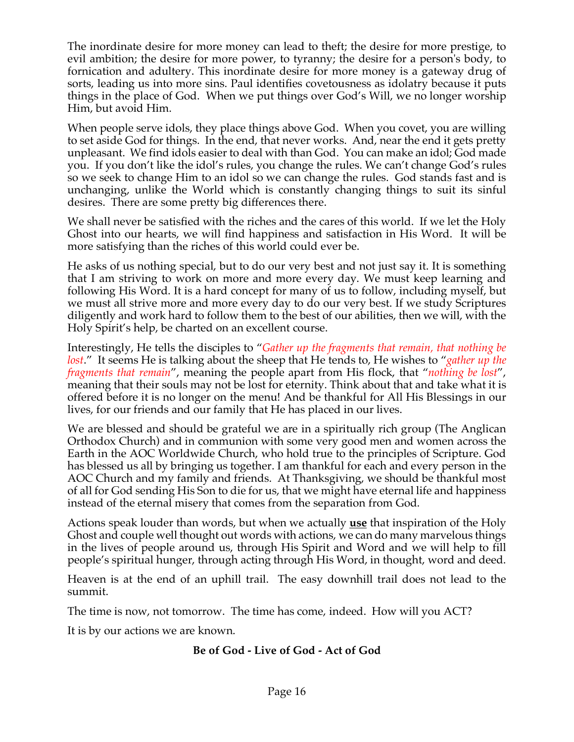The inordinate desire for more money can lead to theft; the desire for more prestige, to evil ambition; the desire for more power, to tyranny; the desire for a person's body, to fornication and adultery. This inordinate desire for more money is a gateway drug of sorts, leading us into more sins. Paul identifies covetousness as idolatry because it puts things in the place of God. When we put things over God's Will, we no longer worship Him, but avoid Him.

When people serve idols, they place things above God. When you covet, you are willing to set aside God for things. In the end, that never works. And, near the end it gets pretty unpleasant. We find idols easier to deal with than God. You can make an idol; God made you. If you don't like the idol's rules, you change the rules. We can't change God's rules so we seek to change Him to an idol so we can change the rules. God stands fast and is unchanging, unlike the World which is constantly changing things to suit its sinful desires. There are some pretty big differences there.

We shall never be satisfied with the riches and the cares of this world. If we let the Holy Ghost into our hearts, we will find happiness and satisfaction in His Word. It will be more satisfying than the riches of this world could ever be.

He asks of us nothing special, but to do our very best and not just say it. It is something that I am striving to work on more and more every day. We must keep learning and following His Word. It is a hard concept for many of us to follow, including myself, but we must all strive more and more every day to do our very best. If we study Scriptures diligently and work hard to follow them to the best of our abilities, then we will, with the Holy Spirit's help, be charted on an excellent course.

Interestingly, He tells the disciples to "*Gather up the fragments that remain, that nothing be lost*." It seems He is talking about the sheep that He tends to, He wishes to "*gather up the fragments that remain*", meaning the people apart from His flock, that "*nothing be lost*", meaning that their souls may not be lost for eternity. Think about that and take what it is offered before it is no longer on the menu! And be thankful for All His Blessings in our lives, for our friends and our family that He has placed in our lives.

We are blessed and should be grateful we are in a spiritually rich group (The Anglican Orthodox Church) and in communion with some very good men and women across the Earth in the AOC Worldwide Church, who hold true to the principles of Scripture. God has blessed us all by bringing us together. I am thankful for each and every person in the AOC Church and my family and friends. At Thanksgiving, we should be thankful most of all for God sending His Son to die for us, that we might have eternal life and happiness instead of the eternal misery that comes from the separation from God.

Actions speak louder than words, but when we actually **use** that inspiration of the Holy Ghost and couple well thought out words with actions, we can do many marvelous things in the lives of people around us, through His Spirit and Word and we will help to fill people's spiritual hunger, through acting through His Word, in thought, word and deed.

Heaven is at the end of an uphill trail. The easy downhill trail does not lead to the summit.

The time is now, not tomorrow. The time has come, indeed. How will you ACT?

It is by our actions we are known.

**Be of God - Live of God - Act of God**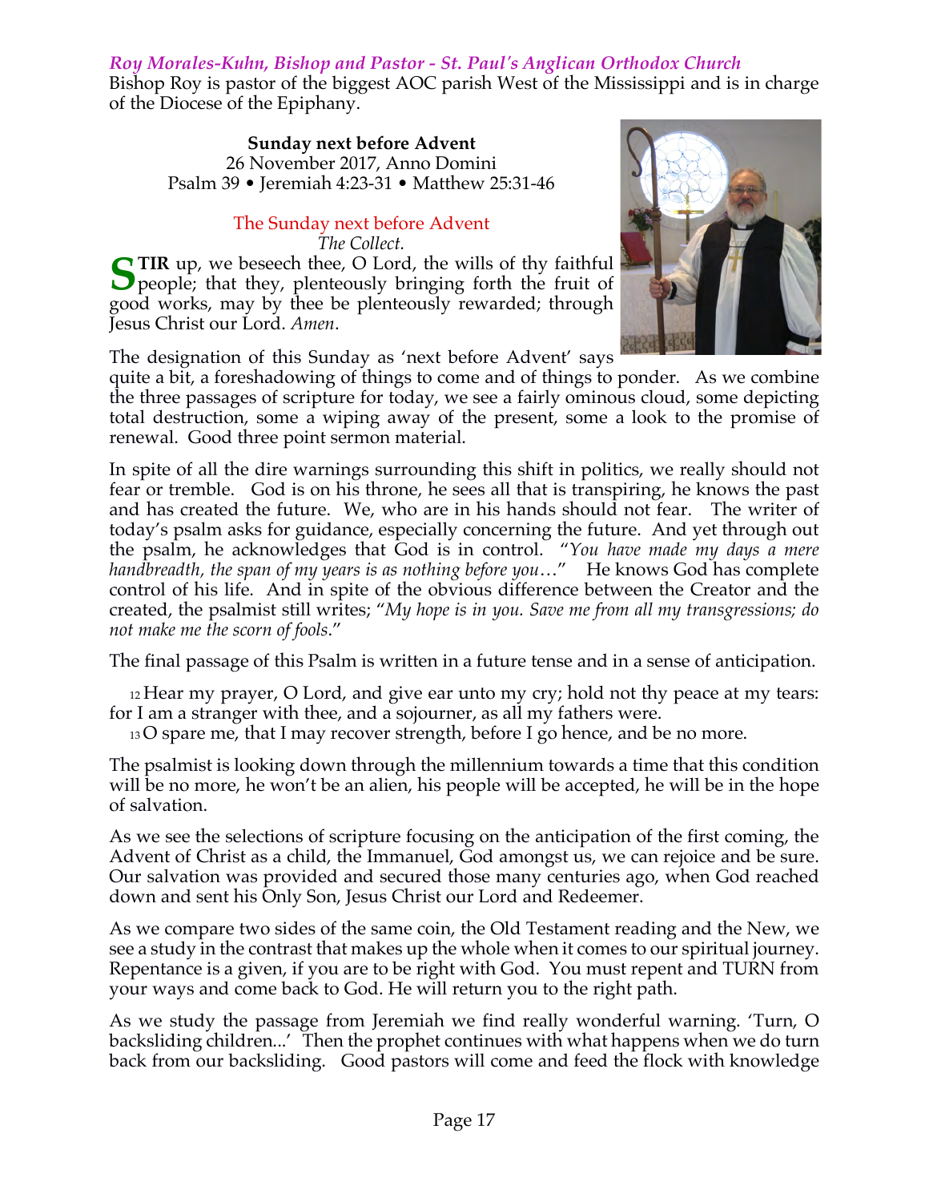### *Roy Morales-Kuhn, Bishop and Pastor - St. Paul's Anglican Orthodox Church*

Bishop Roy is pastor of the biggest AOC parish West of the Mississippi and is in charge of the Diocese of the Epiphany.

**Sunday next before Advent**
26 November 2017, Anno Domini
Psalm 39 • Jeremiah 4:23-31 • Matthew 25:31-46

The Sunday next before Advent
*The Collect.*

**STIR** up, we beseech thee, O Lord, the wills of thy faithful people; that they, plenteously bringing forth the fruit of good works, may by thee be plenteously rewarded; through Jesus Christ our Lord. *Amen*.

The designation of this Sunday as 'next before Advent' says quite a bit, a foreshadowing of things to come and of things to ponder. As we combine the three passages of scripture for today, we see a fairly ominous cloud, some depicting total destruction, some a wiping away of the present, some a look to the promise of renewal. Good three point sermon material.

In spite of all the dire warnings surrounding this shift in politics, we really should not fear or tremble. God is on his throne, he sees all that is transpiring, he knows the past and has created the future. We, who are in his hands should not fear. The writer of today's psalm asks for guidance, especially concerning the future. And yet through out the psalm, he acknowledges that God is in control. "*You have made my days a mere handbreadth, the span of my years is as nothing before you*…" He knows God has complete control of his life. And in spite of the obvious difference between the Creator and the created, the psalmist still writes; "*My hope is in you. Save me from all my transgressions; do not make me the scorn of fools*."

The final passage of this Psalm is written in a future tense and in a sense of anticipation.

12 Hear my prayer, O Lord, and give ear unto my cry; hold not thy peace at my tears: for I am a stranger with thee, and a sojourner, as all my fathers were.
13 O spare me, that I may recover strength, before I go hence, and be no more.

The psalmist is looking down through the millennium towards a time that this condition will be no more, he won't be an alien, his people will be accepted, he will be in the hope of salvation.

As we see the selections of scripture focusing on the anticipation of the first coming, the Advent of Christ as a child, the Immanuel, God amongst us, we can rejoice and be sure. Our salvation was provided and secured those many centuries ago, when God reached down and sent his Only Son, Jesus Christ our Lord and Redeemer.

As we compare two sides of the same coin, the Old Testament reading and the New, we see a study in the contrast that makes up the whole when it comes to our spiritual journey. Repentance is a given, if you are to be right with God. You must repent and TURN from your ways and come back to God. He will return you to the right path.

As we study the passage from Jeremiah we find really wonderful warning. 'Turn, O backsliding children...' Then the prophet continues with what happens when we do turn back from our backsliding. Good pastors will come and feed the flock with knowledge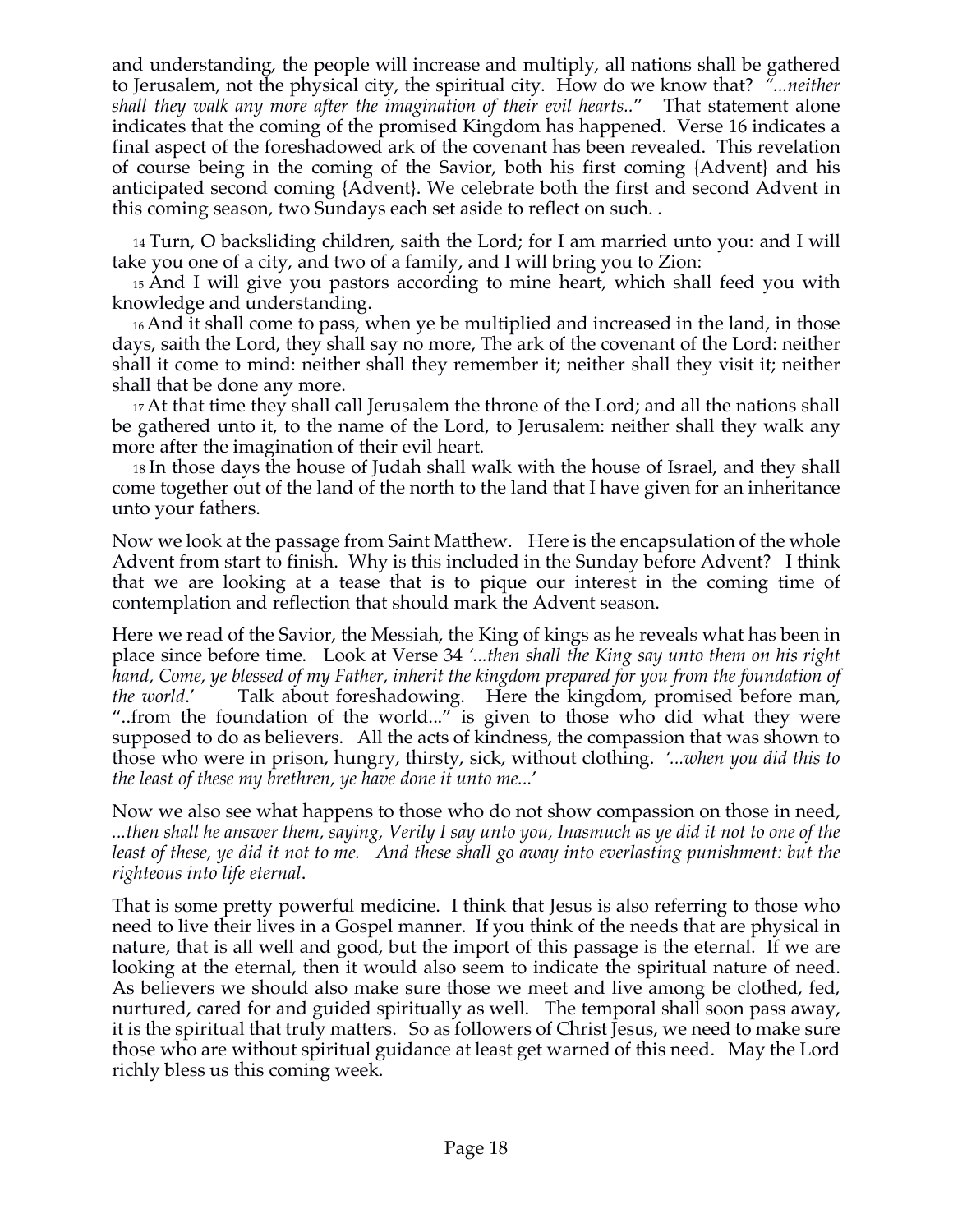and understanding, the people will increase and multiply, all nations shall be gathered to Jerusalem, not the physical city, the spiritual city. How do we know that? *"...neither shall they walk any more after the imagination of their evil hearts..*" That statement alone indicates that the coming of the promised Kingdom has happened. Verse 16 indicates a final aspect of the foreshadowed ark of the covenant has been revealed. This revelation of course being in the coming of the Savior, both his first coming {Advent} and his anticipated second coming {Advent}. We celebrate both the first and second Advent in this coming season, two Sundays each set aside to reflect on such. .

14 Turn, O backsliding children, saith the Lord; for I am married unto you: and I will take you one of a city, and two of a family, and I will bring you to Zion:

15 And I will give you pastors according to mine heart, which shall feed you with knowledge and understanding.

16 And it shall come to pass, when ye be multiplied and increased in the land, in those days, saith the Lord, they shall say no more, The ark of the covenant of the Lord: neither shall it come to mind: neither shall they remember it; neither shall they visit it; neither shall that be done any more.

17 At that time they shall call Jerusalem the throne of the Lord; and all the nations shall be gathered unto it, to the name of the Lord, to Jerusalem: neither shall they walk any more after the imagination of their evil heart.

18 In those days the house of Judah shall walk with the house of Israel, and they shall come together out of the land of the north to the land that I have given for an inheritance unto your fathers.

Now we look at the passage from Saint Matthew. Here is the encapsulation of the whole Advent from start to finish. Why is this included in the Sunday before Advent? I think that we are looking at a tease that is to pique our interest in the coming time of contemplation and reflection that should mark the Advent season.

Here we read of the Savior, the Messiah, the King of kings as he reveals what has been in place since before time. Look at Verse 34 *'...then shall the King say unto them on his right hand, Come, ye blessed of my Father, inherit the kingdom prepared for you from the foundation of the world.'* Talk about foreshadowing. Here the kingdom, promised before man, "..from the foundation of the world..." is given to those who did what they were supposed to do as believers. All the acts of kindness, the compassion that was shown to those who were in prison, hungry, thirsty, sick, without clothing. *'...when you did this to the least of these my brethren, ye have done it unto me...'*

Now we also see what happens to those who do not show compassion on those in need, *...then shall he answer them, saying, Verily I say unto you, Inasmuch as ye did it not to one of the least of these, ye did it not to me. And these shall go away into everlasting punishment: but the righteous into life eternal*.

That is some pretty powerful medicine. I think that Jesus is also referring to those who need to live their lives in a Gospel manner. If you think of the needs that are physical in nature, that is all well and good, but the import of this passage is the eternal. If we are looking at the eternal, then it would also seem to indicate the spiritual nature of need. As believers we should also make sure those we meet and live among be clothed, fed, nurtured, cared for and guided spiritually as well. The temporal shall soon pass away, it is the spiritual that truly matters. So as followers of Christ Jesus, we need to make sure those who are without spiritual guidance at least get warned of this need. May the Lord richly bless us this coming week.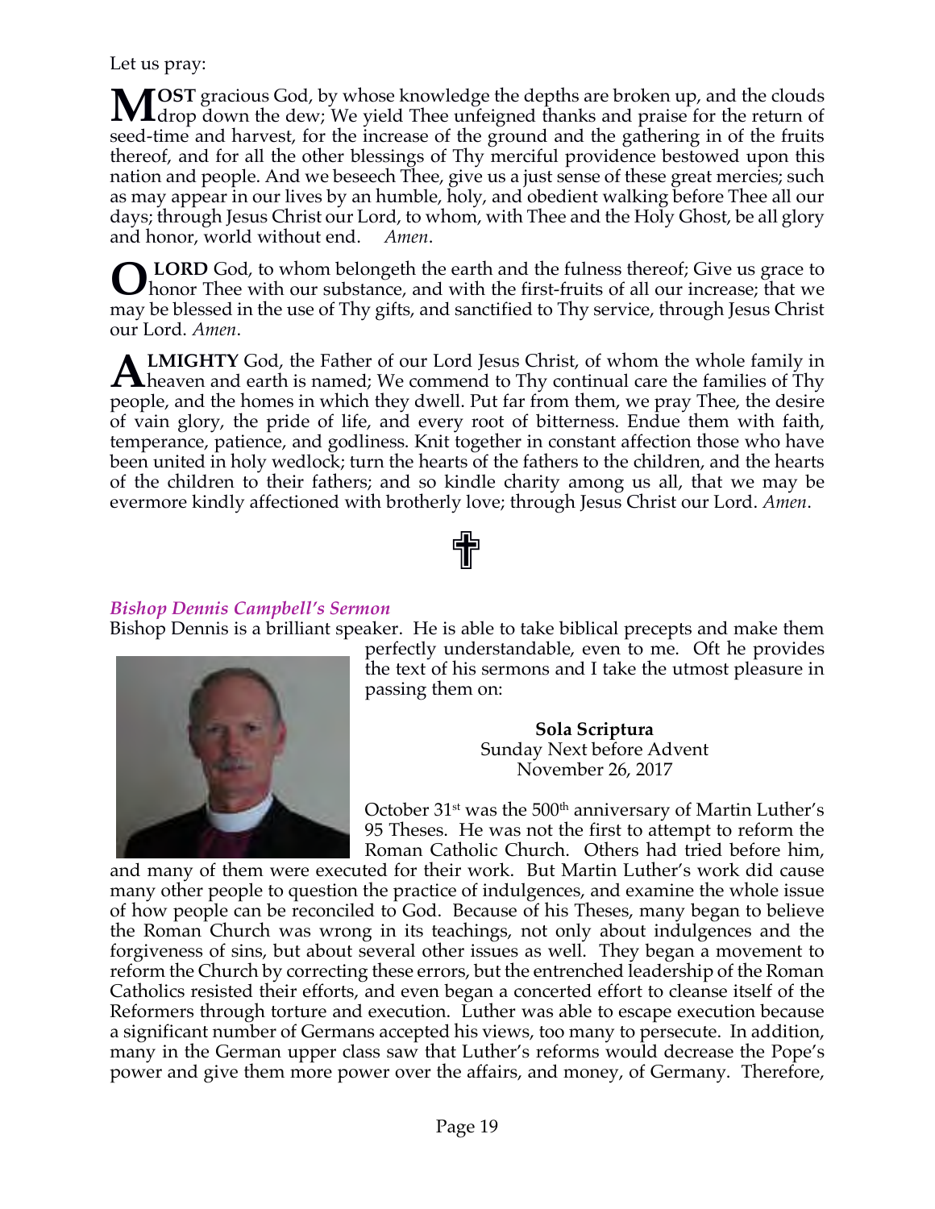Let us pray:

**MOST** gracious God, by whose knowledge the depths are broken up, and the clouds drop down the dew; We yield Thee unfeigned thanks and praise for the return of seed-time and harvest, for the increase of the ground and the gathering in of the fruits thereof, and for all the other blessings of Thy merciful providence bestowed upon this nation and people. And we beseech Thee, give us a just sense of these great mercies; such as may appear in our lives by an humble, holy, and obedient walking before Thee all our days; through Jesus Christ our Lord, to whom, with Thee and the Holy Ghost, be all glory and honor, world without end. *Amen*.

**O LORD** God, to whom belongeth the earth and the fulness thereof; Give us grace to honor Thee with our substance, and with the first-fruits of all our increase; that we may be blessed in the use of Thy gifts, and sanctified to Thy service, through Jesus Christ our Lord. *Amen*.

**ALMIGHTY** God, the Father of our Lord Jesus Christ, of whom the whole family in heaven and earth is named; We commend to Thy continual care the families of Thy people, and the homes in which they dwell. Put far from them, we pray Thee, the desire of vain glory, the pride of life, and every root of bitterness. Endue them with faith, temperance, patience, and godliness. Knit together in constant affection those who have been united in holy wedlock; turn the hearts of the fathers to the children, and the hearts of the children to their fathers; and so kindle charity among us all, that we may be evermore kindly affectioned with brotherly love; through Jesus Christ our Lord. *Amen*.

✝

### *Bishop Dennis Campbell's Sermon*

Bishop Dennis is a brilliant speaker. He is able to take biblical precepts and make them perfectly understandable, even to me. Oft he provides the text of his sermons and I take the utmost pleasure in passing them on:

**Sola Scriptura**
Sunday Next before Advent
November 26, 2017

October 31st was the 500th anniversary of Martin Luther's 95 Theses. He was not the first to attempt to reform the Roman Catholic Church. Others had tried before him, and many of them were executed for their work. But Martin Luther's work did cause many other people to question the practice of indulgences, and examine the whole issue of how people can be reconciled to God. Because of his Theses, many began to believe the Roman Church was wrong in its teachings, not only about indulgences and the forgiveness of sins, but about several other issues as well. They began a movement to reform the Church by correcting these errors, but the entrenched leadership of the Roman Catholics resisted their efforts, and even began a concerted effort to cleanse itself of the Reformers through torture and execution. Luther was able to escape execution because a significant number of Germans accepted his views, too many to persecute. In addition, many in the German upper class saw that Luther's reforms would decrease the Pope's power and give them more power over the affairs, and money, of Germany. Therefore,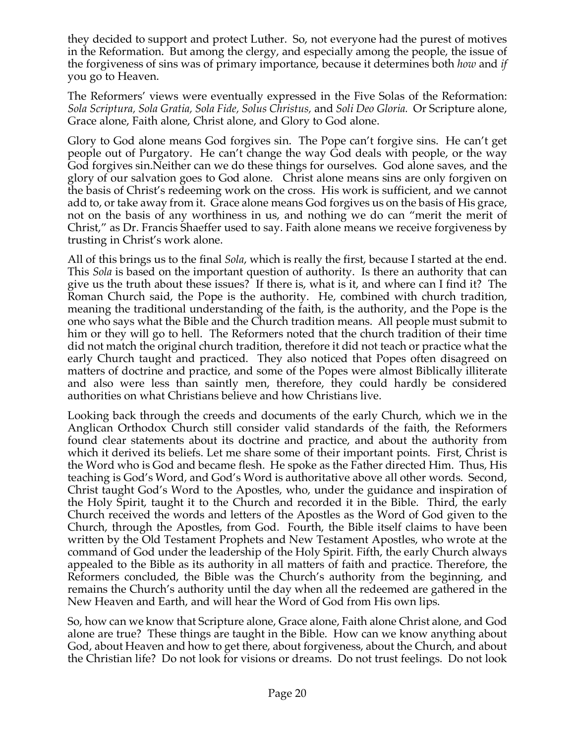they decided to support and protect Luther. So, not everyone had the purest of motives in the Reformation. But among the clergy, and especially among the people, the issue of the forgiveness of sins was of primary importance, because it determines both *how* and *if* you go to Heaven.

The Reformers' views were eventually expressed in the Five Solas of the Reformation: *Sola Scriptura, Sola Gratia, Sola Fide, Solus Christus,* and *Soli Deo Gloria.* Or Scripture alone, Grace alone, Faith alone, Christ alone, and Glory to God alone.

Glory to God alone means God forgives sin. The Pope can't forgive sins. He can't get people out of Purgatory. He can't change the way God deals with people, or the way God forgives sin.Neither can we do these things for ourselves. God alone saves, and the glory of our salvation goes to God alone. Christ alone means sins are only forgiven on the basis of Christ's redeeming work on the cross. His work is sufficient, and we cannot add to, or take away from it. Grace alone means God forgives us on the basis of His grace, not on the basis of any worthiness in us, and nothing we do can "merit the merit of Christ," as Dr. Francis Shaeffer used to say. Faith alone means we receive forgiveness by trusting in Christ's work alone.

All of this brings us to the final *Sola*, which is really the first, because I started at the end. This *Sola* is based on the important question of authority. Is there an authority that can give us the truth about these issues? If there is, what is it, and where can I find it? The Roman Church said, the Pope is the authority. He, combined with church tradition, meaning the traditional understanding of the faith, is the authority, and the Pope is the one who says what the Bible and the Church tradition means. All people must submit to him or they will go to hell. The Reformers noted that the church tradition of their time did not match the original church tradition, therefore it did not teach or practice what the early Church taught and practiced. They also noticed that Popes often disagreed on matters of doctrine and practice, and some of the Popes were almost Biblically illiterate and also were less than saintly men, therefore, they could hardly be considered authorities on what Christians believe and how Christians live.

Looking back through the creeds and documents of the early Church, which we in the Anglican Orthodox Church still consider valid standards of the faith, the Reformers found clear statements about its doctrine and practice, and about the authority from which it derived its beliefs. Let me share some of their important points. First, Christ is the Word who is God and became flesh. He spoke as the Father directed Him. Thus, His teaching is God's Word, and God's Word is authoritative above all other words. Second, Christ taught God's Word to the Apostles, who, under the guidance and inspiration of the Holy Spirit, taught it to the Church and recorded it in the Bible. Third, the early Church received the words and letters of the Apostles as the Word of God given to the Church, through the Apostles, from God. Fourth, the Bible itself claims to have been written by the Old Testament Prophets and New Testament Apostles, who wrote at the command of God under the leadership of the Holy Spirit. Fifth, the early Church always appealed to the Bible as its authority in all matters of faith and practice. Therefore, the Reformers concluded, the Bible was the Church's authority from the beginning, and remains the Church's authority until the day when all the redeemed are gathered in the New Heaven and Earth, and will hear the Word of God from His own lips.

So, how can we know that Scripture alone, Grace alone, Faith alone Christ alone, and God alone are true? These things are taught in the Bible. How can we know anything about God, about Heaven and how to get there, about forgiveness, about the Church, and about the Christian life? Do not look for visions or dreams. Do not trust feelings. Do not look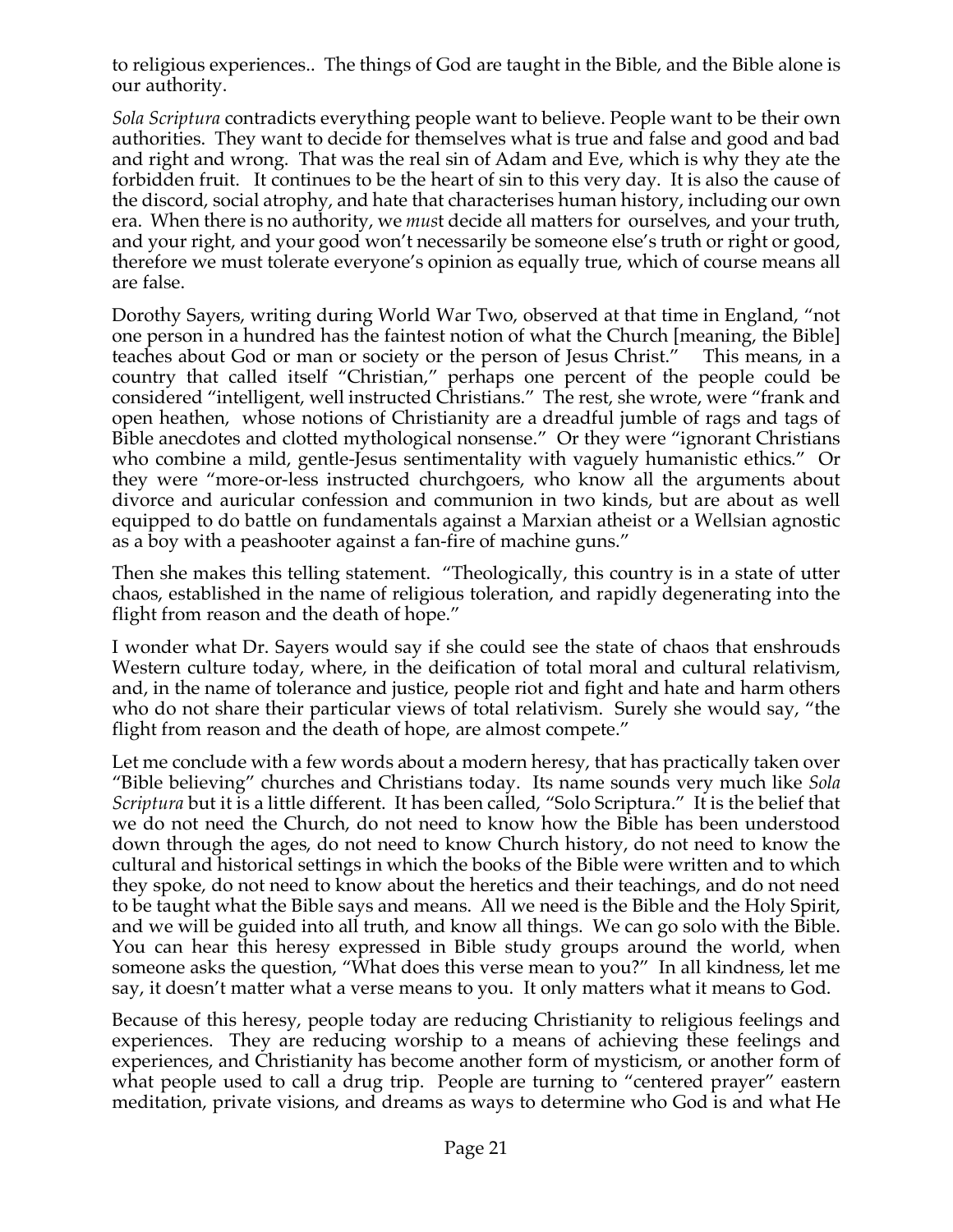to religious experiences.. The things of God are taught in the Bible, and the Bible alone is our authority.

*Sola Scriptura* contradicts everything people want to believe. People want to be their own authorities. They want to decide for themselves what is true and false and good and bad and right and wrong. That was the real sin of Adam and Eve, which is why they ate the forbidden fruit. It continues to be the heart of sin to this very day. It is also the cause of the discord, social atrophy, and hate that characterises human history, including our own era. When there is no authority, we *mus*t decide all matters for ourselves, and your truth, and your right, and your good won't necessarily be someone else's truth or right or good, therefore we must tolerate everyone's opinion as equally true, which of course means all are false.

Dorothy Sayers, writing during World War Two, observed at that time in England, "not one person in a hundred has the faintest notion of what the Church [meaning, the Bible] teaches about God or man or society or the person of Jesus Christ." This means, in a country that called itself "Christian," perhaps one percent of the people could be considered "intelligent, well instructed Christians." The rest, she wrote, were "frank and open heathen, whose notions of Christianity are a dreadful jumble of rags and tags of Bible anecdotes and clotted mythological nonsense." Or they were "ignorant Christians who combine a mild, gentle-Jesus sentimentality with vaguely humanistic ethics." Or they were "more-or-less instructed churchgoers, who know all the arguments about divorce and auricular confession and communion in two kinds, but are about as well equipped to do battle on fundamentals against a Marxian atheist or a Wellsian agnostic as a boy with a peashooter against a fan-fire of machine guns."

Then she makes this telling statement. "Theologically, this country is in a state of utter chaos, established in the name of religious toleration, and rapidly degenerating into the flight from reason and the death of hope."

I wonder what Dr. Sayers would say if she could see the state of chaos that enshrouds Western culture today, where, in the deification of total moral and cultural relativism, and, in the name of tolerance and justice, people riot and fight and hate and harm others who do not share their particular views of total relativism. Surely she would say, "the flight from reason and the death of hope, are almost compete."

Let me conclude with a few words about a modern heresy, that has practically taken over "Bible believing" churches and Christians today. Its name sounds very much like *Sola Scriptura* but it is a little different. It has been called, "Solo Scriptura." It is the belief that we do not need the Church, do not need to know how the Bible has been understood down through the ages, do not need to know Church history, do not need to know the cultural and historical settings in which the books of the Bible were written and to which they spoke, do not need to know about the heretics and their teachings, and do not need to be taught what the Bible says and means. All we need is the Bible and the Holy Spirit, and we will be guided into all truth, and know all things. We can go solo with the Bible. You can hear this heresy expressed in Bible study groups around the world, when someone asks the question, "What does this verse mean to you?" In all kindness, let me say, it doesn't matter what a verse means to you. It only matters what it means to God.

Because of this heresy, people today are reducing Christianity to religious feelings and experiences. They are reducing worship to a means of achieving these feelings and experiences, and Christianity has become another form of mysticism, or another form of what people used to call a drug trip. People are turning to "centered prayer" eastern meditation, private visions, and dreams as ways to determine who God is and what He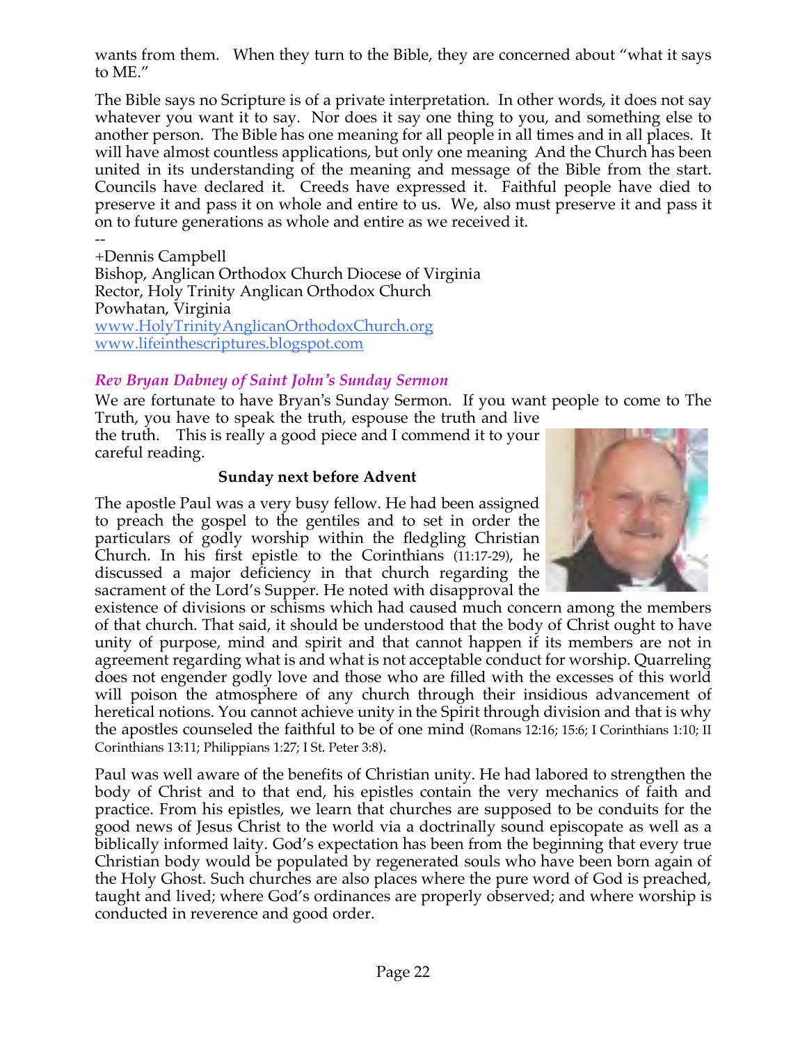wants from them. When they turn to the Bible, they are concerned about "what it says to ME."

The Bible says no Scripture is of a private interpretation. In other words, it does not say whatever you want it to say. Nor does it say one thing to you, and something else to another person. The Bible has one meaning for all people in all times and in all places. It will have almost countless applications, but only one meaning And the Church has been united in its understanding of the meaning and message of the Bible from the start. Councils have declared it. Creeds have expressed it. Faithful people have died to preserve it and pass it on whole and entire to us. We, also must preserve it and pass it on to future generations as whole and entire as we received it.

--
+Dennis Campbell
Bishop, Anglican Orthodox Church Diocese of Virginia
Rector, Holy Trinity Anglican Orthodox Church
Powhatan, Virginia
www.HolyTrinityAnglicanOrthodoxChurch.org
www.lifeinthescriptures.blogspot.com

### *Rev Bryan Dabney of Saint John's Sunday Sermon*

We are fortunate to have Bryan's Sunday Sermon. If you want people to come to The Truth, you have to speak the truth, espouse the truth and live the truth. This is really a good piece and I commend it to your careful reading.

**Sunday next before Advent**

The apostle Paul was a very busy fellow. He had been assigned to preach the gospel to the gentiles and to set in order the particulars of godly worship within the fledgling Christian Church. In his first epistle to the Corinthians (11:17-29), he discussed a major deficiency in that church regarding the sacrament of the Lord's Supper. He noted with disapproval the existence of divisions or schisms which had caused much concern among the members of that church. That said, it should be understood that the body of Christ ought to have unity of purpose, mind and spirit and that cannot happen if its members are not in agreement regarding what is and what is not acceptable conduct for worship. Quarreling does not engender godly love and those who are filled with the excesses of this world will poison the atmosphere of any church through their insidious advancement of heretical notions. You cannot achieve unity in the Spirit through division and that is why the apostles counseled the faithful to be of one mind (Romans 12:16; 15:6; I Corinthians 1:10; II Corinthians 13:11; Philippians 1:27; I St. Peter 3:8).

Paul was well aware of the benefits of Christian unity. He had labored to strengthen the body of Christ and to that end, his epistles contain the very mechanics of faith and practice. From his epistles, we learn that churches are supposed to be conduits for the good news of Jesus Christ to the world via a doctrinally sound episcopate as well as a biblically informed laity. God's expectation has been from the beginning that every true Christian body would be populated by regenerated souls who have been born again of the Holy Ghost. Such churches are also places where the pure word of God is preached, taught and lived; where God's ordinances are properly observed; and where worship is conducted in reverence and good order.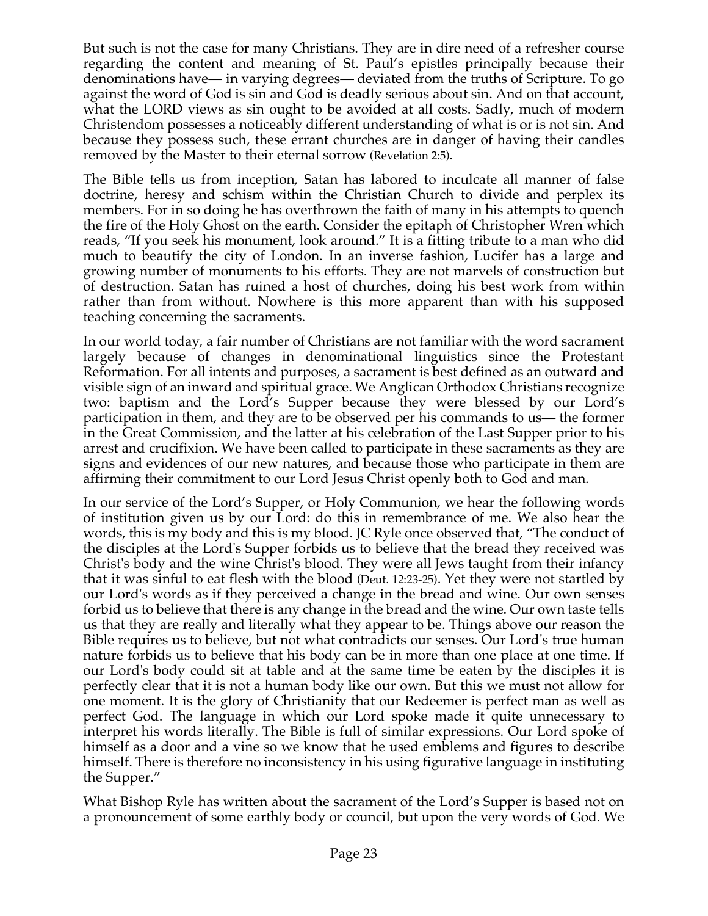But such is not the case for many Christians. They are in dire need of a refresher course regarding the content and meaning of St. Paul's epistles principally because their denominations have— in varying degrees— deviated from the truths of Scripture. To go against the word of God is sin and God is deadly serious about sin. And on that account, what the LORD views as sin ought to be avoided at all costs. Sadly, much of modern Christendom possesses a noticeably different understanding of what is or is not sin. And because they possess such, these errant churches are in danger of having their candles removed by the Master to their eternal sorrow (Revelation 2:5).

The Bible tells us from inception, Satan has labored to inculcate all manner of false doctrine, heresy and schism within the Christian Church to divide and perplex its members. For in so doing he has overthrown the faith of many in his attempts to quench the fire of the Holy Ghost on the earth. Consider the epitaph of Christopher Wren which reads, "If you seek his monument, look around." It is a fitting tribute to a man who did much to beautify the city of London. In an inverse fashion, Lucifer has a large and growing number of monuments to his efforts. They are not marvels of construction but of destruction. Satan has ruined a host of churches, doing his best work from within rather than from without. Nowhere is this more apparent than with his supposed teaching concerning the sacraments.

In our world today, a fair number of Christians are not familiar with the word sacrament largely because of changes in denominational linguistics since the Protestant Reformation. For all intents and purposes, a sacrament is best defined as an outward and visible sign of an inward and spiritual grace. We Anglican Orthodox Christians recognize two: baptism and the Lord's Supper because they were blessed by our Lord's participation in them, and they are to be observed per his commands to us— the former in the Great Commission, and the latter at his celebration of the Last Supper prior to his arrest and crucifixion. We have been called to participate in these sacraments as they are signs and evidences of our new natures, and because those who participate in them are affirming their commitment to our Lord Jesus Christ openly both to God and man.

In our service of the Lord's Supper, or Holy Communion, we hear the following words of institution given us by our Lord: do this in remembrance of me. We also hear the words, this is my body and this is my blood. JC Ryle once observed that, "The conduct of the disciples at the Lord's Supper forbids us to believe that the bread they received was Christ's body and the wine Christ's blood. They were all Jews taught from their infancy that it was sinful to eat flesh with the blood (Deut. 12:23-25). Yet they were not startled by our Lord's words as if they perceived a change in the bread and wine. Our own senses forbid us to believe that there is any change in the bread and the wine. Our own taste tells us that they are really and literally what they appear to be. Things above our reason the Bible requires us to believe, but not what contradicts our senses. Our Lord's true human nature forbids us to believe that his body can be in more than one place at one time. If our Lord's body could sit at table and at the same time be eaten by the disciples it is perfectly clear that it is not a human body like our own. But this we must not allow for one moment. It is the glory of Christianity that our Redeemer is perfect man as well as perfect God. The language in which our Lord spoke made it quite unnecessary to interpret his words literally. The Bible is full of similar expressions. Our Lord spoke of himself as a door and a vine so we know that he used emblems and figures to describe himself. There is therefore no inconsistency in his using figurative language in instituting the Supper."

What Bishop Ryle has written about the sacrament of the Lord's Supper is based not on a pronouncement of some earthly body or council, but upon the very words of God. We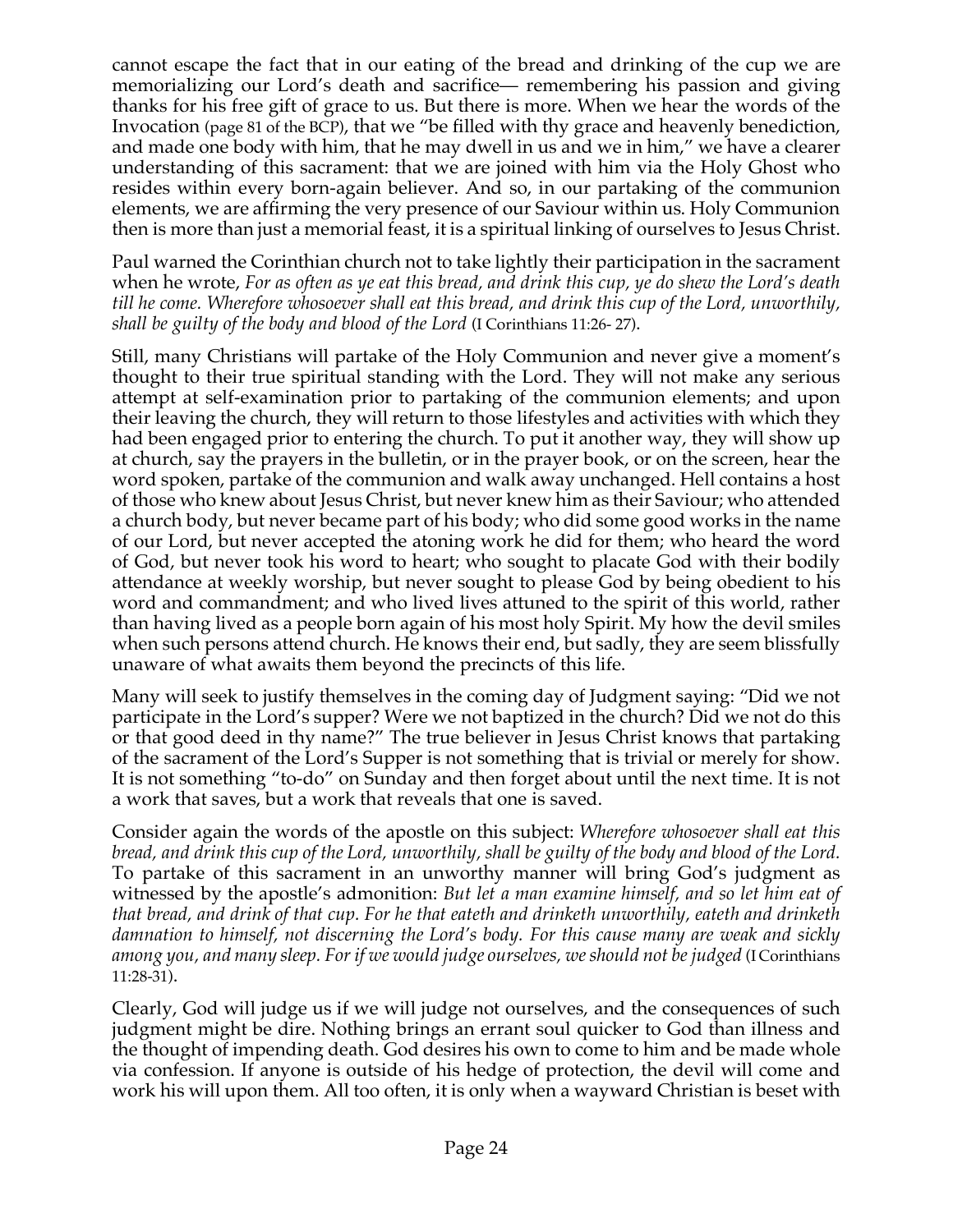cannot escape the fact that in our eating of the bread and drinking of the cup we are memorializing our Lord's death and sacrifice— remembering his passion and giving thanks for his free gift of grace to us. But there is more. When we hear the words of the Invocation (page 81 of the BCP), that we "be filled with thy grace and heavenly benediction, and made one body with him, that he may dwell in us and we in him," we have a clearer understanding of this sacrament: that we are joined with him via the Holy Ghost who resides within every born-again believer. And so, in our partaking of the communion elements, we are affirming the very presence of our Saviour within us. Holy Communion then is more than just a memorial feast, it is a spiritual linking of ourselves to Jesus Christ.

Paul warned the Corinthian church not to take lightly their participation in the sacrament when he wrote, *For as often as ye eat this bread, and drink this cup, ye do shew the Lord's death till he come. Wherefore whosoever shall eat this bread, and drink this cup of the Lord, unworthily, shall be guilty of the body and blood of the Lord* (I Corinthians 11:26- 27).

Still, many Christians will partake of the Holy Communion and never give a moment's thought to their true spiritual standing with the Lord. They will not make any serious attempt at self-examination prior to partaking of the communion elements; and upon their leaving the church, they will return to those lifestyles and activities with which they had been engaged prior to entering the church. To put it another way, they will show up at church, say the prayers in the bulletin, or in the prayer book, or on the screen, hear the word spoken, partake of the communion and walk away unchanged. Hell contains a host of those who knew about Jesus Christ, but never knew him as their Saviour; who attended a church body, but never became part of his body; who did some good works in the name of our Lord, but never accepted the atoning work he did for them; who heard the word of God, but never took his word to heart; who sought to placate God with their bodily attendance at weekly worship, but never sought to please God by being obedient to his word and commandment; and who lived lives attuned to the spirit of this world, rather than having lived as a people born again of his most holy Spirit. My how the devil smiles when such persons attend church. He knows their end, but sadly, they are seem blissfully unaware of what awaits them beyond the precincts of this life.

Many will seek to justify themselves in the coming day of Judgment saying: "Did we not participate in the Lord's supper? Were we not baptized in the church? Did we not do this or that good deed in thy name?" The true believer in Jesus Christ knows that partaking of the sacrament of the Lord's Supper is not something that is trivial or merely for show. It is not something "to-do" on Sunday and then forget about until the next time. It is not a work that saves, but a work that reveals that one is saved.

Consider again the words of the apostle on this subject: *Wherefore whosoever shall eat this bread, and drink this cup of the Lord, unworthily, shall be guilty of the body and blood of the Lord.* To partake of this sacrament in an unworthy manner will bring God's judgment as witnessed by the apostle's admonition: *But let a man examine himself, and so let him eat of that bread, and drink of that cup. For he that eateth and drinketh unworthily, eateth and drinketh damnation to himself, not discerning the Lord's body. For this cause many are weak and sickly among you, and many sleep. For if we would judge ourselves, we should not be judged* (I Corinthians 11:28-31).

Clearly, God will judge us if we will judge not ourselves, and the consequences of such judgment might be dire. Nothing brings an errant soul quicker to God than illness and the thought of impending death. God desires his own to come to him and be made whole via confession. If anyone is outside of his hedge of protection, the devil will come and work his will upon them. All too often, it is only when a wayward Christian is beset with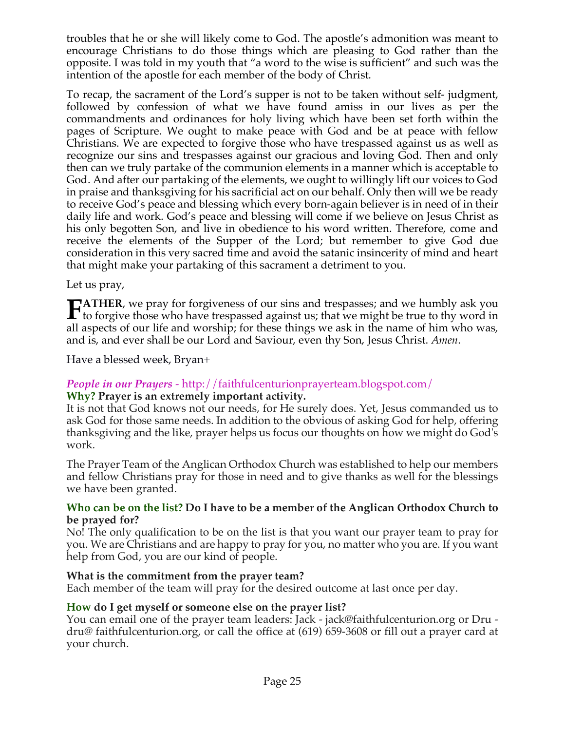troubles that he or she will likely come to God. The apostle's admonition was meant to encourage Christians to do those things which are pleasing to God rather than the opposite. I was told in my youth that "a word to the wise is sufficient" and such was the intention of the apostle for each member of the body of Christ.

To recap, the sacrament of the Lord's supper is not to be taken without self- judgment, followed by confession of what we have found amiss in our lives as per the commandments and ordinances for holy living which have been set forth within the pages of Scripture. We ought to make peace with God and be at peace with fellow Christians. We are expected to forgive those who have trespassed against us as well as recognize our sins and trespasses against our gracious and loving God. Then and only then can we truly partake of the communion elements in a manner which is acceptable to God. And after our partaking of the elements, we ought to willingly lift our voices to God in praise and thanksgiving for his sacrificial act on our behalf. Only then will we be ready to receive God's peace and blessing which every born-again believer is in need of in their daily life and work. God's peace and blessing will come if we believe on Jesus Christ as his only begotten Son, and live in obedience to his word written. Therefore, come and receive the elements of the Supper of the Lord; but remember to give God due consideration in this very sacred time and avoid the satanic insincerity of mind and heart that might make your partaking of this sacrament a detriment to you.

Let us pray,

**FATHER**, we pray for forgiveness of our sins and trespasses; and we humbly ask you to forgive those who have trespassed against us; that we might be true to thy word in all aspects of our life and worship; for these things we ask in the name of him who was, and is, and ever shall be our Lord and Saviour, even thy Son, Jesus Christ. *Amen*.

Have a blessed week, Bryan+

### *People in our Prayers* - http://faithfulcenturionprayerteam.blogspot.com/

**Why? Prayer is an extremely important activity.**

It is not that God knows not our needs, for He surely does. Yet, Jesus commanded us to ask God for those same needs. In addition to the obvious of asking God for help, offering thanksgiving and the like, prayer helps us focus our thoughts on how we might do God's work.

The Prayer Team of the Anglican Orthodox Church was established to help our members and fellow Christians pray for those in need and to give thanks as well for the blessings we have been granted.

**Who can be on the list? Do I have to be a member of the Anglican Orthodox Church to be prayed for?**

No! The only qualification to be on the list is that you want our prayer team to pray for you. We are Christians and are happy to pray for you, no matter who you are. If you want help from God, you are our kind of people.

**What is the commitment from the prayer team?**

Each member of the team will pray for the desired outcome at last once per day.

**How do I get myself or someone else on the prayer list?**

You can email one of the prayer team leaders: Jack - jack@faithfulcenturion.org or Dru - dru@ faithfulcenturion.org, or call the office at (619) 659-3608 or fill out a prayer card at your church.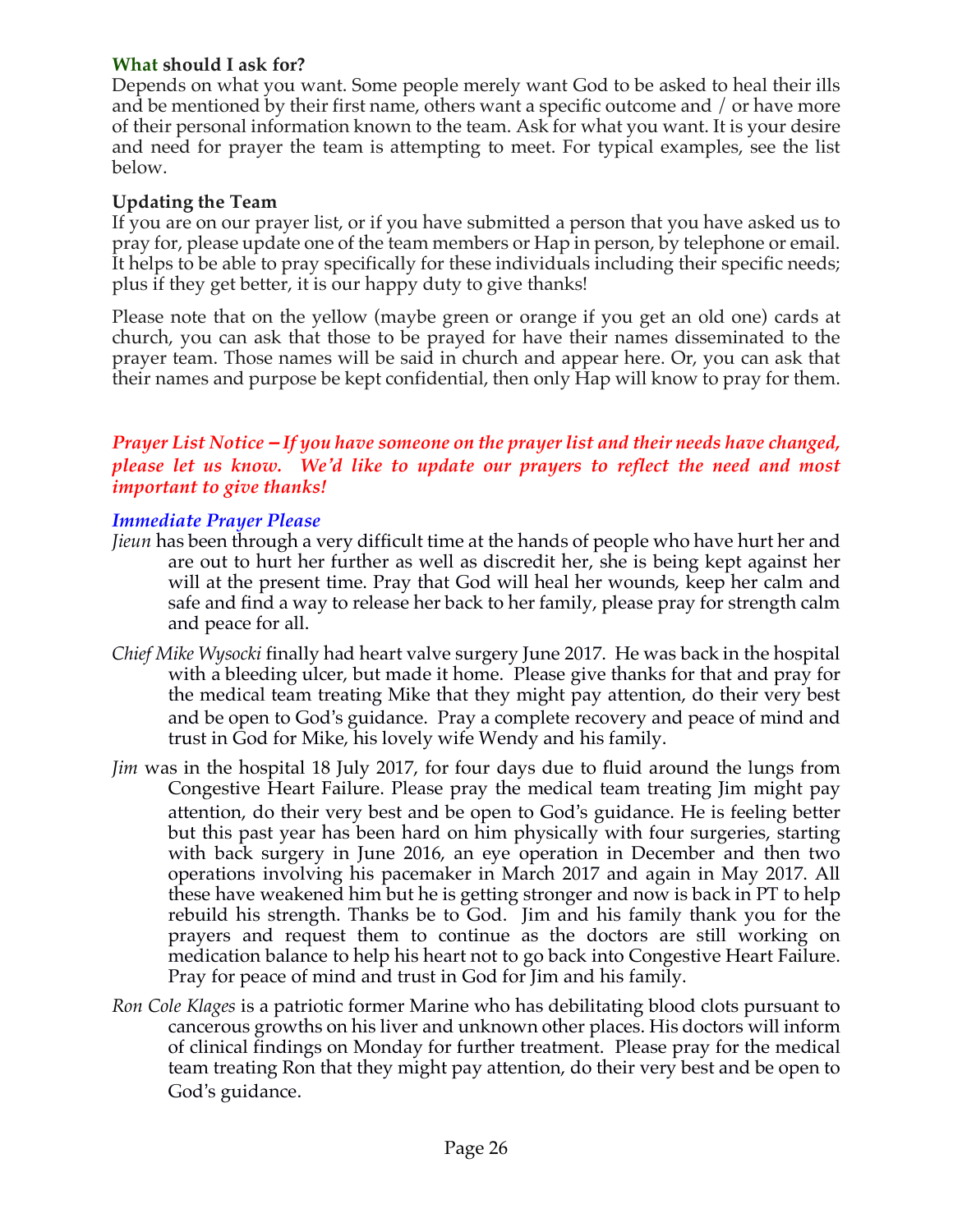**What should I ask for?**
Depends on what you want. Some people merely want God to be asked to heal their ills and be mentioned by their first name, others want a specific outcome and / or have more of their personal information known to the team. Ask for what you want. It is your desire and need for prayer the team is attempting to meet. For typical examples, see the list below.

**Updating the Team**
If you are on our prayer list, or if you have submitted a person that you have asked us to pray for, please update one of the team members or Hap in person, by telephone or email. It helps to be able to pray specifically for these individuals including their specific needs; plus if they get better, it is our happy duty to give thanks!

Please note that on the yellow (maybe green or orange if you get an old one) cards at church, you can ask that those to be prayed for have their names disseminated to the prayer team. Those names will be said in church and appear here. Or, you can ask that their names and purpose be kept confidential, then only Hap will know to pray for them.

***Prayer List Notice – If you have someone on the prayer list and their needs have changed, please let us know. We'd like to update our prayers to reflect the need and most important to give thanks!***

***Immediate Prayer Please***

*Jieun* has been through a very difficult time at the hands of people who have hurt her and are out to hurt her further as well as discredit her, she is being kept against her will at the present time. Pray that God will heal her wounds, keep her calm and safe and find a way to release her back to her family, please pray for strength calm and peace for all.

*Chief Mike Wysocki* finally had heart valve surgery June 2017. He was back in the hospital with a bleeding ulcer, but made it home. Please give thanks for that and pray for the medical team treating Mike that they might pay attention, do their very best and be open to God's guidance. Pray a complete recovery and peace of mind and trust in God for Mike, his lovely wife Wendy and his family.

*Jim* was in the hospital 18 July 2017, for four days due to fluid around the lungs from Congestive Heart Failure. Please pray the medical team treating Jim might pay attention, do their very best and be open to God's guidance. He is feeling better but this past year has been hard on him physically with four surgeries, starting with back surgery in June 2016, an eye operation in December and then two operations involving his pacemaker in March 2017 and again in May 2017. All these have weakened him but he is getting stronger and now is back in PT to help rebuild his strength. Thanks be to God. Jim and his family thank you for the prayers and request them to continue as the doctors are still working on medication balance to help his heart not to go back into Congestive Heart Failure. Pray for peace of mind and trust in God for Jim and his family.

*Ron Cole Klages* is a patriotic former Marine who has debilitating blood clots pursuant to cancerous growths on his liver and unknown other places. His doctors will inform of clinical findings on Monday for further treatment. Please pray for the medical team treating Ron that they might pay attention, do their very best and be open to God's guidance.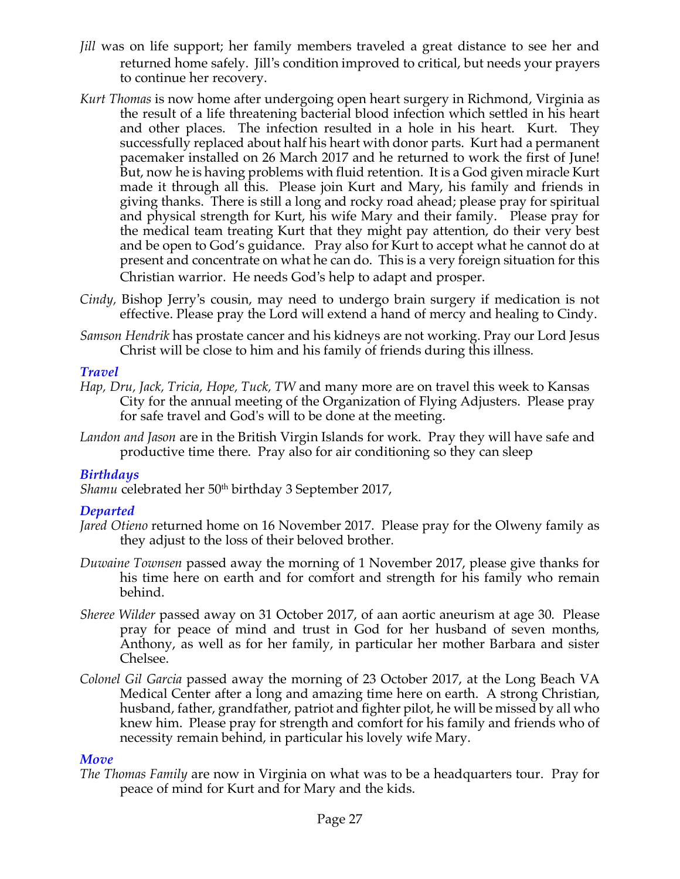*Jill* was on life support; her family members traveled a great distance to see her and returned home safely. Jill's condition improved to critical, but needs your prayers to continue her recovery.

*Kurt Thomas* is now home after undergoing open heart surgery in Richmond, Virginia as the result of a life threatening bacterial blood infection which settled in his heart and other places. The infection resulted in a hole in his heart. Kurt. They successfully replaced about half his heart with donor parts. Kurt had a permanent pacemaker installed on 26 March 2017 and he returned to work the first of June! But, now he is having problems with fluid retention. It is a God given miracle Kurt made it through all this. Please join Kurt and Mary, his family and friends in giving thanks. There is still a long and rocky road ahead; please pray for spiritual and physical strength for Kurt, his wife Mary and their family. Please pray for the medical team treating Kurt that they might pay attention, do their very best and be open to God's guidance. Pray also for Kurt to accept what he cannot do at present and concentrate on what he can do. This is a very foreign situation for this Christian warrior. He needs God's help to adapt and prosper.

*Cindy,* Bishop Jerry's cousin, may need to undergo brain surgery if medication is not effective. Please pray the Lord will extend a hand of mercy and healing to Cindy.

*Samson Hendrik* has prostate cancer and his kidneys are not working. Pray our Lord Jesus Christ will be close to him and his family of friends during this illness.

### *Travel*

*Hap, Dru, Jack, Tricia, Hope, Tuck, TW* and many more are on travel this week to Kansas City for the annual meeting of the Organization of Flying Adjusters. Please pray for safe travel and God's will to be done at the meeting.

*Landon and Jason* are in the British Virgin Islands for work. Pray they will have safe and productive time there. Pray also for air conditioning so they can sleep

### *Birthdays*

*Shamu* celebrated her 50th birthday 3 September 2017,

### *Departed*

*Jared Otieno* returned home on 16 November 2017. Please pray for the Olweny family as they adjust to the loss of their beloved brother.

*Duwaine Townsen* passed away the morning of 1 November 2017, please give thanks for his time here on earth and for comfort and strength for his family who remain behind.

*Sheree Wilder* passed away on 31 October 2017, of aan aortic aneurism at age 30. Please pray for peace of mind and trust in God for her husband of seven months, Anthony, as well as for her family, in particular her mother Barbara and sister Chelsee.

*Colonel Gil Garcia* passed away the morning of 23 October 2017, at the Long Beach VA Medical Center after a long and amazing time here on earth. A strong Christian, husband, father, grandfather, patriot and fighter pilot, he will be missed by all who knew him. Please pray for strength and comfort for his family and friends who of necessity remain behind, in particular his lovely wife Mary.

### *Move*

*The Thomas Family* are now in Virginia on what was to be a headquarters tour. Pray for peace of mind for Kurt and for Mary and the kids.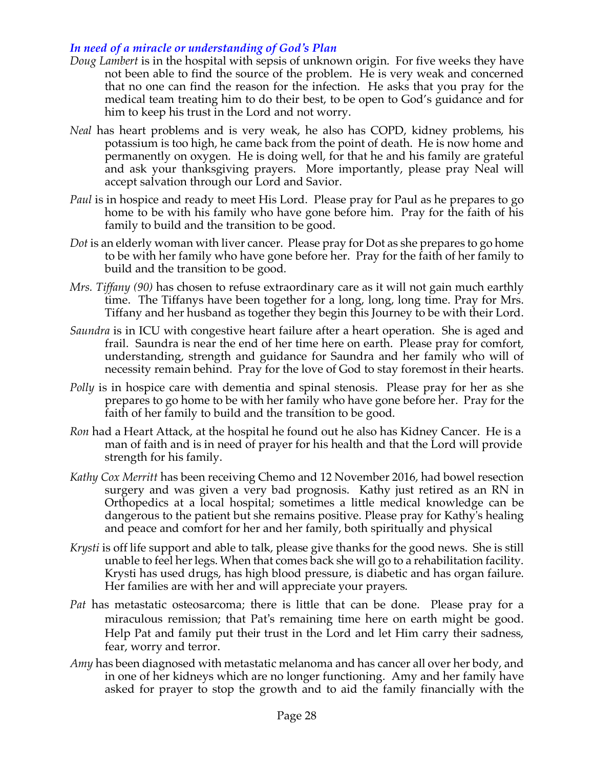### *In need of a miracle or understanding of God's Plan*

*Doug Lambert* is in the hospital with sepsis of unknown origin. For five weeks they have not been able to find the source of the problem. He is very weak and concerned that no one can find the reason for the infection. He asks that you pray for the medical team treating him to do their best, to be open to God's guidance and for him to keep his trust in the Lord and not worry.

*Neal* has heart problems and is very weak, he also has COPD, kidney problems, his potassium is too high, he came back from the point of death. He is now home and permanently on oxygen. He is doing well, for that he and his family are grateful and ask your thanksgiving prayers. More importantly, please pray Neal will accept salvation through our Lord and Savior.

*Paul* is in hospice and ready to meet His Lord. Please pray for Paul as he prepares to go home to be with his family who have gone before him. Pray for the faith of his family to build and the transition to be good.

*Dot* is an elderly woman with liver cancer. Please pray for Dot as she prepares to go home to be with her family who have gone before her. Pray for the faith of her family to build and the transition to be good.

*Mrs. Tiffany (90)* has chosen to refuse extraordinary care as it will not gain much earthly time. The Tiffanys have been together for a long, long, long time. Pray for Mrs. Tiffany and her husband as together they begin this Journey to be with their Lord.

*Saundra* is in ICU with congestive heart failure after a heart operation. She is aged and frail. Saundra is near the end of her time here on earth. Please pray for comfort, understanding, strength and guidance for Saundra and her family who will of necessity remain behind. Pray for the love of God to stay foremost in their hearts.

*Polly* is in hospice care with dementia and spinal stenosis. Please pray for her as she prepares to go home to be with her family who have gone before her. Pray for the faith of her family to build and the transition to be good.

*Ron* had a Heart Attack, at the hospital he found out he also has Kidney Cancer. He is a man of faith and is in need of prayer for his health and that the Lord will provide strength for his family.

*Kathy Cox Merritt* has been receiving Chemo and 12 November 2016, had bowel resection surgery and was given a very bad prognosis. Kathy just retired as an RN in Orthopedics at a local hospital; sometimes a little medical knowledge can be dangerous to the patient but she remains positive. Please pray for Kathy's healing and peace and comfort for her and her family, both spiritually and physical

*Krysti* is off life support and able to talk, please give thanks for the good news. She is still unable to feel her legs. When that comes back she will go to a rehabilitation facility. Krysti has used drugs, has high blood pressure, is diabetic and has organ failure. Her families are with her and will appreciate your prayers.

*Pat* has metastatic osteosarcoma; there is little that can be done. Please pray for a miraculous remission; that Pat's remaining time here on earth might be good. Help Pat and family put their trust in the Lord and let Him carry their sadness, fear, worry and terror.

*Amy* has been diagnosed with metastatic melanoma and has cancer all over her body, and in one of her kidneys which are no longer functioning. Amy and her family have asked for prayer to stop the growth and to aid the family financially with the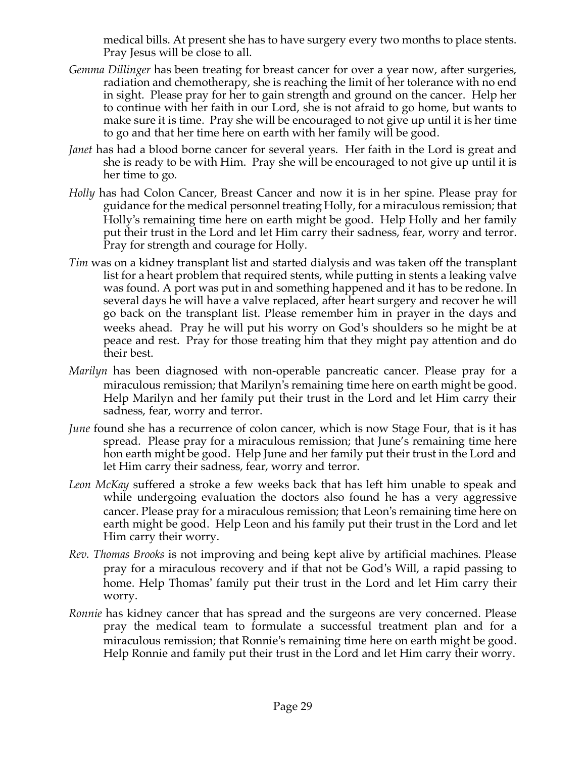medical bills. At present she has to have surgery every two months to place stents. Pray Jesus will be close to all.

*Gemma Dillinger* has been treating for breast cancer for over a year now, after surgeries, radiation and chemotherapy, she is reaching the limit of her tolerance with no end in sight. Please pray for her to gain strength and ground on the cancer. Help her to continue with her faith in our Lord, she is not afraid to go home, but wants to make sure it is time. Pray she will be encouraged to not give up until it is her time to go and that her time here on earth with her family will be good.

*Janet* has had a blood borne cancer for several years. Her faith in the Lord is great and she is ready to be with Him. Pray she will be encouraged to not give up until it is her time to go.

*Holly* has had Colon Cancer, Breast Cancer and now it is in her spine. Please pray for guidance for the medical personnel treating Holly, for a miraculous remission; that Holly's remaining time here on earth might be good. Help Holly and her family put their trust in the Lord and let Him carry their sadness, fear, worry and terror. Pray for strength and courage for Holly.

*Tim* was on a kidney transplant list and started dialysis and was taken off the transplant list for a heart problem that required stents, while putting in stents a leaking valve was found. A port was put in and something happened and it has to be redone. In several days he will have a valve replaced, after heart surgery and recover he will go back on the transplant list. Please remember him in prayer in the days and weeks ahead. Pray he will put his worry on God's shoulders so he might be at peace and rest. Pray for those treating him that they might pay attention and do their best.

*Marilyn* has been diagnosed with non-operable pancreatic cancer. Please pray for a miraculous remission; that Marilyn's remaining time here on earth might be good. Help Marilyn and her family put their trust in the Lord and let Him carry their sadness, fear, worry and terror.

*June* found she has a recurrence of colon cancer, which is now Stage Four, that is it has spread. Please pray for a miraculous remission; that June's remaining time here hon earth might be good. Help June and her family put their trust in the Lord and let Him carry their sadness, fear, worry and terror.

*Leon McKay* suffered a stroke a few weeks back that has left him unable to speak and while undergoing evaluation the doctors also found he has a very aggressive cancer. Please pray for a miraculous remission; that Leon's remaining time here on earth might be good. Help Leon and his family put their trust in the Lord and let Him carry their worry.

*Rev. Thomas Brooks* is not improving and being kept alive by artificial machines. Please pray for a miraculous recovery and if that not be God's Will, a rapid passing to home. Help Thomas' family put their trust in the Lord and let Him carry their worry.

*Ronnie* has kidney cancer that has spread and the surgeons are very concerned. Please pray the medical team to formulate a successful treatment plan and for a miraculous remission; that Ronnie's remaining time here on earth might be good. Help Ronnie and family put their trust in the Lord and let Him carry their worry.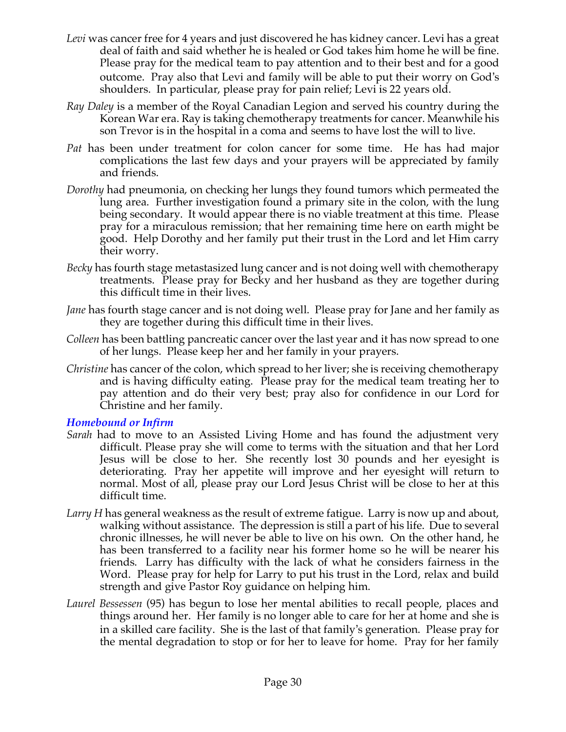*Levi* was cancer free for 4 years and just discovered he has kidney cancer. Levi has a great deal of faith and said whether he is healed or God takes him home he will be fine. Please pray for the medical team to pay attention and to their best and for a good outcome. Pray also that Levi and family will be able to put their worry on God's shoulders. In particular, please pray for pain relief; Levi is 22 years old.

*Ray Daley* is a member of the Royal Canadian Legion and served his country during the Korean War era. Ray is taking chemotherapy treatments for cancer. Meanwhile his son Trevor is in the hospital in a coma and seems to have lost the will to live.

*Pat* has been under treatment for colon cancer for some time. He has had major complications the last few days and your prayers will be appreciated by family and friends.

*Dorothy* had pneumonia, on checking her lungs they found tumors which permeated the lung area. Further investigation found a primary site in the colon, with the lung being secondary. It would appear there is no viable treatment at this time. Please pray for a miraculous remission; that her remaining time here on earth might be good. Help Dorothy and her family put their trust in the Lord and let Him carry their worry.

*Becky* has fourth stage metastasized lung cancer and is not doing well with chemotherapy treatments. Please pray for Becky and her husband as they are together during this difficult time in their lives.

*Jane* has fourth stage cancer and is not doing well. Please pray for Jane and her family as they are together during this difficult time in their lives.

*Colleen* has been battling pancreatic cancer over the last year and it has now spread to one of her lungs. Please keep her and her family in your prayers.

*Christine* has cancer of the colon, which spread to her liver; she is receiving chemotherapy and is having difficulty eating. Please pray for the medical team treating her to pay attention and do their very best; pray also for confidence in our Lord for Christine and her family.

### *Homebound or Infirm*

*Sarah* had to move to an Assisted Living Home and has found the adjustment very difficult. Please pray she will come to terms with the situation and that her Lord Jesus will be close to her. She recently lost 30 pounds and her eyesight is deteriorating. Pray her appetite will improve and her eyesight will return to normal. Most of all, please pray our Lord Jesus Christ will be close to her at this difficult time.

*Larry H* has general weakness as the result of extreme fatigue. Larry is now up and about, walking without assistance. The depression is still a part of his life. Due to several chronic illnesses, he will never be able to live on his own. On the other hand, he has been transferred to a facility near his former home so he will be nearer his friends. Larry has difficulty with the lack of what he considers fairness in the Word. Please pray for help for Larry to put his trust in the Lord, relax and build strength and give Pastor Roy guidance on helping him.

*Laurel Bessessen* (95) has begun to lose her mental abilities to recall people, places and things around her. Her family is no longer able to care for her at home and she is in a skilled care facility. She is the last of that family's generation. Please pray for the mental degradation to stop or for her to leave for home. Pray for her family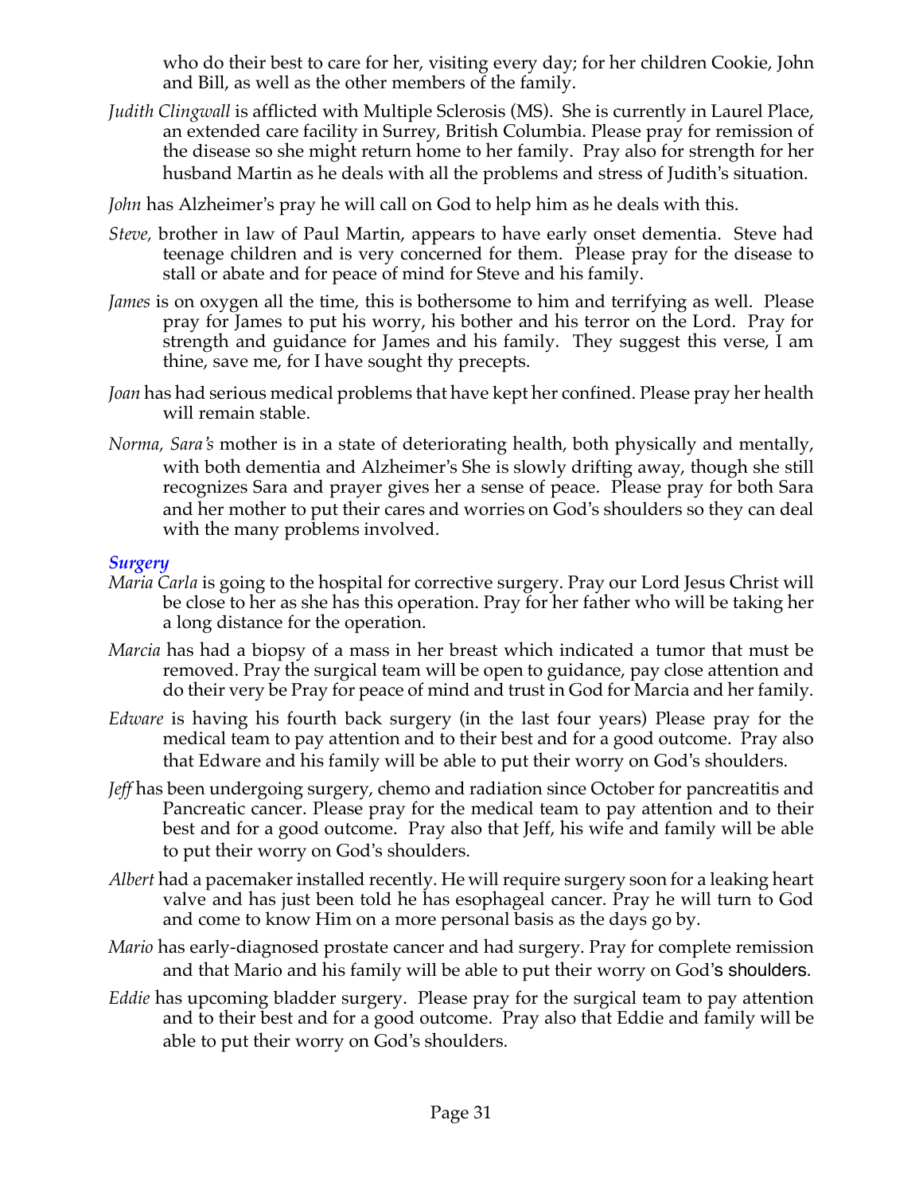who do their best to care for her, visiting every day; for her children Cookie, John and Bill, as well as the other members of the family.

*Judith Clingwall* is afflicted with Multiple Sclerosis (MS). She is currently in Laurel Place, an extended care facility in Surrey, British Columbia. Please pray for remission of the disease so she might return home to her family. Pray also for strength for her husband Martin as he deals with all the problems and stress of Judith's situation.

*John* has Alzheimer's pray he will call on God to help him as he deals with this.

*Steve,* brother in law of Paul Martin, appears to have early onset dementia. Steve had teenage children and is very concerned for them. Please pray for the disease to stall or abate and for peace of mind for Steve and his family.

*James* is on oxygen all the time, this is bothersome to him and terrifying as well. Please pray for James to put his worry, his bother and his terror on the Lord. Pray for strength and guidance for James and his family. They suggest this verse, I am thine, save me, for I have sought thy precepts.

*Joan* has had serious medical problems that have kept her confined. Please pray her health will remain stable.

*Norma, Sara's* mother is in a state of deteriorating health, both physically and mentally, with both dementia and Alzheimer's She is slowly drifting away, though she still recognizes Sara and prayer gives her a sense of peace. Please pray for both Sara and her mother to put their cares and worries on God's shoulders so they can deal with the many problems involved.

### *Surgery*

*Maria Carla* is going to the hospital for corrective surgery. Pray our Lord Jesus Christ will be close to her as she has this operation. Pray for her father who will be taking her a long distance for the operation.

*Marcia* has had a biopsy of a mass in her breast which indicated a tumor that must be removed. Pray the surgical team will be open to guidance, pay close attention and do their very be Pray for peace of mind and trust in God for Marcia and her family.

*Edware* is having his fourth back surgery (in the last four years) Please pray for the medical team to pay attention and to their best and for a good outcome. Pray also that Edware and his family will be able to put their worry on God's shoulders.

*Jeff* has been undergoing surgery, chemo and radiation since October for pancreatitis and Pancreatic cancer. Please pray for the medical team to pay attention and to their best and for a good outcome. Pray also that Jeff, his wife and family will be able to put their worry on God's shoulders.

*Albert* had a pacemaker installed recently. He will require surgery soon for a leaking heart valve and has just been told he has esophageal cancer. Pray he will turn to God and come to know Him on a more personal basis as the days go by.

*Mario* has early-diagnosed prostate cancer and had surgery. Pray for complete remission and that Mario and his family will be able to put their worry on God's shoulders.

*Eddie* has upcoming bladder surgery. Please pray for the surgical team to pay attention and to their best and for a good outcome. Pray also that Eddie and family will be able to put their worry on God's shoulders.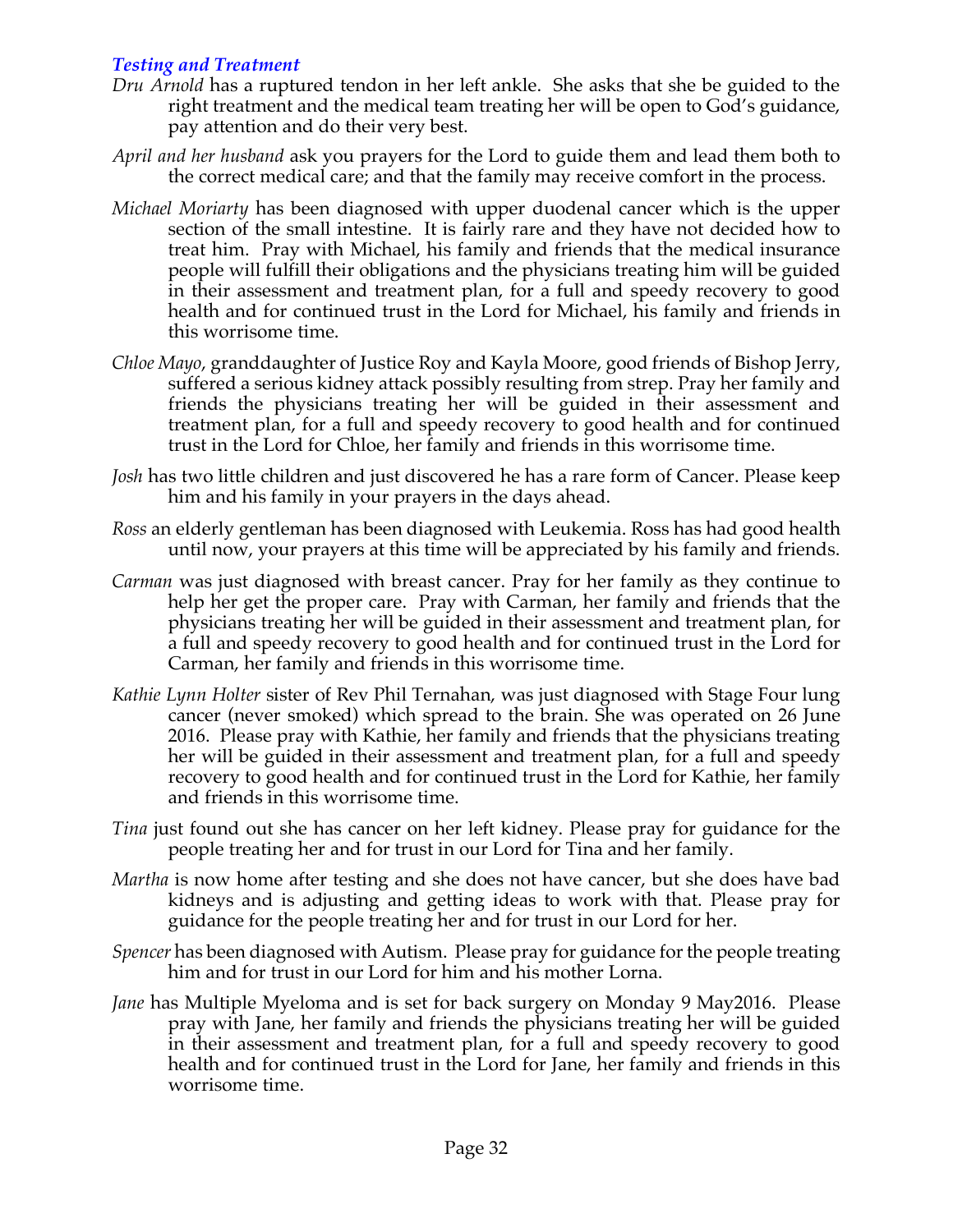### *Testing and Treatment*

*Dru Arnold* has a ruptured tendon in her left ankle. She asks that she be guided to the right treatment and the medical team treating her will be open to God's guidance, pay attention and do their very best.

*April and her husband* ask you prayers for the Lord to guide them and lead them both to the correct medical care; and that the family may receive comfort in the process.

*Michael Moriarty* has been diagnosed with upper duodenal cancer which is the upper section of the small intestine. It is fairly rare and they have not decided how to treat him. Pray with Michael, his family and friends that the medical insurance people will fulfill their obligations and the physicians treating him will be guided in their assessment and treatment plan, for a full and speedy recovery to good health and for continued trust in the Lord for Michael, his family and friends in this worrisome time.

*Chloe Mayo*, granddaughter of Justice Roy and Kayla Moore, good friends of Bishop Jerry, suffered a serious kidney attack possibly resulting from strep. Pray her family and friends the physicians treating her will be guided in their assessment and treatment plan, for a full and speedy recovery to good health and for continued trust in the Lord for Chloe, her family and friends in this worrisome time.

*Josh* has two little children and just discovered he has a rare form of Cancer. Please keep him and his family in your prayers in the days ahead.

*Ross* an elderly gentleman has been diagnosed with Leukemia. Ross has had good health until now, your prayers at this time will be appreciated by his family and friends.

*Carman* was just diagnosed with breast cancer. Pray for her family as they continue to help her get the proper care. Pray with Carman, her family and friends that the physicians treating her will be guided in their assessment and treatment plan, for a full and speedy recovery to good health and for continued trust in the Lord for Carman, her family and friends in this worrisome time.

*Kathie Lynn Holter* sister of Rev Phil Ternahan, was just diagnosed with Stage Four lung cancer (never smoked) which spread to the brain. She was operated on 26 June 2016. Please pray with Kathie, her family and friends that the physicians treating her will be guided in their assessment and treatment plan, for a full and speedy recovery to good health and for continued trust in the Lord for Kathie, her family and friends in this worrisome time.

*Tina* just found out she has cancer on her left kidney. Please pray for guidance for the people treating her and for trust in our Lord for Tina and her family.

*Martha* is now home after testing and she does not have cancer, but she does have bad kidneys and is adjusting and getting ideas to work with that. Please pray for guidance for the people treating her and for trust in our Lord for her.

*Spencer* has been diagnosed with Autism. Please pray for guidance for the people treating him and for trust in our Lord for him and his mother Lorna.

*Jane* has Multiple Myeloma and is set for back surgery on Monday 9 May2016. Please pray with Jane, her family and friends the physicians treating her will be guided in their assessment and treatment plan, for a full and speedy recovery to good health and for continued trust in the Lord for Jane, her family and friends in this worrisome time.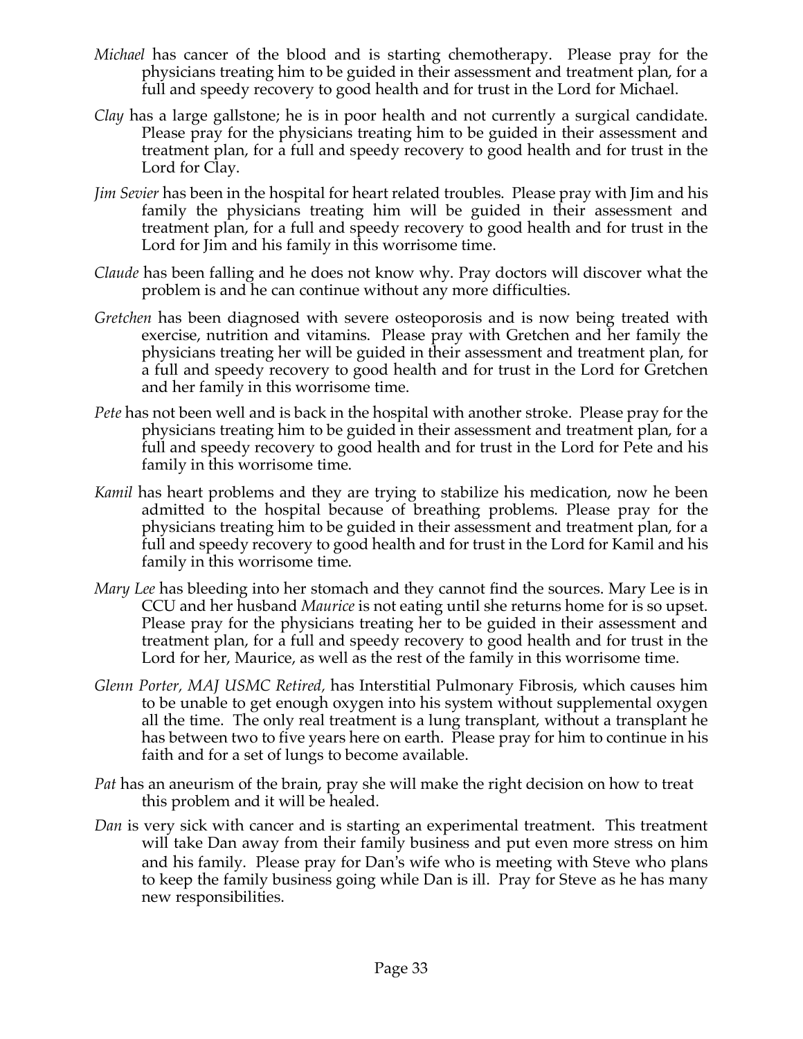*Michael* has cancer of the blood and is starting chemotherapy. Please pray for the physicians treating him to be guided in their assessment and treatment plan, for a full and speedy recovery to good health and for trust in the Lord for Michael.

*Clay* has a large gallstone; he is in poor health and not currently a surgical candidate. Please pray for the physicians treating him to be guided in their assessment and treatment plan, for a full and speedy recovery to good health and for trust in the Lord for Clay.

*Jim Sevier* has been in the hospital for heart related troubles. Please pray with Jim and his family the physicians treating him will be guided in their assessment and treatment plan, for a full and speedy recovery to good health and for trust in the Lord for Jim and his family in this worrisome time.

*Claude* has been falling and he does not know why. Pray doctors will discover what the problem is and he can continue without any more difficulties.

*Gretchen* has been diagnosed with severe osteoporosis and is now being treated with exercise, nutrition and vitamins. Please pray with Gretchen and her family the physicians treating her will be guided in their assessment and treatment plan, for a full and speedy recovery to good health and for trust in the Lord for Gretchen and her family in this worrisome time.

*Pete* has not been well and is back in the hospital with another stroke. Please pray for the physicians treating him to be guided in their assessment and treatment plan, for a full and speedy recovery to good health and for trust in the Lord for Pete and his family in this worrisome time.

*Kamil* has heart problems and they are trying to stabilize his medication, now he been admitted to the hospital because of breathing problems. Please pray for the physicians treating him to be guided in their assessment and treatment plan, for a full and speedy recovery to good health and for trust in the Lord for Kamil and his family in this worrisome time.

*Mary Lee* has bleeding into her stomach and they cannot find the sources. Mary Lee is in CCU and her husband *Maurice* is not eating until she returns home for is so upset. Please pray for the physicians treating her to be guided in their assessment and treatment plan, for a full and speedy recovery to good health and for trust in the Lord for her, Maurice, as well as the rest of the family in this worrisome time.

*Glenn Porter, MAJ USMC Retired,* has Interstitial Pulmonary Fibrosis, which causes him to be unable to get enough oxygen into his system without supplemental oxygen all the time. The only real treatment is a lung transplant, without a transplant he has between two to five years here on earth. Please pray for him to continue in his faith and for a set of lungs to become available.

*Pat* has an aneurism of the brain, pray she will make the right decision on how to treat this problem and it will be healed.

*Dan* is very sick with cancer and is starting an experimental treatment. This treatment will take Dan away from their family business and put even more stress on him and his family. Please pray for Dan's wife who is meeting with Steve who plans to keep the family business going while Dan is ill. Pray for Steve as he has many new responsibilities.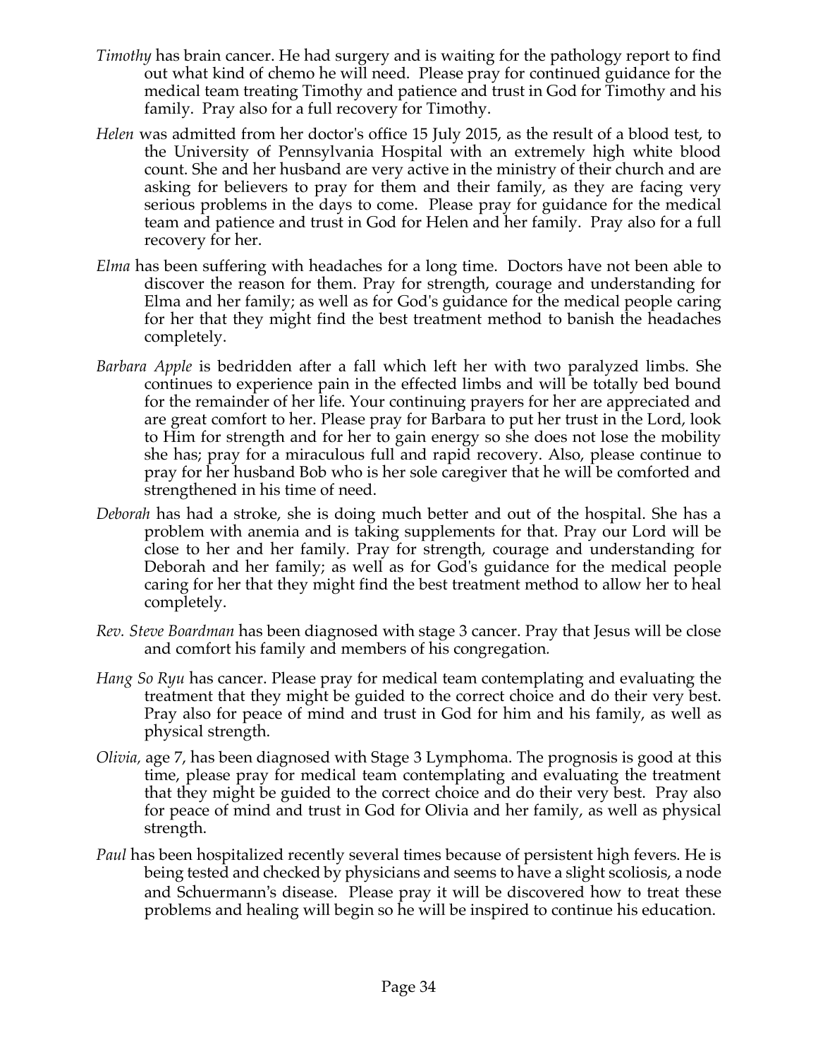*Timothy* has brain cancer. He had surgery and is waiting for the pathology report to find out what kind of chemo he will need. Please pray for continued guidance for the medical team treating Timothy and patience and trust in God for Timothy and his family. Pray also for a full recovery for Timothy.

*Helen* was admitted from her doctor's office 15 July 2015, as the result of a blood test, to the University of Pennsylvania Hospital with an extremely high white blood count. She and her husband are very active in the ministry of their church and are asking for believers to pray for them and their family, as they are facing very serious problems in the days to come. Please pray for guidance for the medical team and patience and trust in God for Helen and her family. Pray also for a full recovery for her.

*Elma* has been suffering with headaches for a long time. Doctors have not been able to discover the reason for them. Pray for strength, courage and understanding for Elma and her family; as well as for God's guidance for the medical people caring for her that they might find the best treatment method to banish the headaches completely.

*Barbara Apple* is bedridden after a fall which left her with two paralyzed limbs. She continues to experience pain in the effected limbs and will be totally bed bound for the remainder of her life. Your continuing prayers for her are appreciated and are great comfort to her. Please pray for Barbara to put her trust in the Lord, look to Him for strength and for her to gain energy so she does not lose the mobility she has; pray for a miraculous full and rapid recovery. Also, please continue to pray for her husband Bob who is her sole caregiver that he will be comforted and strengthened in his time of need.

*Deborah* has had a stroke, she is doing much better and out of the hospital. She has a problem with anemia and is taking supplements for that. Pray our Lord will be close to her and her family. Pray for strength, courage and understanding for Deborah and her family; as well as for God's guidance for the medical people caring for her that they might find the best treatment method to allow her to heal completely.

*Rev. Steve Boardman* has been diagnosed with stage 3 cancer. Pray that Jesus will be close and comfort his family and members of his congregation.

*Hang So Ryu* has cancer. Please pray for medical team contemplating and evaluating the treatment that they might be guided to the correct choice and do their very best. Pray also for peace of mind and trust in God for him and his family, as well as physical strength.

*Olivia,* age 7, has been diagnosed with Stage 3 Lymphoma. The prognosis is good at this time, please pray for medical team contemplating and evaluating the treatment that they might be guided to the correct choice and do their very best. Pray also for peace of mind and trust in God for Olivia and her family, as well as physical strength.

*Paul* has been hospitalized recently several times because of persistent high fevers. He is being tested and checked by physicians and seems to have a slight scoliosis, a node and Schuermann's disease. Please pray it will be discovered how to treat these problems and healing will begin so he will be inspired to continue his education.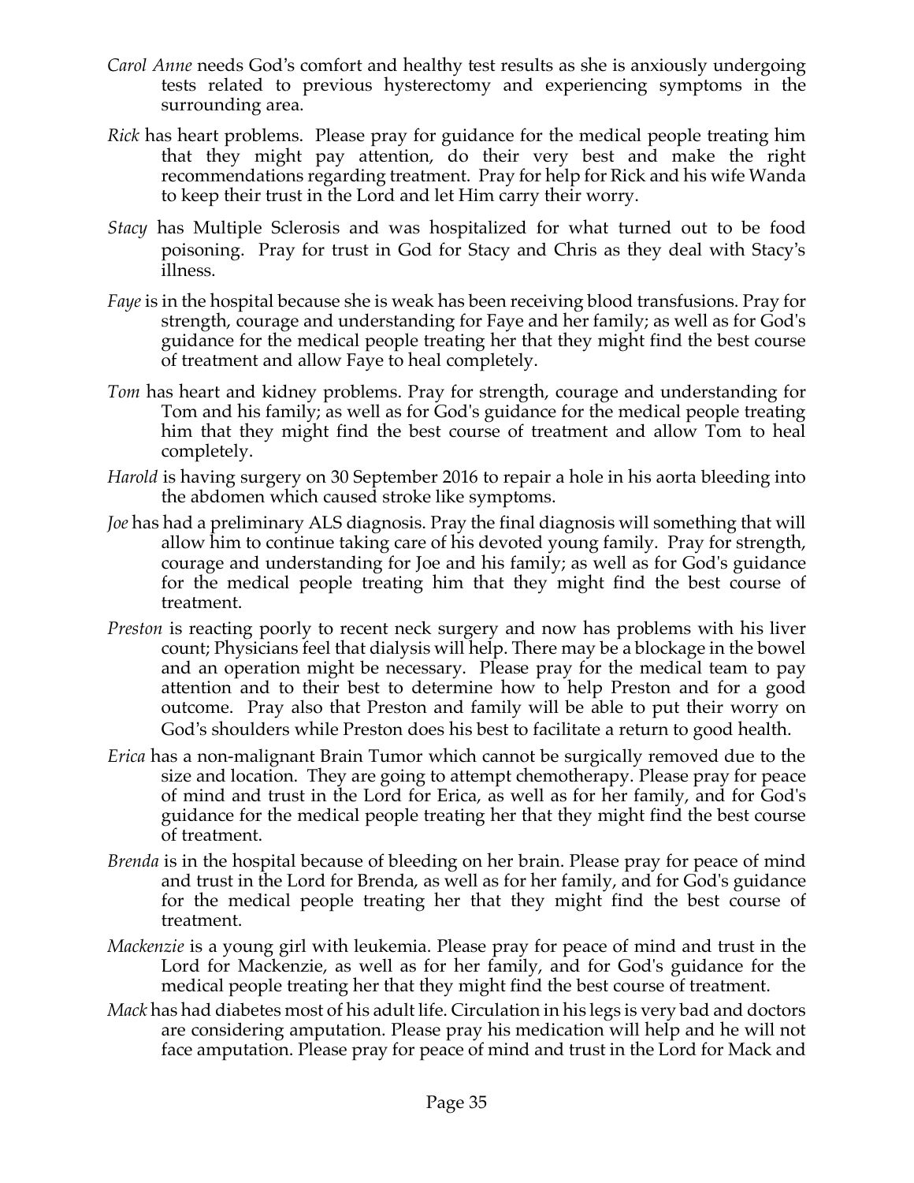*Carol Anne* needs God's comfort and healthy test results as she is anxiously undergoing tests related to previous hysterectomy and experiencing symptoms in the surrounding area.

*Rick* has heart problems. Please pray for guidance for the medical people treating him that they might pay attention, do their very best and make the right recommendations regarding treatment. Pray for help for Rick and his wife Wanda to keep their trust in the Lord and let Him carry their worry.

*Stacy* has Multiple Sclerosis and was hospitalized for what turned out to be food poisoning. Pray for trust in God for Stacy and Chris as they deal with Stacy's illness.

*Faye* is in the hospital because she is weak has been receiving blood transfusions. Pray for strength, courage and understanding for Faye and her family; as well as for God's guidance for the medical people treating her that they might find the best course of treatment and allow Faye to heal completely.

*Tom* has heart and kidney problems. Pray for strength, courage and understanding for Tom and his family; as well as for God's guidance for the medical people treating him that they might find the best course of treatment and allow Tom to heal completely.

*Harold* is having surgery on 30 September 2016 to repair a hole in his aorta bleeding into the abdomen which caused stroke like symptoms.

*Joe* has had a preliminary ALS diagnosis. Pray the final diagnosis will something that will allow him to continue taking care of his devoted young family. Pray for strength, courage and understanding for Joe and his family; as well as for God's guidance for the medical people treating him that they might find the best course of treatment.

*Preston* is reacting poorly to recent neck surgery and now has problems with his liver count; Physicians feel that dialysis will help. There may be a blockage in the bowel and an operation might be necessary. Please pray for the medical team to pay attention and to their best to determine how to help Preston and for a good outcome. Pray also that Preston and family will be able to put their worry on God's shoulders while Preston does his best to facilitate a return to good health.

*Erica* has a non-malignant Brain Tumor which cannot be surgically removed due to the size and location. They are going to attempt chemotherapy. Please pray for peace of mind and trust in the Lord for Erica, as well as for her family, and for God's guidance for the medical people treating her that they might find the best course of treatment.

*Brenda* is in the hospital because of bleeding on her brain. Please pray for peace of mind and trust in the Lord for Brenda, as well as for her family, and for God's guidance for the medical people treating her that they might find the best course of treatment.

*Mackenzie* is a young girl with leukemia. Please pray for peace of mind and trust in the Lord for Mackenzie, as well as for her family, and for God's guidance for the medical people treating her that they might find the best course of treatment.

*Mack* has had diabetes most of his adult life. Circulation in his legs is very bad and doctors are considering amputation. Please pray his medication will help and he will not face amputation. Please pray for peace of mind and trust in the Lord for Mack and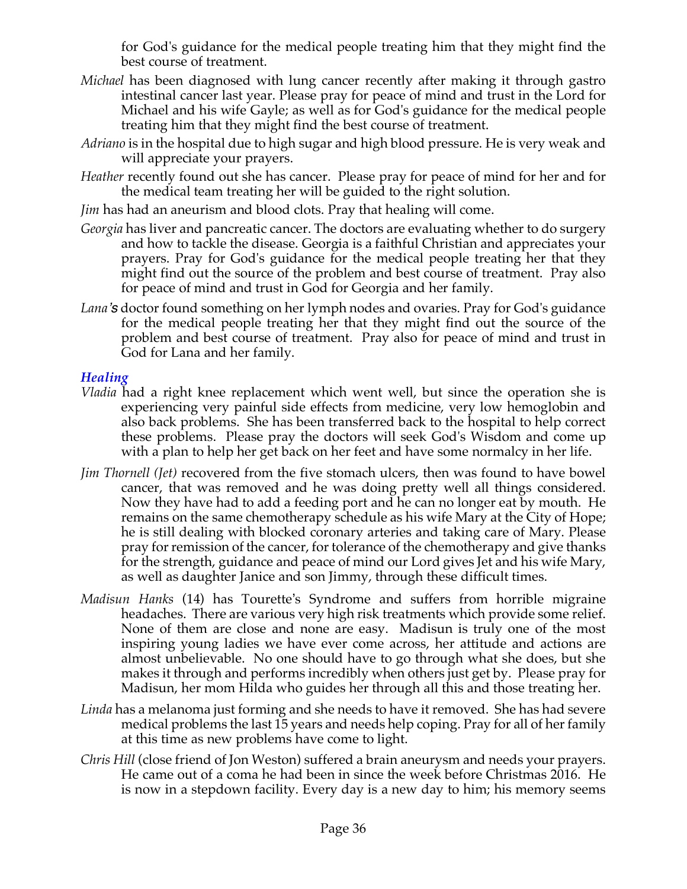for God's guidance for the medical people treating him that they might find the best course of treatment.

*Michael* has been diagnosed with lung cancer recently after making it through gastro intestinal cancer last year. Please pray for peace of mind and trust in the Lord for Michael and his wife Gayle; as well as for God's guidance for the medical people treating him that they might find the best course of treatment.

*Adriano* is in the hospital due to high sugar and high blood pressure. He is very weak and will appreciate your prayers.

*Heather* recently found out she has cancer. Please pray for peace of mind for her and for the medical team treating her will be guided to the right solution.

*Jim* has had an aneurism and blood clots. Pray that healing will come.

*Georgia* has liver and pancreatic cancer. The doctors are evaluating whether to do surgery and how to tackle the disease. Georgia is a faithful Christian and appreciates your prayers. Pray for God's guidance for the medical people treating her that they might find out the source of the problem and best course of treatment. Pray also for peace of mind and trust in God for Georgia and her family.

*Lana's* doctor found something on her lymph nodes and ovaries. Pray for God's guidance for the medical people treating her that they might find out the source of the problem and best course of treatment. Pray also for peace of mind and trust in God for Lana and her family.

### *Healing*

*Vladia* had a right knee replacement which went well, but since the operation she is experiencing very painful side effects from medicine, very low hemoglobin and also back problems. She has been transferred back to the hospital to help correct these problems. Please pray the doctors will seek God's Wisdom and come up with a plan to help her get back on her feet and have some normalcy in her life.

*Jim Thornell (Jet)* recovered from the five stomach ulcers, then was found to have bowel cancer, that was removed and he was doing pretty well all things considered. Now they have had to add a feeding port and he can no longer eat by mouth. He remains on the same chemotherapy schedule as his wife Mary at the City of Hope; he is still dealing with blocked coronary arteries and taking care of Mary. Please pray for remission of the cancer, for tolerance of the chemotherapy and give thanks for the strength, guidance and peace of mind our Lord gives Jet and his wife Mary, as well as daughter Janice and son Jimmy, through these difficult times.

*Madisun Hanks* (14) has Tourette's Syndrome and suffers from horrible migraine headaches. There are various very high risk treatments which provide some relief. None of them are close and none are easy. Madisun is truly one of the most inspiring young ladies we have ever come across, her attitude and actions are almost unbelievable. No one should have to go through what she does, but she makes it through and performs incredibly when others just get by. Please pray for Madisun, her mom Hilda who guides her through all this and those treating her.

*Linda* has a melanoma just forming and she needs to have it removed. She has had severe medical problems the last 15 years and needs help coping. Pray for all of her family at this time as new problems have come to light.

*Chris Hill* (close friend of Jon Weston) suffered a brain aneurysm and needs your prayers. He came out of a coma he had been in since the week before Christmas 2016. He is now in a stepdown facility. Every day is a new day to him; his memory seems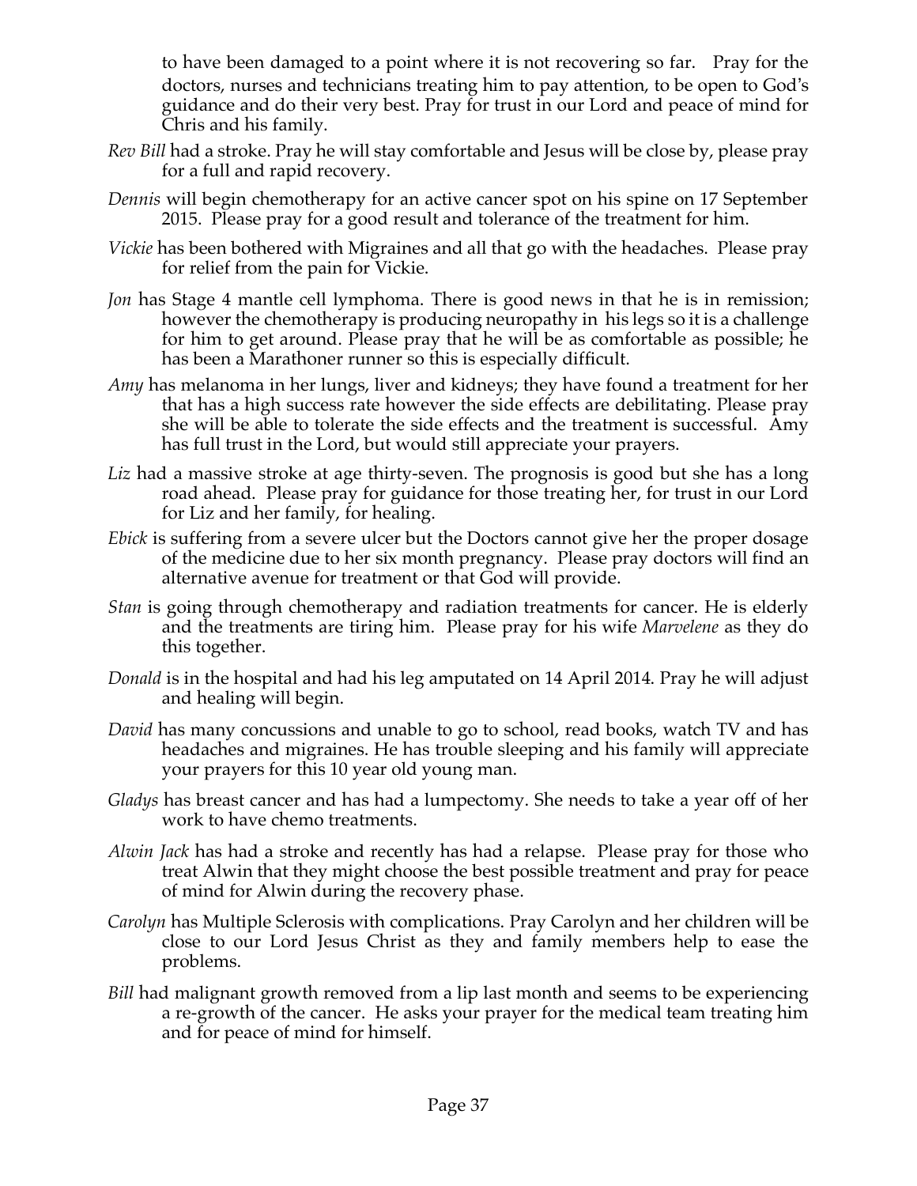to have been damaged to a point where it is not recovering so far. Pray for the doctors, nurses and technicians treating him to pay attention, to be open to God's guidance and do their very best. Pray for trust in our Lord and peace of mind for Chris and his family.

*Rev Bill* had a stroke. Pray he will stay comfortable and Jesus will be close by, please pray for a full and rapid recovery.

*Dennis* will begin chemotherapy for an active cancer spot on his spine on 17 September 2015. Please pray for a good result and tolerance of the treatment for him.

*Vickie* has been bothered with Migraines and all that go with the headaches. Please pray for relief from the pain for Vickie.

*Jon* has Stage 4 mantle cell lymphoma. There is good news in that he is in remission; however the chemotherapy is producing neuropathy in his legs so it is a challenge for him to get around. Please pray that he will be as comfortable as possible; he has been a Marathoner runner so this is especially difficult.

*Amy* has melanoma in her lungs, liver and kidneys; they have found a treatment for her that has a high success rate however the side effects are debilitating. Please pray she will be able to tolerate the side effects and the treatment is successful. Amy has full trust in the Lord, but would still appreciate your prayers.

*Liz* had a massive stroke at age thirty-seven. The prognosis is good but she has a long road ahead. Please pray for guidance for those treating her, for trust in our Lord for Liz and her family, for healing.

*Ebick* is suffering from a severe ulcer but the Doctors cannot give her the proper dosage of the medicine due to her six month pregnancy. Please pray doctors will find an alternative avenue for treatment or that God will provide.

*Stan* is going through chemotherapy and radiation treatments for cancer. He is elderly and the treatments are tiring him. Please pray for his wife *Marvelene* as they do this together.

*Donald* is in the hospital and had his leg amputated on 14 April 2014. Pray he will adjust and healing will begin.

*David* has many concussions and unable to go to school, read books, watch TV and has headaches and migraines. He has trouble sleeping and his family will appreciate your prayers for this 10 year old young man.

*Gladys* has breast cancer and has had a lumpectomy. She needs to take a year off of her work to have chemo treatments.

*Alwin Jack* has had a stroke and recently has had a relapse. Please pray for those who treat Alwin that they might choose the best possible treatment and pray for peace of mind for Alwin during the recovery phase.

*Carolyn* has Multiple Sclerosis with complications. Pray Carolyn and her children will be close to our Lord Jesus Christ as they and family members help to ease the problems.

*Bill* had malignant growth removed from a lip last month and seems to be experiencing a re-growth of the cancer. He asks your prayer for the medical team treating him and for peace of mind for himself.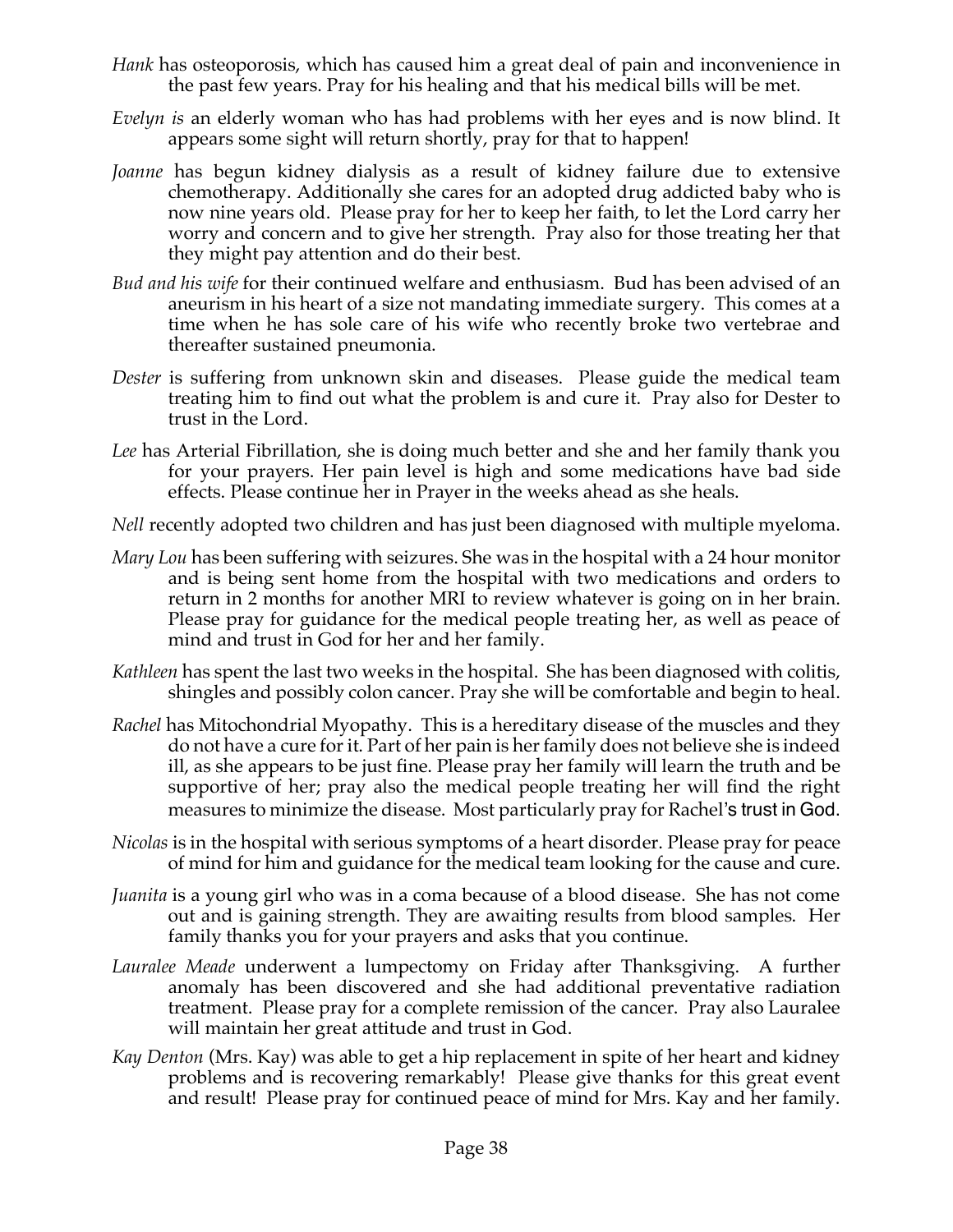*Hank* has osteoporosis, which has caused him a great deal of pain and inconvenience in the past few years. Pray for his healing and that his medical bills will be met.

*Evelyn is* an elderly woman who has had problems with her eyes and is now blind. It appears some sight will return shortly, pray for that to happen!

*Joanne* has begun kidney dialysis as a result of kidney failure due to extensive chemotherapy. Additionally she cares for an adopted drug addicted baby who is now nine years old. Please pray for her to keep her faith, to let the Lord carry her worry and concern and to give her strength. Pray also for those treating her that they might pay attention and do their best.

*Bud and his wife* for their continued welfare and enthusiasm. Bud has been advised of an aneurism in his heart of a size not mandating immediate surgery. This comes at a time when he has sole care of his wife who recently broke two vertebrae and thereafter sustained pneumonia.

*Dester* is suffering from unknown skin and diseases. Please guide the medical team treating him to find out what the problem is and cure it. Pray also for Dester to trust in the Lord.

*Lee* has Arterial Fibrillation, she is doing much better and she and her family thank you for your prayers. Her pain level is high and some medications have bad side effects. Please continue her in Prayer in the weeks ahead as she heals.

*Nell* recently adopted two children and has just been diagnosed with multiple myeloma.

*Mary Lou* has been suffering with seizures. She was in the hospital with a 24 hour monitor and is being sent home from the hospital with two medications and orders to return in 2 months for another MRI to review whatever is going on in her brain. Please pray for guidance for the medical people treating her, as well as peace of mind and trust in God for her and her family.

*Kathleen* has spent the last two weeks in the hospital. She has been diagnosed with colitis, shingles and possibly colon cancer. Pray she will be comfortable and begin to heal.

*Rachel* has Mitochondrial Myopathy. This is a hereditary disease of the muscles and they do not have a cure for it. Part of her pain is her family does not believe she is indeed ill, as she appears to be just fine. Please pray her family will learn the truth and be supportive of her; pray also the medical people treating her will find the right measures to minimize the disease. Most particularly pray for Rachel's trust in God.

*Nicolas* is in the hospital with serious symptoms of a heart disorder. Please pray for peace of mind for him and guidance for the medical team looking for the cause and cure.

*Juanita* is a young girl who was in a coma because of a blood disease. She has not come out and is gaining strength. They are awaiting results from blood samples. Her family thanks you for your prayers and asks that you continue.

*Lauralee Meade* underwent a lumpectomy on Friday after Thanksgiving. A further anomaly has been discovered and she had additional preventative radiation treatment. Please pray for a complete remission of the cancer. Pray also Lauralee will maintain her great attitude and trust in God.

*Kay Denton* (Mrs. Kay) was able to get a hip replacement in spite of her heart and kidney problems and is recovering remarkably! Please give thanks for this great event and result! Please pray for continued peace of mind for Mrs. Kay and her family.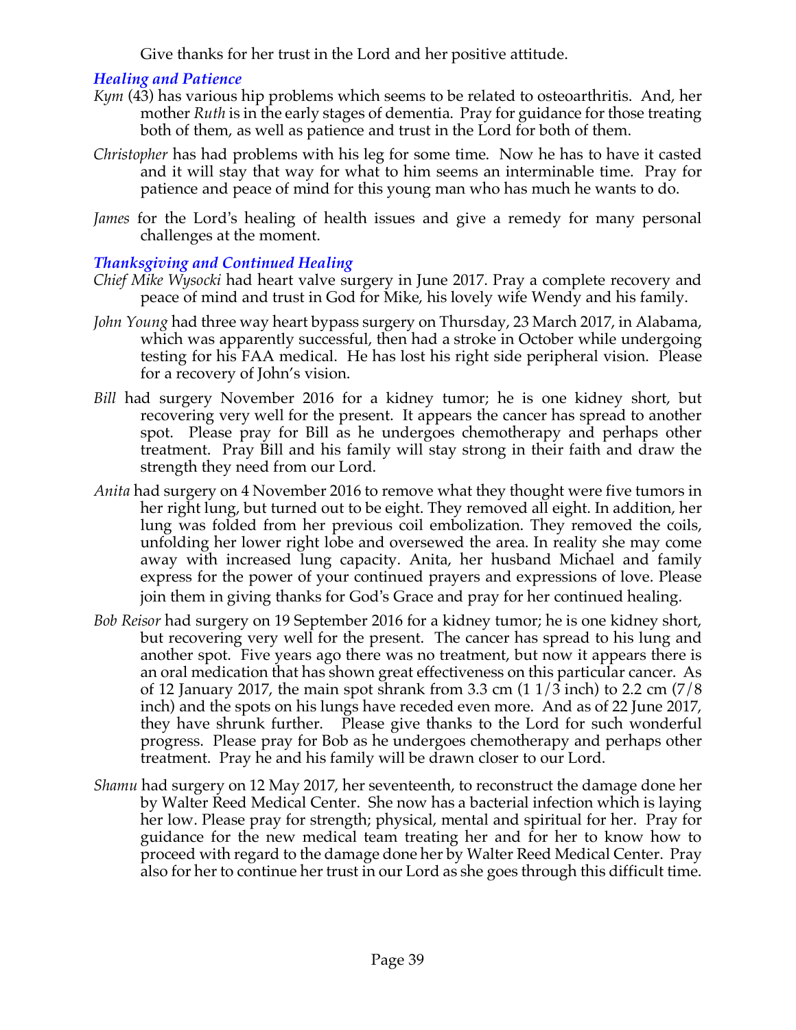Give thanks for her trust in the Lord and her positive attitude.

### *Healing and Patience*

*Kym* (43) has various hip problems which seems to be related to osteoarthritis. And, her mother *Ruth* is in the early stages of dementia. Pray for guidance for those treating both of them, as well as patience and trust in the Lord for both of them.

*Christopher* has had problems with his leg for some time. Now he has to have it casted and it will stay that way for what to him seems an interminable time. Pray for patience and peace of mind for this young man who has much he wants to do.

*James* for the Lord's healing of health issues and give a remedy for many personal challenges at the moment.

### *Thanksgiving and Continued Healing*

*Chief Mike Wysocki* had heart valve surgery in June 2017. Pray a complete recovery and peace of mind and trust in God for Mike, his lovely wife Wendy and his family.

*John Young* had three way heart bypass surgery on Thursday, 23 March 2017, in Alabama, which was apparently successful, then had a stroke in October while undergoing testing for his FAA medical. He has lost his right side peripheral vision. Please for a recovery of John's vision.

*Bill* had surgery November 2016 for a kidney tumor; he is one kidney short, but recovering very well for the present. It appears the cancer has spread to another spot. Please pray for Bill as he undergoes chemotherapy and perhaps other treatment. Pray Bill and his family will stay strong in their faith and draw the strength they need from our Lord.

*Anita* had surgery on 4 November 2016 to remove what they thought were five tumors in her right lung, but turned out to be eight. They removed all eight. In addition, her lung was folded from her previous coil embolization. They removed the coils, unfolding her lower right lobe and oversewed the area. In reality she may come away with increased lung capacity. Anita, her husband Michael and family express for the power of your continued prayers and expressions of love. Please join them in giving thanks for God's Grace and pray for her continued healing.

*Bob Reisor* had surgery on 19 September 2016 for a kidney tumor; he is one kidney short, but recovering very well for the present. The cancer has spread to his lung and another spot. Five years ago there was no treatment, but now it appears there is an oral medication that has shown great effectiveness on this particular cancer. As of 12 January 2017, the main spot shrank from 3.3 cm (1 1/3 inch) to 2.2 cm (7/8 inch) and the spots on his lungs have receded even more. And as of 22 June 2017, they have shrunk further. Please give thanks to the Lord for such wonderful progress. Please pray for Bob as he undergoes chemotherapy and perhaps other treatment. Pray he and his family will be drawn closer to our Lord.

*Shamu* had surgery on 12 May 2017, her seventeenth, to reconstruct the damage done her by Walter Reed Medical Center. She now has a bacterial infection which is laying her low. Please pray for strength; physical, mental and spiritual for her. Pray for guidance for the new medical team treating her and for her to know how to proceed with regard to the damage done her by Walter Reed Medical Center. Pray also for her to continue her trust in our Lord as she goes through this difficult time.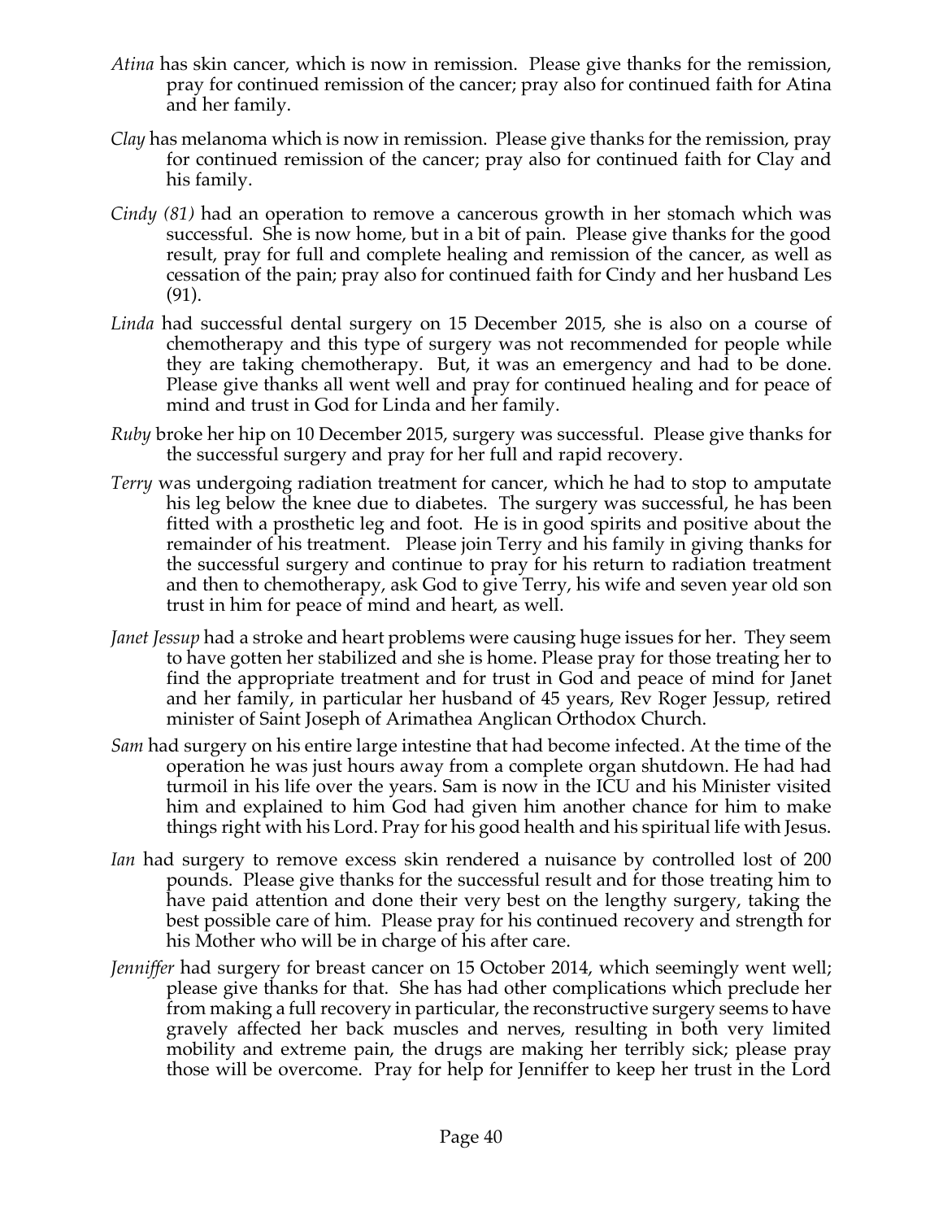*Atina* has skin cancer, which is now in remission. Please give thanks for the remission, pray for continued remission of the cancer; pray also for continued faith for Atina and her family.

*Clay* has melanoma which is now in remission. Please give thanks for the remission, pray for continued remission of the cancer; pray also for continued faith for Clay and his family.

*Cindy (81)* had an operation to remove a cancerous growth in her stomach which was successful. She is now home, but in a bit of pain. Please give thanks for the good result, pray for full and complete healing and remission of the cancer, as well as cessation of the pain; pray also for continued faith for Cindy and her husband Les (91).

*Linda* had successful dental surgery on 15 December 2015, she is also on a course of chemotherapy and this type of surgery was not recommended for people while they are taking chemotherapy. But, it was an emergency and had to be done. Please give thanks all went well and pray for continued healing and for peace of mind and trust in God for Linda and her family.

*Ruby* broke her hip on 10 December 2015, surgery was successful. Please give thanks for the successful surgery and pray for her full and rapid recovery.

*Terry* was undergoing radiation treatment for cancer, which he had to stop to amputate his leg below the knee due to diabetes. The surgery was successful, he has been fitted with a prosthetic leg and foot. He is in good spirits and positive about the remainder of his treatment. Please join Terry and his family in giving thanks for the successful surgery and continue to pray for his return to radiation treatment and then to chemotherapy, ask God to give Terry, his wife and seven year old son trust in him for peace of mind and heart, as well.

*Janet Jessup* had a stroke and heart problems were causing huge issues for her. They seem to have gotten her stabilized and she is home. Please pray for those treating her to find the appropriate treatment and for trust in God and peace of mind for Janet and her family, in particular her husband of 45 years, Rev Roger Jessup, retired minister of Saint Joseph of Arimathea Anglican Orthodox Church.

*Sam* had surgery on his entire large intestine that had become infected. At the time of the operation he was just hours away from a complete organ shutdown. He had had turmoil in his life over the years. Sam is now in the ICU and his Minister visited him and explained to him God had given him another chance for him to make things right with his Lord. Pray for his good health and his spiritual life with Jesus.

*Ian* had surgery to remove excess skin rendered a nuisance by controlled lost of 200 pounds. Please give thanks for the successful result and for those treating him to have paid attention and done their very best on the lengthy surgery, taking the best possible care of him. Please pray for his continued recovery and strength for his Mother who will be in charge of his after care.

*Jenniffer* had surgery for breast cancer on 15 October 2014, which seemingly went well; please give thanks for that. She has had other complications which preclude her from making a full recovery in particular, the reconstructive surgery seems to have gravely affected her back muscles and nerves, resulting in both very limited mobility and extreme pain, the drugs are making her terribly sick; please pray those will be overcome. Pray for help for Jenniffer to keep her trust in the Lord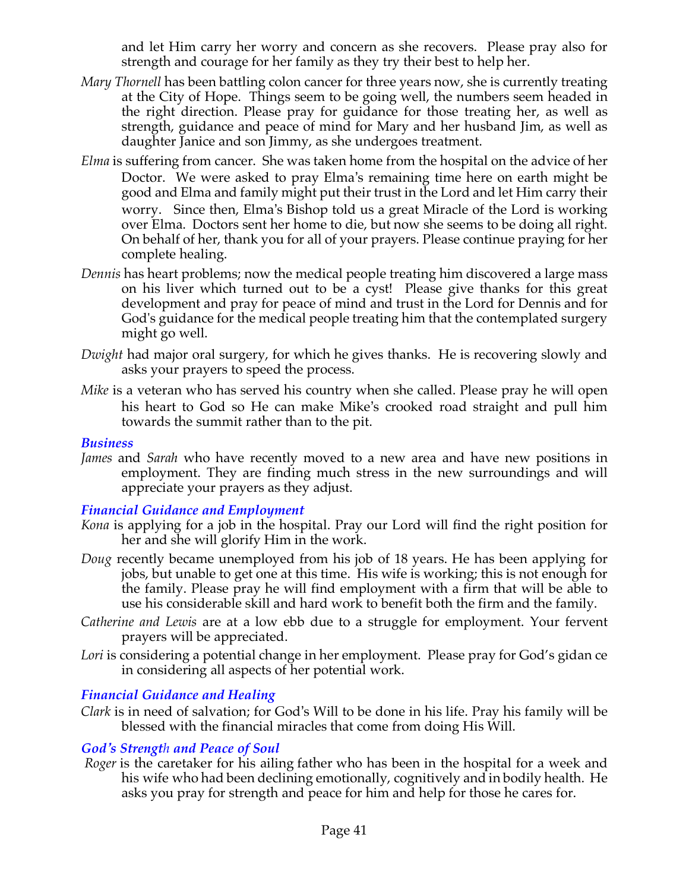and let Him carry her worry and concern as she recovers. Please pray also for strength and courage for her family as they try their best to help her.

*Mary Thornell* has been battling colon cancer for three years now, she is currently treating at the City of Hope. Things seem to be going well, the numbers seem headed in the right direction. Please pray for guidance for those treating her, as well as strength, guidance and peace of mind for Mary and her husband Jim, as well as daughter Janice and son Jimmy, as she undergoes treatment.

*Elma* is suffering from cancer. She was taken home from the hospital on the advice of her Doctor. We were asked to pray Elma's remaining time here on earth might be good and Elma and family might put their trust in the Lord and let Him carry their worry. Since then, Elma's Bishop told us a great Miracle of the Lord is working over Elma. Doctors sent her home to die, but now she seems to be doing all right. On behalf of her, thank you for all of your prayers. Please continue praying for her complete healing.

*Dennis* has heart problems; now the medical people treating him discovered a large mass on his liver which turned out to be a cyst! Please give thanks for this great development and pray for peace of mind and trust in the Lord for Dennis and for God's guidance for the medical people treating him that the contemplated surgery might go well.

*Dwight* had major oral surgery, for which he gives thanks. He is recovering slowly and asks your prayers to speed the process.

*Mike* is a veteran who has served his country when she called. Please pray he will open his heart to God so He can make Mike's crooked road straight and pull him towards the summit rather than to the pit.

### *Business*

*James* and *Sarah* who have recently moved to a new area and have new positions in employment. They are finding much stress in the new surroundings and will appreciate your prayers as they adjust.

### *Financial Guidance and Employment*

*Kona* is applying for a job in the hospital. Pray our Lord will find the right position for her and she will glorify Him in the work.

*Doug* recently became unemployed from his job of 18 years. He has been applying for jobs, but unable to get one at this time. His wife is working; this is not enough for the family. Please pray he will find employment with a firm that will be able to use his considerable skill and hard work to benefit both the firm and the family.

*Catherine and Lewis* are at a low ebb due to a struggle for employment. Your fervent prayers will be appreciated.

*Lori* is considering a potential change in her employment. Please pray for God's gidan ce in considering all aspects of her potential work.

### *Financial Guidance and Healing*

*Clark* is in need of salvation; for God's Will to be done in his life. Pray his family will be blessed with the financial miracles that come from doing His Will.

### *God's Strength and Peace of Soul*

*Roger* is the caretaker for his ailing father who has been in the hospital for a week and his wife who had been declining emotionally, cognitively and in bodily health. He asks you pray for strength and peace for him and help for those he cares for.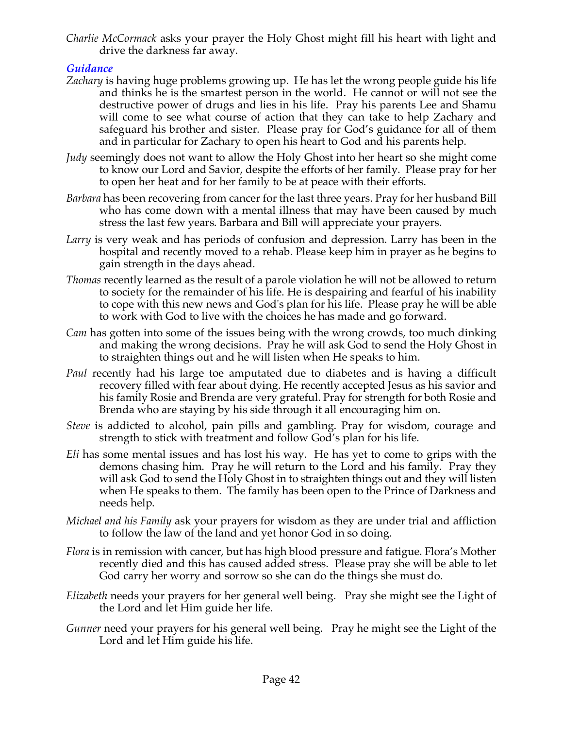*Charlie McCormack* asks your prayer the Holy Ghost might fill his heart with light and drive the darkness far away.

### *Guidance*

*Zachary* is having huge problems growing up. He has let the wrong people guide his life and thinks he is the smartest person in the world. He cannot or will not see the destructive power of drugs and lies in his life. Pray his parents Lee and Shamu will come to see what course of action that they can take to help Zachary and safeguard his brother and sister. Please pray for God's guidance for all of them and in particular for Zachary to open his heart to God and his parents help.

*Judy* seemingly does not want to allow the Holy Ghost into her heart so she might come to know our Lord and Savior, despite the efforts of her family. Please pray for her to open her heat and for her family to be at peace with their efforts.

*Barbara* has been recovering from cancer for the last three years. Pray for her husband Bill who has come down with a mental illness that may have been caused by much stress the last few years. Barbara and Bill will appreciate your prayers.

*Larry* is very weak and has periods of confusion and depression. Larry has been in the hospital and recently moved to a rehab. Please keep him in prayer as he begins to gain strength in the days ahead.

*Thomas* recently learned as the result of a parole violation he will not be allowed to return to society for the remainder of his life. He is despairing and fearful of his inability to cope with this new news and God's plan for his life. Please pray he will be able to work with God to live with the choices he has made and go forward.

*Cam* has gotten into some of the issues being with the wrong crowds, too much dinking and making the wrong decisions. Pray he will ask God to send the Holy Ghost in to straighten things out and he will listen when He speaks to him.

*Paul* recently had his large toe amputated due to diabetes and is having a difficult recovery filled with fear about dying. He recently accepted Jesus as his savior and his family Rosie and Brenda are very grateful. Pray for strength for both Rosie and Brenda who are staying by his side through it all encouraging him on.

*Steve* is addicted to alcohol, pain pills and gambling. Pray for wisdom, courage and strength to stick with treatment and follow God's plan for his life.

*Eli* has some mental issues and has lost his way. He has yet to come to grips with the demons chasing him. Pray he will return to the Lord and his family. Pray they will ask God to send the Holy Ghost in to straighten things out and they will listen when He speaks to them. The family has been open to the Prince of Darkness and needs help.

*Michael and his Family* ask your prayers for wisdom as they are under trial and affliction to follow the law of the land and yet honor God in so doing.

*Flora* is in remission with cancer, but has high blood pressure and fatigue. Flora's Mother recently died and this has caused added stress. Please pray she will be able to let God carry her worry and sorrow so she can do the things she must do.

*Elizabeth* needs your prayers for her general well being. Pray she might see the Light of the Lord and let Him guide her life.

*Gunner* need your prayers for his general well being. Pray he might see the Light of the Lord and let Him guide his life.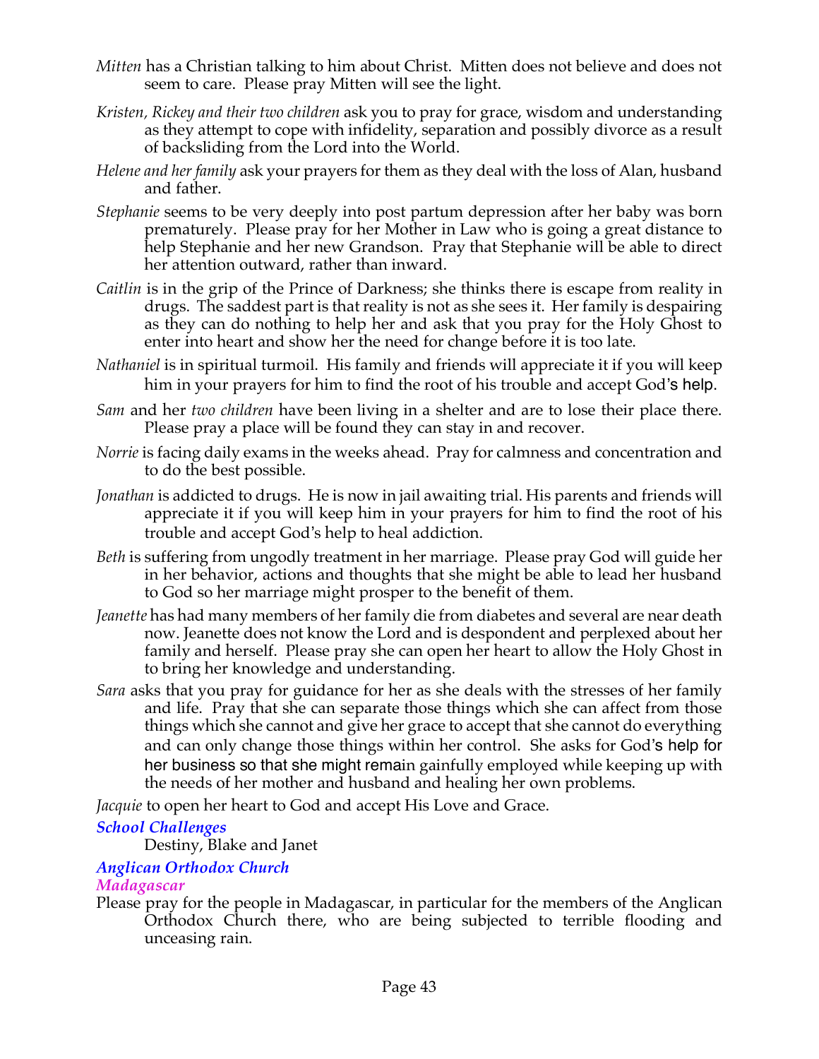*Mitten* has a Christian talking to him about Christ. Mitten does not believe and does not seem to care. Please pray Mitten will see the light.

*Kristen, Rickey and their two children* ask you to pray for grace, wisdom and understanding as they attempt to cope with infidelity, separation and possibly divorce as a result of backsliding from the Lord into the World.

*Helene and her family* ask your prayers for them as they deal with the loss of Alan, husband and father.

*Stephanie* seems to be very deeply into post partum depression after her baby was born prematurely. Please pray for her Mother in Law who is going a great distance to help Stephanie and her new Grandson. Pray that Stephanie will be able to direct her attention outward, rather than inward.

*Caitlin* is in the grip of the Prince of Darkness; she thinks there is escape from reality in drugs. The saddest part is that reality is not as she sees it. Her family is despairing as they can do nothing to help her and ask that you pray for the Holy Ghost to enter into heart and show her the need for change before it is too late.

*Nathaniel* is in spiritual turmoil. His family and friends will appreciate it if you will keep him in your prayers for him to find the root of his trouble and accept God's help.

*Sam* and her *two children* have been living in a shelter and are to lose their place there. Please pray a place will be found they can stay in and recover.

*Norrie* is facing daily exams in the weeks ahead. Pray for calmness and concentration and to do the best possible.

*Jonathan* is addicted to drugs. He is now in jail awaiting trial. His parents and friends will appreciate it if you will keep him in your prayers for him to find the root of his trouble and accept God's help to heal addiction.

*Beth* is suffering from ungodly treatment in her marriage. Please pray God will guide her in her behavior, actions and thoughts that she might be able to lead her husband to God so her marriage might prosper to the benefit of them.

*Jeanette* has had many members of her family die from diabetes and several are near death now. Jeanette does not know the Lord and is despondent and perplexed about her family and herself. Please pray she can open her heart to allow the Holy Ghost in to bring her knowledge and understanding.

*Sara* asks that you pray for guidance for her as she deals with the stresses of her family and life. Pray that she can separate those things which she can affect from those things which she cannot and give her grace to accept that she cannot do everything and can only change those things within her control. She asks for God's help for her business so that she might remain gainfully employed while keeping up with the needs of her mother and husband and healing her own problems.

*Jacquie* to open her heart to God and accept His Love and Grace.

### *School Challenges*

Destiny, Blake and Janet

### *Anglican Orthodox Church*

#### *Madagascar*

Please pray for the people in Madagascar, in particular for the members of the Anglican Orthodox Church there, who are being subjected to terrible flooding and unceasing rain.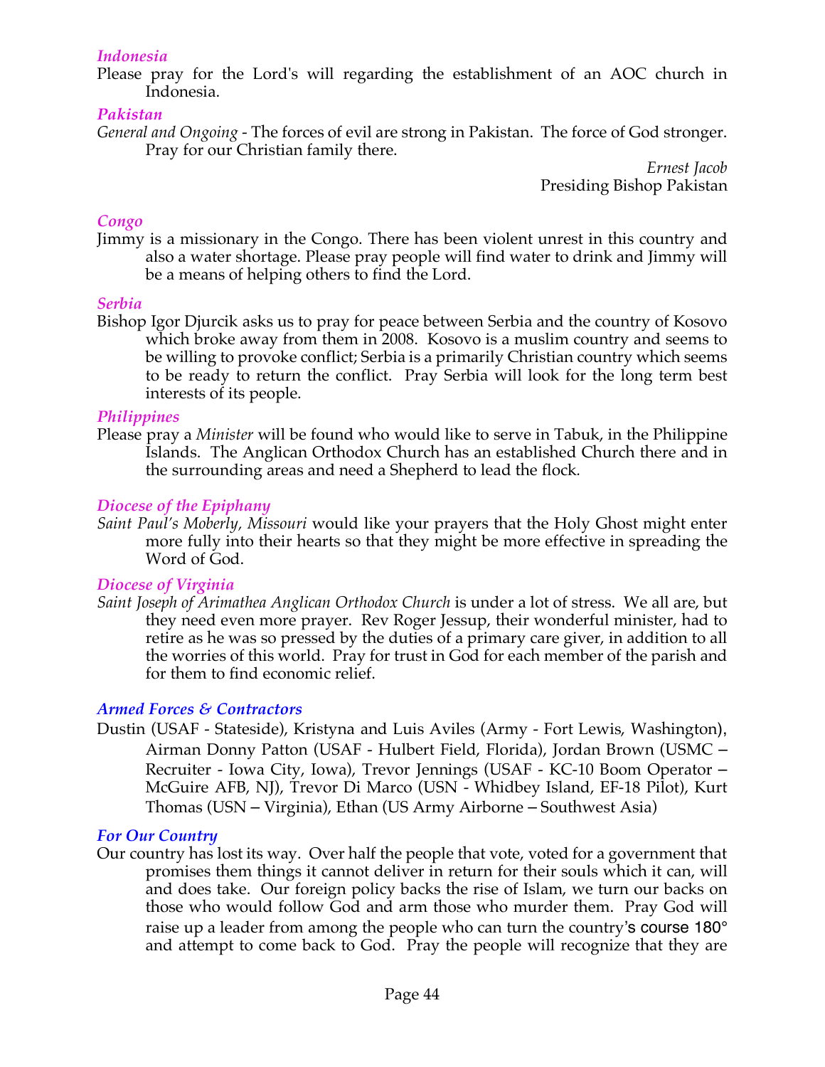### *Indonesia*

Please pray for the Lord's will regarding the establishment of an AOC church in Indonesia.

### *Pakistan*

*General and Ongoing* - The forces of evil are strong in Pakistan. The force of God stronger. Pray for our Christian family there.

*Ernest Jacob*
Presiding Bishop Pakistan

### *Congo*

Jimmy is a missionary in the Congo. There has been violent unrest in this country and also a water shortage. Please pray people will find water to drink and Jimmy will be a means of helping others to find the Lord.

### *Serbia*

Bishop Igor Djurcik asks us to pray for peace between Serbia and the country of Kosovo which broke away from them in 2008. Kosovo is a muslim country and seems to be willing to provoke conflict; Serbia is a primarily Christian country which seems to be ready to return the conflict. Pray Serbia will look for the long term best interests of its people.

### *Philippines*

Please pray a *Minister* will be found who would like to serve in Tabuk, in the Philippine Islands. The Anglican Orthodox Church has an established Church there and in the surrounding areas and need a Shepherd to lead the flock.

### *Diocese of the Epiphany*

*Saint Paul's Moberly, Missouri* would like your prayers that the Holy Ghost might enter more fully into their hearts so that they might be more effective in spreading the Word of God.

### *Diocese of Virginia*

*Saint Joseph of Arimathea Anglican Orthodox Church* is under a lot of stress. We all are, but they need even more prayer. Rev Roger Jessup, their wonderful minister, had to retire as he was so pressed by the duties of a primary care giver, in addition to all the worries of this world. Pray for trust in God for each member of the parish and for them to find economic relief.

### *Armed Forces & Contractors*

Dustin (USAF - Stateside), Kristyna and Luis Aviles (Army - Fort Lewis, Washington), Airman Donny Patton (USAF - Hulbert Field, Florida), Jordan Brown (USMC – Recruiter - Iowa City, Iowa), Trevor Jennings (USAF - KC-10 Boom Operator – McGuire AFB, NJ), Trevor Di Marco (USN - Whidbey Island, EF-18 Pilot), Kurt Thomas (USN – Virginia), Ethan (US Army Airborne – Southwest Asia)

### *For Our Country*

Our country has lost its way. Over half the people that vote, voted for a government that promises them things it cannot deliver in return for their souls which it can, will and does take. Our foreign policy backs the rise of Islam, we turn our backs on those who would follow God and arm those who murder them. Pray God will raise up a leader from among the people who can turn the country's course 180° and attempt to come back to God. Pray the people will recognize that they are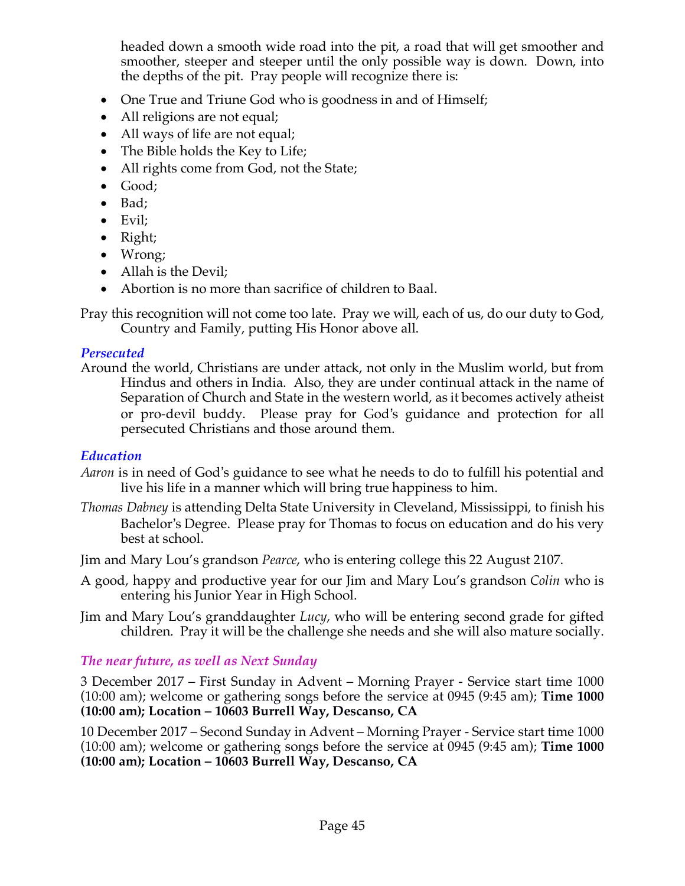headed down a smooth wide road into the pit, a road that will get smoother and smoother, steeper and steeper until the only possible way is down. Down, into the depths of the pit. Pray people will recognize there is:

- One True and Triune God who is goodness in and of Himself;
- All religions are not equal;
- All ways of life are not equal;
- The Bible holds the Key to Life;
- All rights come from God, not the State;
- Good;
- Bad;
- Evil;
- Right;
- Wrong;
- Allah is the Devil;
- Abortion is no more than sacrifice of children to Baal.

Pray this recognition will not come too late. Pray we will, each of us, do our duty to God, Country and Family, putting His Honor above all.

### *Persecuted*

Around the world, Christians are under attack, not only in the Muslim world, but from Hindus and others in India. Also, they are under continual attack in the name of Separation of Church and State in the western world, as it becomes actively atheist or pro-devil buddy. Please pray for God's guidance and protection for all persecuted Christians and those around them.

### *Education*

*Aaron* is in need of God's guidance to see what he needs to do to fulfill his potential and live his life in a manner which will bring true happiness to him.

*Thomas Dabney* is attending Delta State University in Cleveland, Mississippi, to finish his Bachelor's Degree. Please pray for Thomas to focus on education and do his very best at school.

Jim and Mary Lou's grandson *Pearce*, who is entering college this 22 August 2107.

A good, happy and productive year for our Jim and Mary Lou's grandson *Colin* who is entering his Junior Year in High School.

Jim and Mary Lou's granddaughter *Lucy*, who will be entering second grade for gifted children. Pray it will be the challenge she needs and she will also mature socially.

### *The near future, as well as Next Sunday*

3 December 2017 – First Sunday in Advent – Morning Prayer - Service start time 1000 (10:00 am); welcome or gathering songs before the service at 0945 (9:45 am); **Time 1000 (10:00 am); Location – 10603 Burrell Way, Descanso, CA**

10 December 2017 – Second Sunday in Advent – Morning Prayer - Service start time 1000 (10:00 am); welcome or gathering songs before the service at 0945 (9:45 am); **Time 1000 (10:00 am); Location – 10603 Burrell Way, Descanso, CA**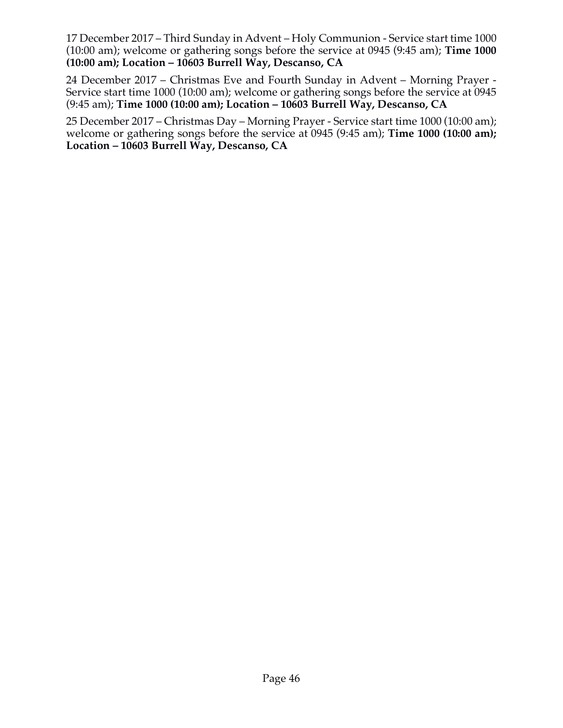17 December 2017 – Third Sunday in Advent – Holy Communion - Service start time 1000 (10:00 am); welcome or gathering songs before the service at 0945 (9:45 am); **Time 1000 (10:00 am); Location – 10603 Burrell Way, Descanso, CA**

24 December 2017 – Christmas Eve and Fourth Sunday in Advent – Morning Prayer - Service start time 1000 (10:00 am); welcome or gathering songs before the service at 0945 (9:45 am); **Time 1000 (10:00 am); Location – 10603 Burrell Way, Descanso, CA**

25 December 2017 – Christmas Day – Morning Prayer - Service start time 1000 (10:00 am); welcome or gathering songs before the service at 0945 (9:45 am); **Time 1000 (10:00 am); Location – 10603 Burrell Way, Descanso, CA**